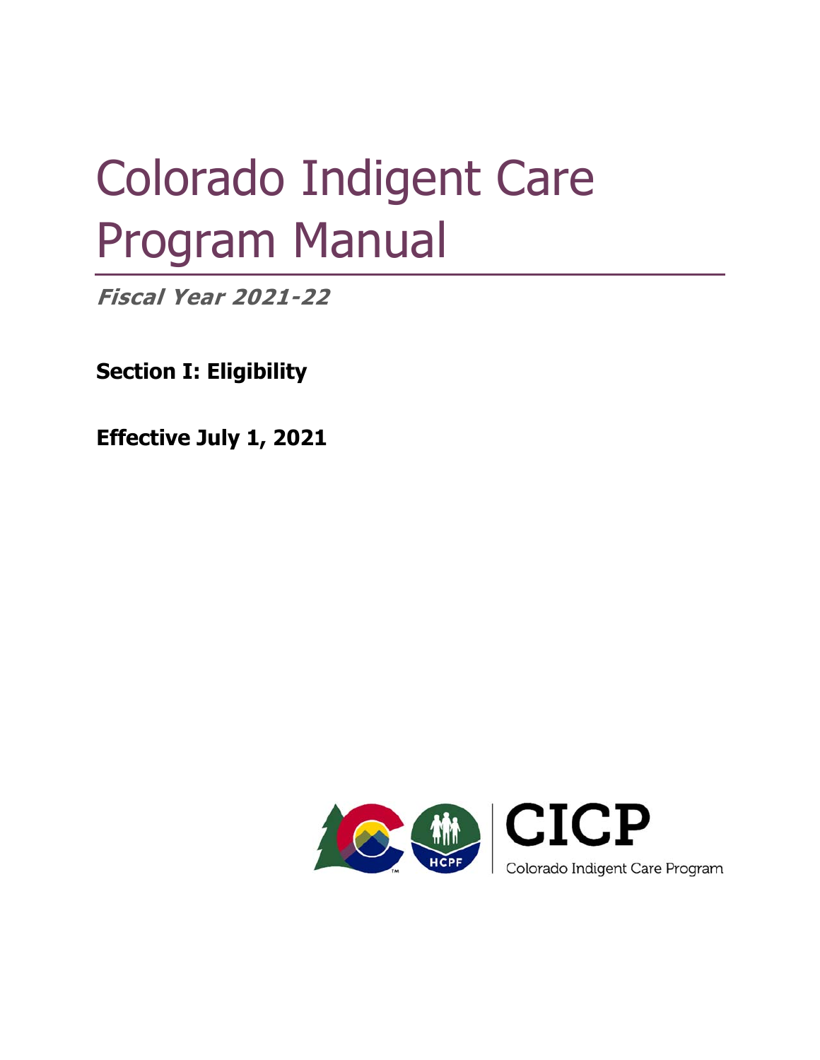# Colorado Indigent Care Program Manual

***Fiscal Year 2021-22***

**Section I: Eligibility**

**Effective July 1, 2021**

CICP

Colorado Indigent Care Program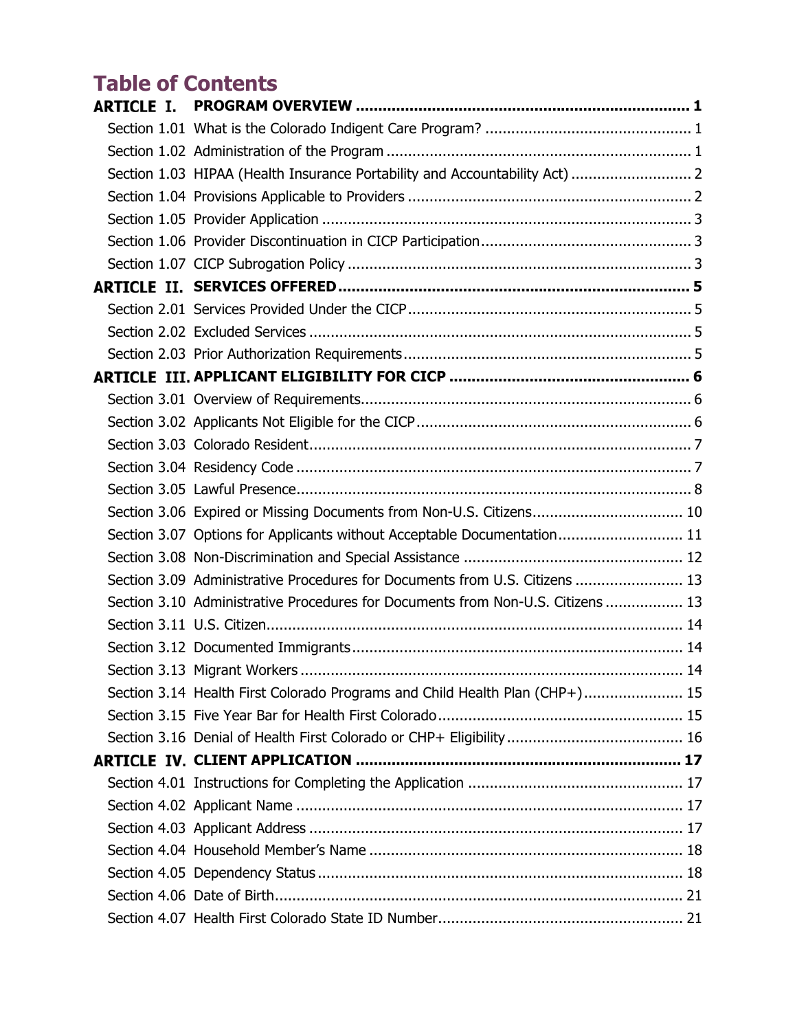# Table of Contents

**ARTICLE I. PROGRAM OVERVIEW** ........ 1

Section 1.01 What is the Colorado Indigent Care Program? ........ 1

Section 1.02 Administration of the Program ........ 1

Section 1.03 HIPAA (Health Insurance Portability and Accountability Act) ........ 2

Section 1.04 Provisions Applicable to Providers ........ 2

Section 1.05 Provider Application ........ 3

Section 1.06 Provider Discontinuation in CICP Participation ........ 3

Section 1.07 CICP Subrogation Policy ........ 3

**ARTICLE II. SERVICES OFFERED** ........ 5

Section 2.01 Services Provided Under the CICP ........ 5

Section 2.02 Excluded Services ........ 5

Section 2.03 Prior Authorization Requirements ........ 5

**ARTICLE III. APPLICANT ELIGIBILITY FOR CICP** ........ 6

Section 3.01 Overview of Requirements ........ 6

Section 3.02 Applicants Not Eligible for the CICP ........ 6

Section 3.03 Colorado Resident ........ 7

Section 3.04 Residency Code ........ 7

Section 3.05 Lawful Presence ........ 8

Section 3.06 Expired or Missing Documents from Non-U.S. Citizens ........ 10

Section 3.07 Options for Applicants without Acceptable Documentation ........ 11

Section 3.08 Non-Discrimination and Special Assistance ........ 12

Section 3.09 Administrative Procedures for Documents from U.S. Citizens ........ 13

Section 3.10 Administrative Procedures for Documents from Non-U.S. Citizens ........ 13

Section 3.11 U.S. Citizen ........ 14

Section 3.12 Documented Immigrants ........ 14

Section 3.13 Migrant Workers ........ 14

Section 3.14 Health First Colorado Programs and Child Health Plan (CHP+) ........ 15

Section 3.15 Five Year Bar for Health First Colorado ........ 15

Section 3.16 Denial of Health First Colorado or CHP+ Eligibility ........ 16

**ARTICLE IV. CLIENT APPLICATION** ........ 17

Section 4.01 Instructions for Completing the Application ........ 17

Section 4.02 Applicant Name ........ 17

Section 4.03 Applicant Address ........ 17

Section 4.04 Household Member's Name ........ 18

Section 4.05 Dependency Status ........ 18

Section 4.06 Date of Birth ........ 21

Section 4.07 Health First Colorado State ID Number ........ 21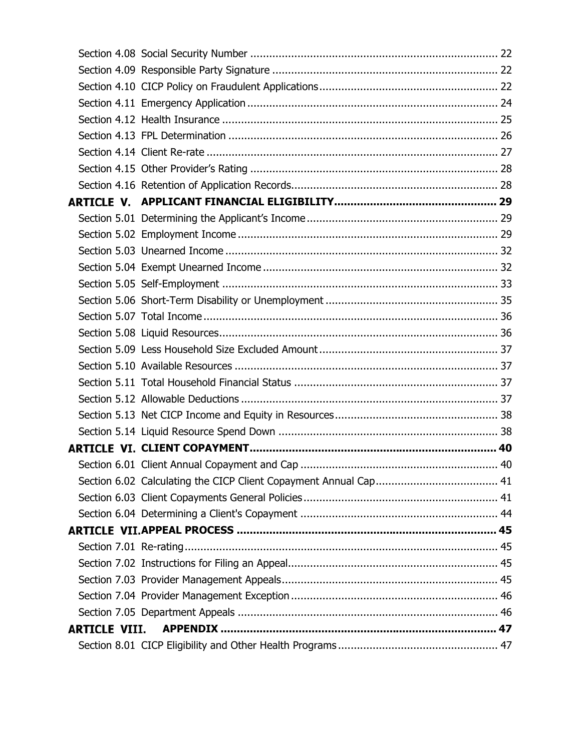Section 4.08 Social Security Number ............................................................................... 22
Section 4.09 Responsible Party Signature ........................................................................ 22
Section 4.10 CICP Policy on Fraudulent Applications ......................................................... 22
Section 4.11 Emergency Application ................................................................................ 24
Section 4.12 Health Insurance ........................................................................................ 25
Section 4.13 FPL Determination ...................................................................................... 26
Section 4.14 Client Re-rate ............................................................................................. 27
Section 4.15 Other Provider's Rating ............................................................................... 28
Section 4.16 Retention of Application Records.................................................................. 28

**ARTICLE V. APPLICANT FINANCIAL ELIGIBILITY................................................. 29**

Section 5.01 Determining the Applicant's Income ............................................................. 29
Section 5.02 Employment Income ................................................................................... 29
Section 5.03 Unearned Income ....................................................................................... 32
Section 5.04 Exempt Unearned Income ........................................................................... 32
Section 5.05 Self-Employment ........................................................................................ 33
Section 5.06 Short-Term Disability or Unemployment ....................................................... 35
Section 5.07 Total Income ............................................................................................... 36
Section 5.08 Liquid Resources.......................................................................................... 36
Section 5.09 Less Household Size Excluded Amount ......................................................... 37
Section 5.10 Available Resources .................................................................................... 37
Section 5.11 Total Household Financial Status ................................................................. 37
Section 5.12 Allowable Deductions .................................................................................. 37
Section 5.13 Net CICP Income and Equity in Resources.................................................... 38
Section 5.14 Liquid Resource Spend Down ...................................................................... 38

**ARTICLE VI. CLIENT COPAYMENT............................................................................ 40**

Section 6.01 Client Annual Copayment and Cap ............................................................... 40
Section 6.02 Calculating the CICP Client Copayment Annual Cap....................................... 41
Section 6.03 Client Copayments General Policies............................................................. 41
Section 6.04 Determining a Client's Copayment ............................................................... 44

**ARTICLE VII. APPEAL PROCESS ................................................................................ 45**

Section 7.01 Re-rating..................................................................................................... 45
Section 7.02 Instructions for Filing an Appeal................................................................... 45
Section 7.03 Provider Management Appeals..................................................................... 45
Section 7.04 Provider Management Exception .................................................................. 46
Section 7.05 Department Appeals ................................................................................... 46

**ARTICLE VIII. APPENDIX ......................................................................................... 47**

Section 8.01 CICP Eligibility and Other Health Programs ................................................... 47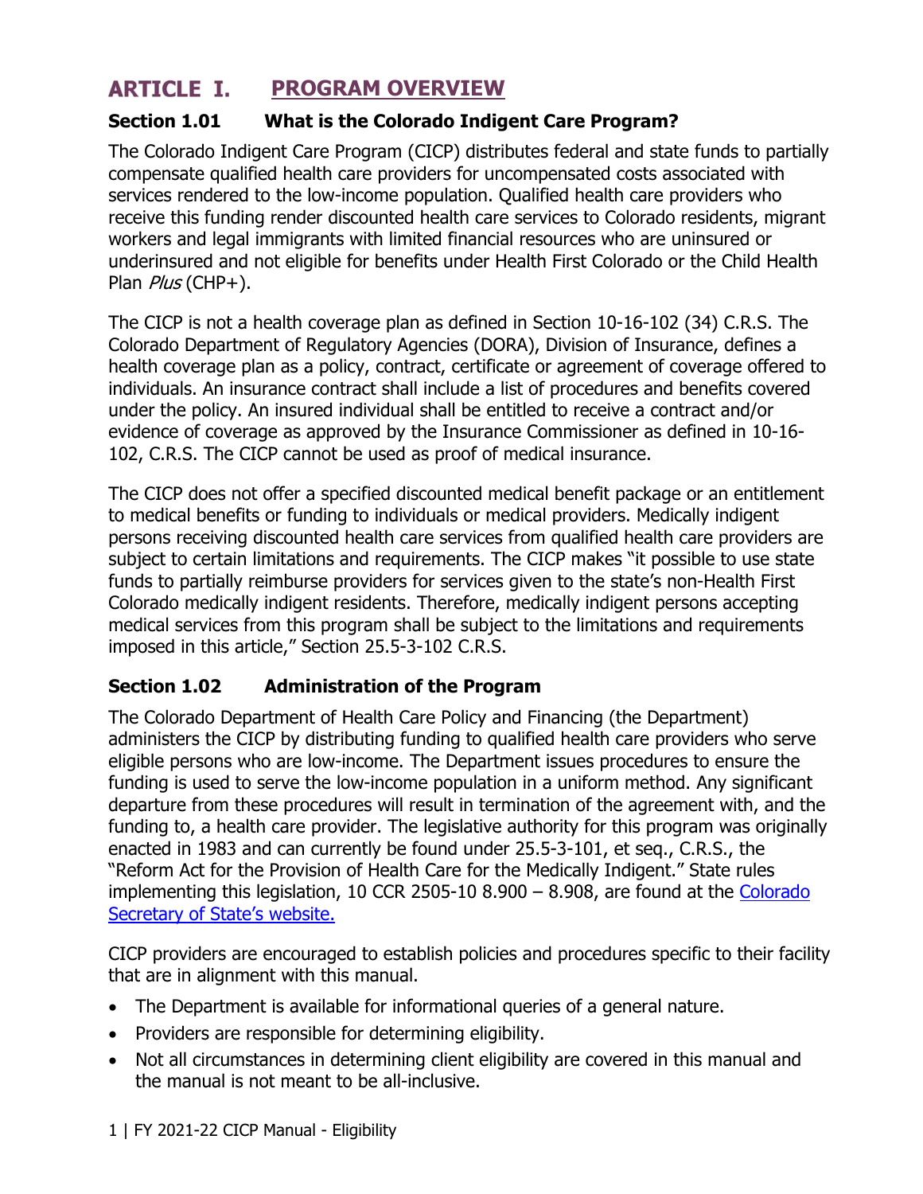# ARTICLE I. PROGRAM OVERVIEW

## Section 1.01 What is the Colorado Indigent Care Program?

The Colorado Indigent Care Program (CICP) distributes federal and state funds to partially compensate qualified health care providers for uncompensated costs associated with services rendered to the low-income population. Qualified health care providers who receive this funding render discounted health care services to Colorado residents, migrant workers and legal immigrants with limited financial resources who are uninsured or underinsured and not eligible for benefits under Health First Colorado or the Child Health Plan *Plus* (CHP+).

The CICP is not a health coverage plan as defined in Section 10-16-102 (34) C.R.S. The Colorado Department of Regulatory Agencies (DORA), Division of Insurance, defines a health coverage plan as a policy, contract, certificate or agreement of coverage offered to individuals. An insurance contract shall include a list of procedures and benefits covered under the policy. An insured individual shall be entitled to receive a contract and/or evidence of coverage as approved by the Insurance Commissioner as defined in 10-16-102, C.R.S. The CICP cannot be used as proof of medical insurance.

The CICP does not offer a specified discounted medical benefit package or an entitlement to medical benefits or funding to individuals or medical providers. Medically indigent persons receiving discounted health care services from qualified health care providers are subject to certain limitations and requirements. The CICP makes "it possible to use state funds to partially reimburse providers for services given to the state's non-Health First Colorado medically indigent residents. Therefore, medically indigent persons accepting medical services from this program shall be subject to the limitations and requirements imposed in this article," Section 25.5-3-102 C.R.S.

## Section 1.02 Administration of the Program

The Colorado Department of Health Care Policy and Financing (the Department) administers the CICP by distributing funding to qualified health care providers who serve eligible persons who are low-income. The Department issues procedures to ensure the funding is used to serve the low-income population in a uniform method. Any significant departure from these procedures will result in termination of the agreement with, and the funding to, a health care provider. The legislative authority for this program was originally enacted in 1983 and can currently be found under 25.5-3-101, et seq., C.R.S., the "Reform Act for the Provision of Health Care for the Medically Indigent." State rules implementing this legislation, 10 CCR 2505-10 8.900 – 8.908, are found at the Colorado Secretary of State's website.

CICP providers are encouraged to establish policies and procedures specific to their facility that are in alignment with this manual.

- The Department is available for informational queries of a general nature.
- Providers are responsible for determining eligibility.
- Not all circumstances in determining client eligibility are covered in this manual and the manual is not meant to be all-inclusive.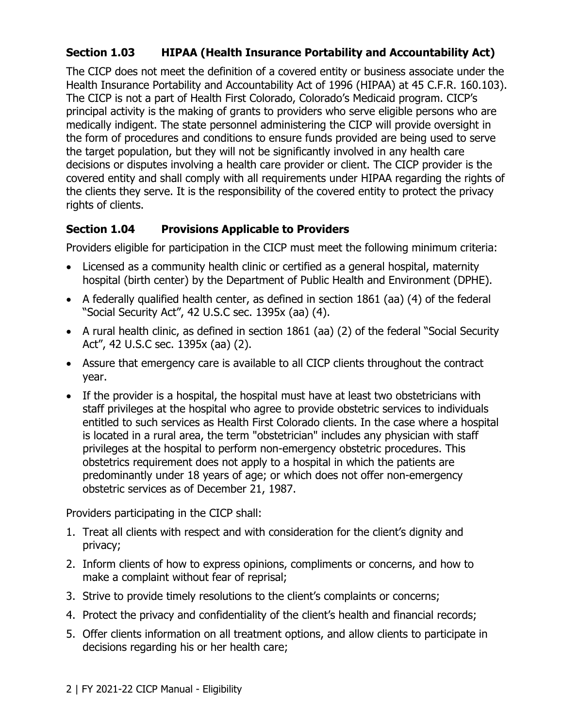### Section 1.03 HIPAA (Health Insurance Portability and Accountability Act)

The CICP does not meet the definition of a covered entity or business associate under the Health Insurance Portability and Accountability Act of 1996 (HIPAA) at 45 C.F.R. 160.103). The CICP is not a part of Health First Colorado, Colorado's Medicaid program. CICP's principal activity is the making of grants to providers who serve eligible persons who are medically indigent. The state personnel administering the CICP will provide oversight in the form of procedures and conditions to ensure funds provided are being used to serve the target population, but they will not be significantly involved in any health care decisions or disputes involving a health care provider or client. The CICP provider is the covered entity and shall comply with all requirements under HIPAA regarding the rights of the clients they serve. It is the responsibility of the covered entity to protect the privacy rights of clients.

### Section 1.04 Provisions Applicable to Providers

Providers eligible for participation in the CICP must meet the following minimum criteria:

- Licensed as a community health clinic or certified as a general hospital, maternity hospital (birth center) by the Department of Public Health and Environment (DPHE).
- A federally qualified health center, as defined in section 1861 (aa) (4) of the federal "Social Security Act", 42 U.S.C sec. 1395x (aa) (4).
- A rural health clinic, as defined in section 1861 (aa) (2) of the federal "Social Security Act", 42 U.S.C sec. 1395x (aa) (2).
- Assure that emergency care is available to all CICP clients throughout the contract year.
- If the provider is a hospital, the hospital must have at least two obstetricians with staff privileges at the hospital who agree to provide obstetric services to individuals entitled to such services as Health First Colorado clients. In the case where a hospital is located in a rural area, the term "obstetrician" includes any physician with staff privileges at the hospital to perform non-emergency obstetric procedures. This obstetrics requirement does not apply to a hospital in which the patients are predominantly under 18 years of age; or which does not offer non-emergency obstetric services as of December 21, 1987.

Providers participating in the CICP shall:

1. Treat all clients with respect and with consideration for the client's dignity and privacy;
2. Inform clients of how to express opinions, compliments or concerns, and how to make a complaint without fear of reprisal;
3. Strive to provide timely resolutions to the client's complaints or concerns;
4. Protect the privacy and confidentiality of the client's health and financial records;
5. Offer clients information on all treatment options, and allow clients to participate in decisions regarding his or her health care;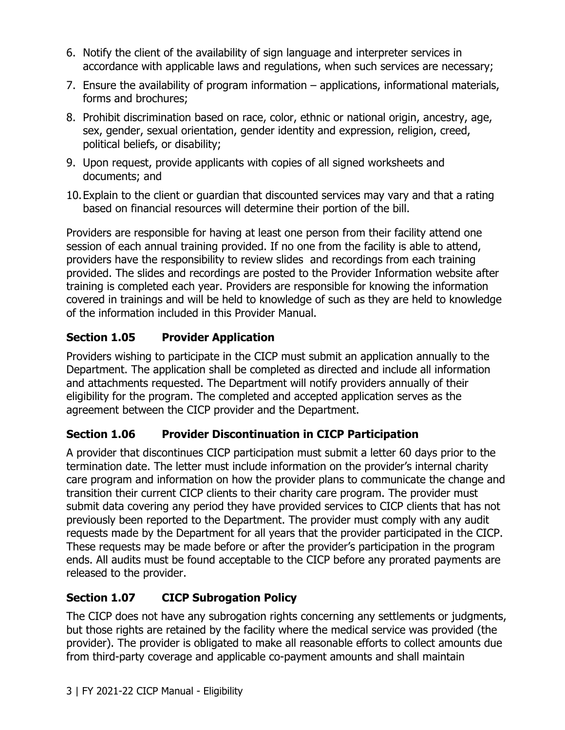6. Notify the client of the availability of sign language and interpreter services in accordance with applicable laws and regulations, when such services are necessary;
7. Ensure the availability of program information – applications, informational materials, forms and brochures;
8. Prohibit discrimination based on race, color, ethnic or national origin, ancestry, age, sex, gender, sexual orientation, gender identity and expression, religion, creed, political beliefs, or disability;
9. Upon request, provide applicants with copies of all signed worksheets and documents; and
10. Explain to the client or guardian that discounted services may vary and that a rating based on financial resources will determine their portion of the bill.

Providers are responsible for having at least one person from their facility attend one session of each annual training provided. If no one from the facility is able to attend, providers have the responsibility to review slides and recordings from each training provided. The slides and recordings are posted to the Provider Information website after training is completed each year. Providers are responsible for knowing the information covered in trainings and will be held to knowledge of such as they are held to knowledge of the information included in this Provider Manual.

## Section 1.05 Provider Application

Providers wishing to participate in the CICP must submit an application annually to the Department. The application shall be completed as directed and include all information and attachments requested. The Department will notify providers annually of their eligibility for the program. The completed and accepted application serves as the agreement between the CICP provider and the Department.

## Section 1.06 Provider Discontinuation in CICP Participation

A provider that discontinues CICP participation must submit a letter 60 days prior to the termination date. The letter must include information on the provider's internal charity care program and information on how the provider plans to communicate the change and transition their current CICP clients to their charity care program. The provider must submit data covering any period they have provided services to CICP clients that has not previously been reported to the Department. The provider must comply with any audit requests made by the Department for all years that the provider participated in the CICP. These requests may be made before or after the provider's participation in the program ends. All audits must be found acceptable to the CICP before any prorated payments are released to the provider.

## Section 1.07 CICP Subrogation Policy

The CICP does not have any subrogation rights concerning any settlements or judgments, but those rights are retained by the facility where the medical service was provided (the provider). The provider is obligated to make all reasonable efforts to collect amounts due from third-party coverage and applicable co-payment amounts and shall maintain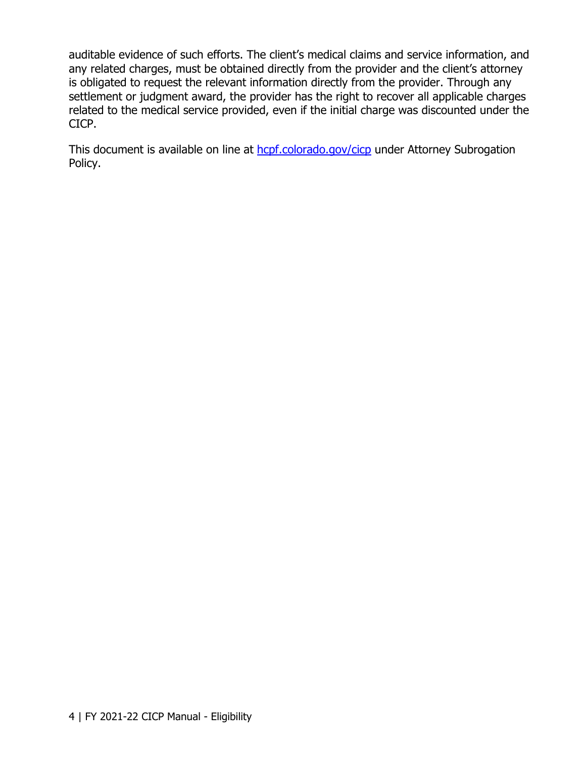auditable evidence of such efforts. The client's medical claims and service information, and any related charges, must be obtained directly from the provider and the client's attorney is obligated to request the relevant information directly from the provider. Through any settlement or judgment award, the provider has the right to recover all applicable charges related to the medical service provided, even if the initial charge was discounted under the CICP.

This document is available on line at [hcpf.colorado.gov/cicp](hcpf.colorado.gov/cicp) under Attorney Subrogation Policy.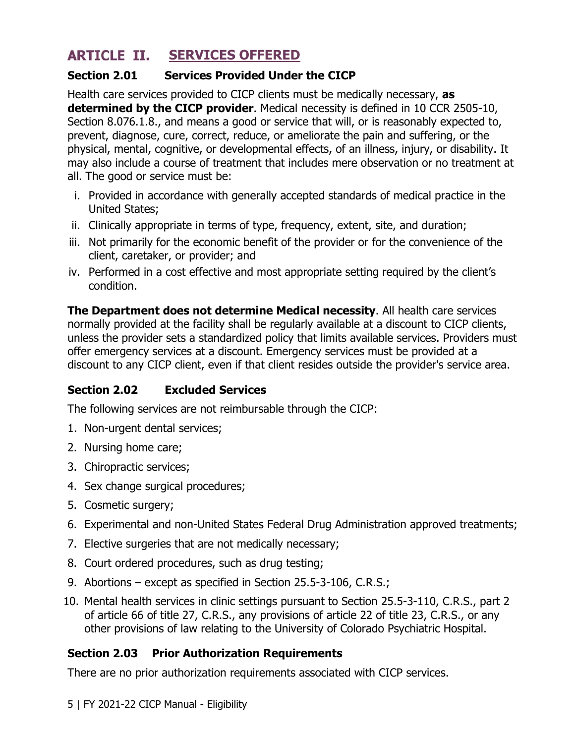# ARTICLE II. SERVICES OFFERED

## Section 2.01 Services Provided Under the CICP

Health care services provided to CICP clients must be medically necessary, **as determined by the CICP provider**. Medical necessity is defined in 10 CCR 2505-10, Section 8.076.1.8., and means a good or service that will, or is reasonably expected to, prevent, diagnose, cure, correct, reduce, or ameliorate the pain and suffering, or the physical, mental, cognitive, or developmental effects, of an illness, injury, or disability. It may also include a course of treatment that includes mere observation or no treatment at all. The good or service must be:

i. Provided in accordance with generally accepted standards of medical practice in the United States;
ii. Clinically appropriate in terms of type, frequency, extent, site, and duration;
iii. Not primarily for the economic benefit of the provider or for the convenience of the client, caretaker, or provider; and
iv. Performed in a cost effective and most appropriate setting required by the client's condition.

**The Department does not determine Medical necessity**. All health care services normally provided at the facility shall be regularly available at a discount to CICP clients, unless the provider sets a standardized policy that limits available services. Providers must offer emergency services at a discount. Emergency services must be provided at a discount to any CICP client, even if that client resides outside the provider's service area.

## Section 2.02 Excluded Services

The following services are not reimbursable through the CICP:

1. Non-urgent dental services;
2. Nursing home care;
3. Chiropractic services;
4. Sex change surgical procedures;
5. Cosmetic surgery;
6. Experimental and non-United States Federal Drug Administration approved treatments;
7. Elective surgeries that are not medically necessary;
8. Court ordered procedures, such as drug testing;
9. Abortions – except as specified in Section 25.5-3-106, C.R.S.;
10. Mental health services in clinic settings pursuant to Section 25.5-3-110, C.R.S., part 2 of article 66 of title 27, C.R.S., any provisions of article 22 of title 23, C.R.S., or any other provisions of law relating to the University of Colorado Psychiatric Hospital.

## Section 2.03 Prior Authorization Requirements

There are no prior authorization requirements associated with CICP services.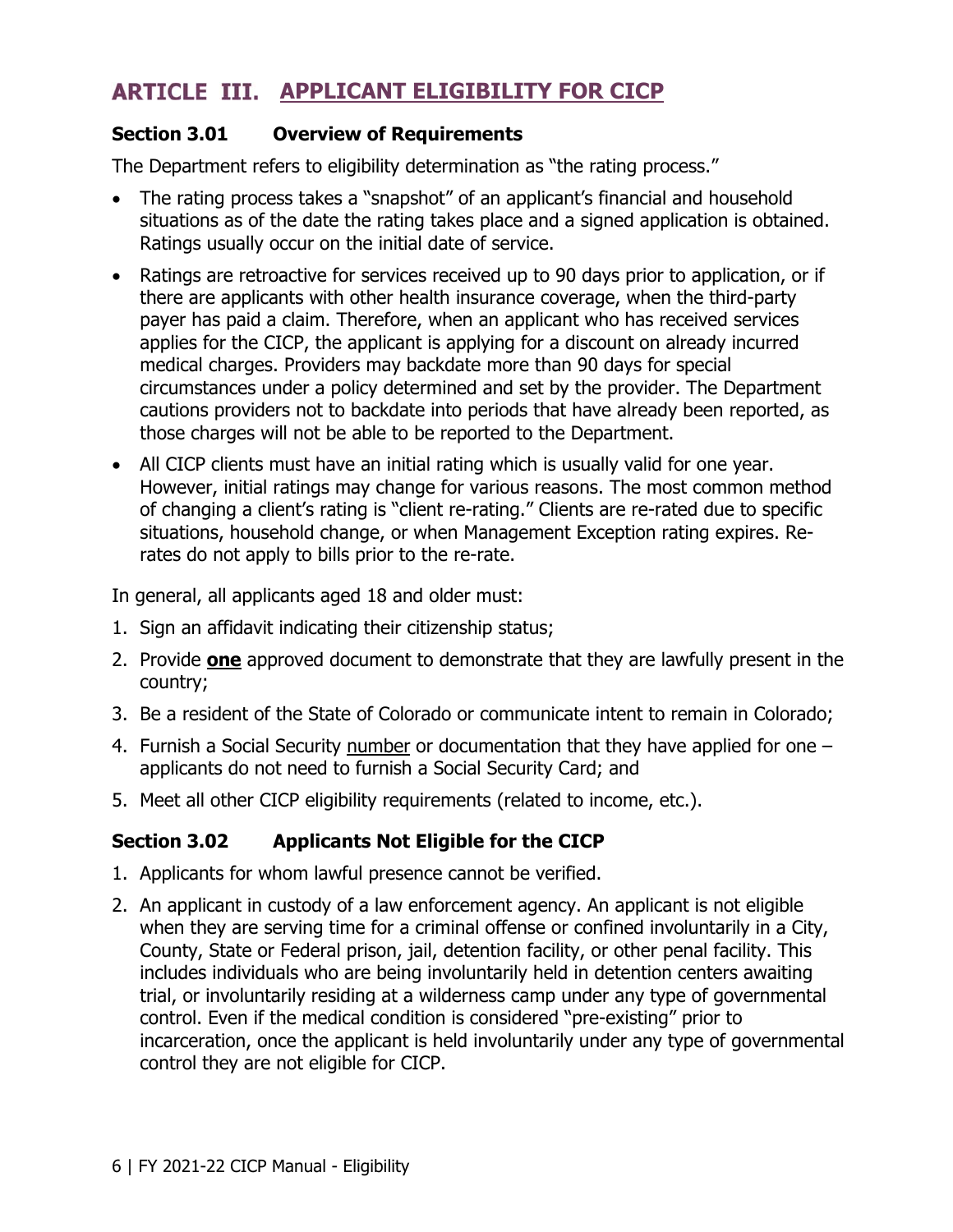# ARTICLE III. APPLICANT ELIGIBILITY FOR CICP

## Section 3.01 Overview of Requirements

The Department refers to eligibility determination as "the rating process."

- The rating process takes a "snapshot" of an applicant's financial and household situations as of the date the rating takes place and a signed application is obtained. Ratings usually occur on the initial date of service.
- Ratings are retroactive for services received up to 90 days prior to application, or if there are applicants with other health insurance coverage, when the third-party payer has paid a claim. Therefore, when an applicant who has received services applies for the CICP, the applicant is applying for a discount on already incurred medical charges. Providers may backdate more than 90 days for special circumstances under a policy determined and set by the provider. The Department cautions providers not to backdate into periods that have already been reported, as those charges will not be able to be reported to the Department.
- All CICP clients must have an initial rating which is usually valid for one year. However, initial ratings may change for various reasons. The most common method of changing a client's rating is "client re-rating." Clients are re-rated due to specific situations, household change, or when Management Exception rating expires. Re-rates do not apply to bills prior to the re-rate.

In general, all applicants aged 18 and older must:

1. Sign an affidavit indicating their citizenship status;
2. Provide **one** approved document to demonstrate that they are lawfully present in the country;
3. Be a resident of the State of Colorado or communicate intent to remain in Colorado;
4. Furnish a Social Security number or documentation that they have applied for one – applicants do not need to furnish a Social Security Card; and
5. Meet all other CICP eligibility requirements (related to income, etc.).

## Section 3.02 Applicants Not Eligible for the CICP

1. Applicants for whom lawful presence cannot be verified.
2. An applicant in custody of a law enforcement agency. An applicant is not eligible when they are serving time for a criminal offense or confined involuntarily in a City, County, State or Federal prison, jail, detention facility, or other penal facility. This includes individuals who are being involuntarily held in detention centers awaiting trial, or involuntarily residing at a wilderness camp under any type of governmental control. Even if the medical condition is considered "pre-existing" prior to incarceration, once the applicant is held involuntarily under any type of governmental control they are not eligible for CICP.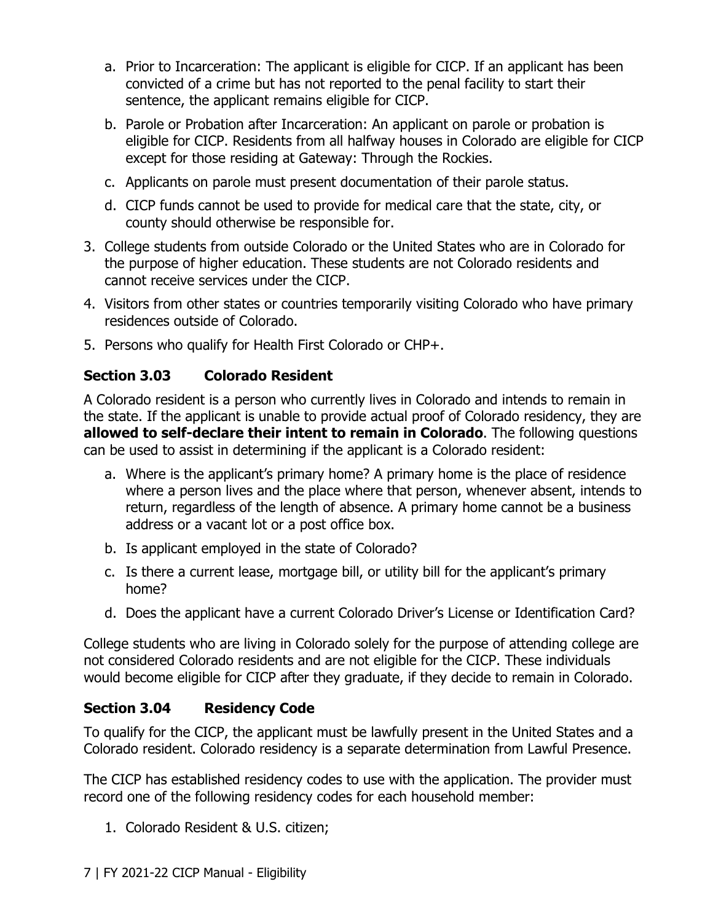a. Prior to Incarceration: The applicant is eligible for CICP. If an applicant has been convicted of a crime but has not reported to the penal facility to start their sentence, the applicant remains eligible for CICP.

b. Parole or Probation after Incarceration: An applicant on parole or probation is eligible for CICP. Residents from all halfway houses in Colorado are eligible for CICP except for those residing at Gateway: Through the Rockies.

c. Applicants on parole must present documentation of their parole status.

d. CICP funds cannot be used to provide for medical care that the state, city, or county should otherwise be responsible for.

3. College students from outside Colorado or the United States who are in Colorado for the purpose of higher education. These students are not Colorado residents and cannot receive services under the CICP.
4. Visitors from other states or countries temporarily visiting Colorado who have primary residences outside of Colorado.
5. Persons who qualify for Health First Colorado or CHP+.

### Section 3.03 Colorado Resident

A Colorado resident is a person who currently lives in Colorado and intends to remain in the state. If the applicant is unable to provide actual proof of Colorado residency, they are **allowed to self-declare their intent to remain in Colorado**. The following questions can be used to assist in determining if the applicant is a Colorado resident:

a. Where is the applicant's primary home? A primary home is the place of residence where a person lives and the place where that person, whenever absent, intends to return, regardless of the length of absence. A primary home cannot be a business address or a vacant lot or a post office box.

b. Is applicant employed in the state of Colorado?

c. Is there a current lease, mortgage bill, or utility bill for the applicant's primary home?

d. Does the applicant have a current Colorado Driver's License or Identification Card?

College students who are living in Colorado solely for the purpose of attending college are not considered Colorado residents and are not eligible for the CICP. These individuals would become eligible for CICP after they graduate, if they decide to remain in Colorado.

### Section 3.04 Residency Code

To qualify for the CICP, the applicant must be lawfully present in the United States and a Colorado resident. Colorado residency is a separate determination from Lawful Presence.

The CICP has established residency codes to use with the application. The provider must record one of the following residency codes for each household member:

1. Colorado Resident & U.S. citizen;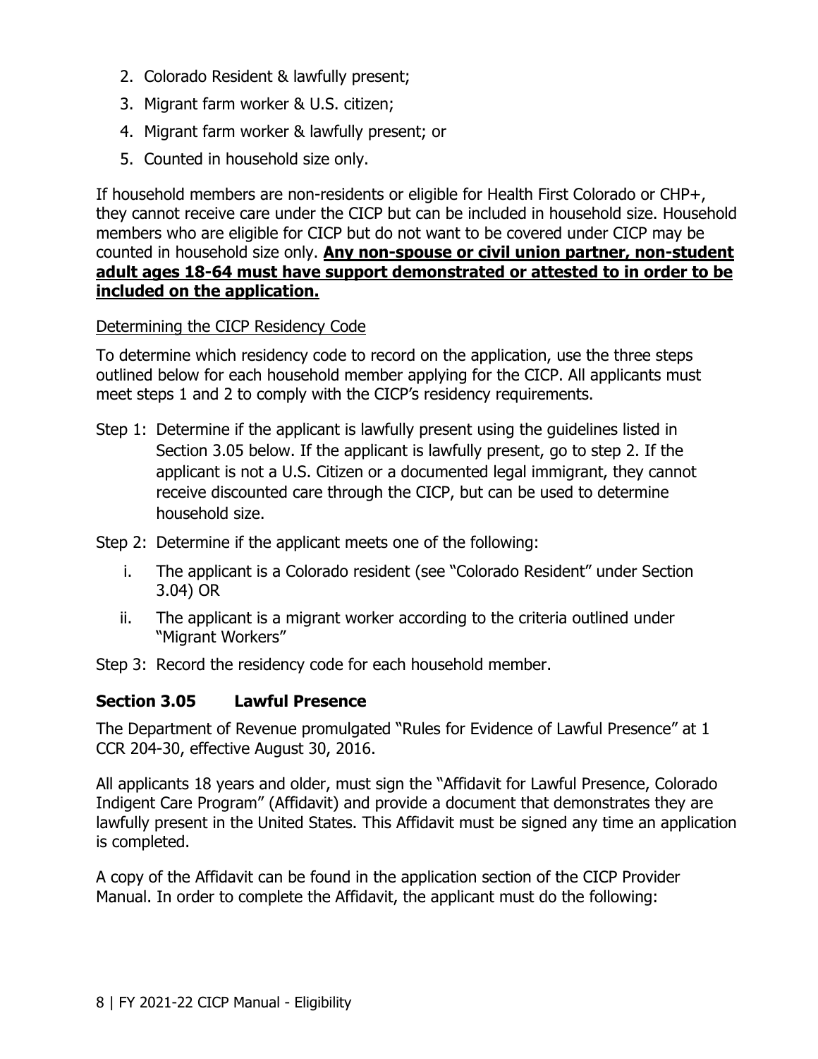2. Colorado Resident & lawfully present;
3. Migrant farm worker & U.S. citizen;
4. Migrant farm worker & lawfully present; or
5. Counted in household size only.

If household members are non-residents or eligible for Health First Colorado or CHP+, they cannot receive care under the CICP but can be included in household size. Household members who are eligible for CICP but do not want to be covered under CICP may be counted in household size only. **Any non-spouse or civil union partner, non-student adult ages 18-64 must have support demonstrated or attested to in order to be included on the application.**

Determining the CICP Residency Code

To determine which residency code to record on the application, use the three steps outlined below for each household member applying for the CICP. All applicants must meet steps 1 and 2 to comply with the CICP's residency requirements.

Step 1: Determine if the applicant is lawfully present using the guidelines listed in Section 3.05 below. If the applicant is lawfully present, go to step 2. If the applicant is not a U.S. Citizen or a documented legal immigrant, they cannot receive discounted care through the CICP, but can be used to determine household size.

Step 2: Determine if the applicant meets one of the following:

i. The applicant is a Colorado resident (see "Colorado Resident" under Section 3.04) OR
ii. The applicant is a migrant worker according to the criteria outlined under "Migrant Workers"

Step 3: Record the residency code for each household member.

### Section 3.05 Lawful Presence

The Department of Revenue promulgated "Rules for Evidence of Lawful Presence" at 1 CCR 204-30, effective August 30, 2016.

All applicants 18 years and older, must sign the "Affidavit for Lawful Presence, Colorado Indigent Care Program" (Affidavit) and provide a document that demonstrates they are lawfully present in the United States. This Affidavit must be signed any time an application is completed.

A copy of the Affidavit can be found in the application section of the CICP Provider Manual. In order to complete the Affidavit, the applicant must do the following: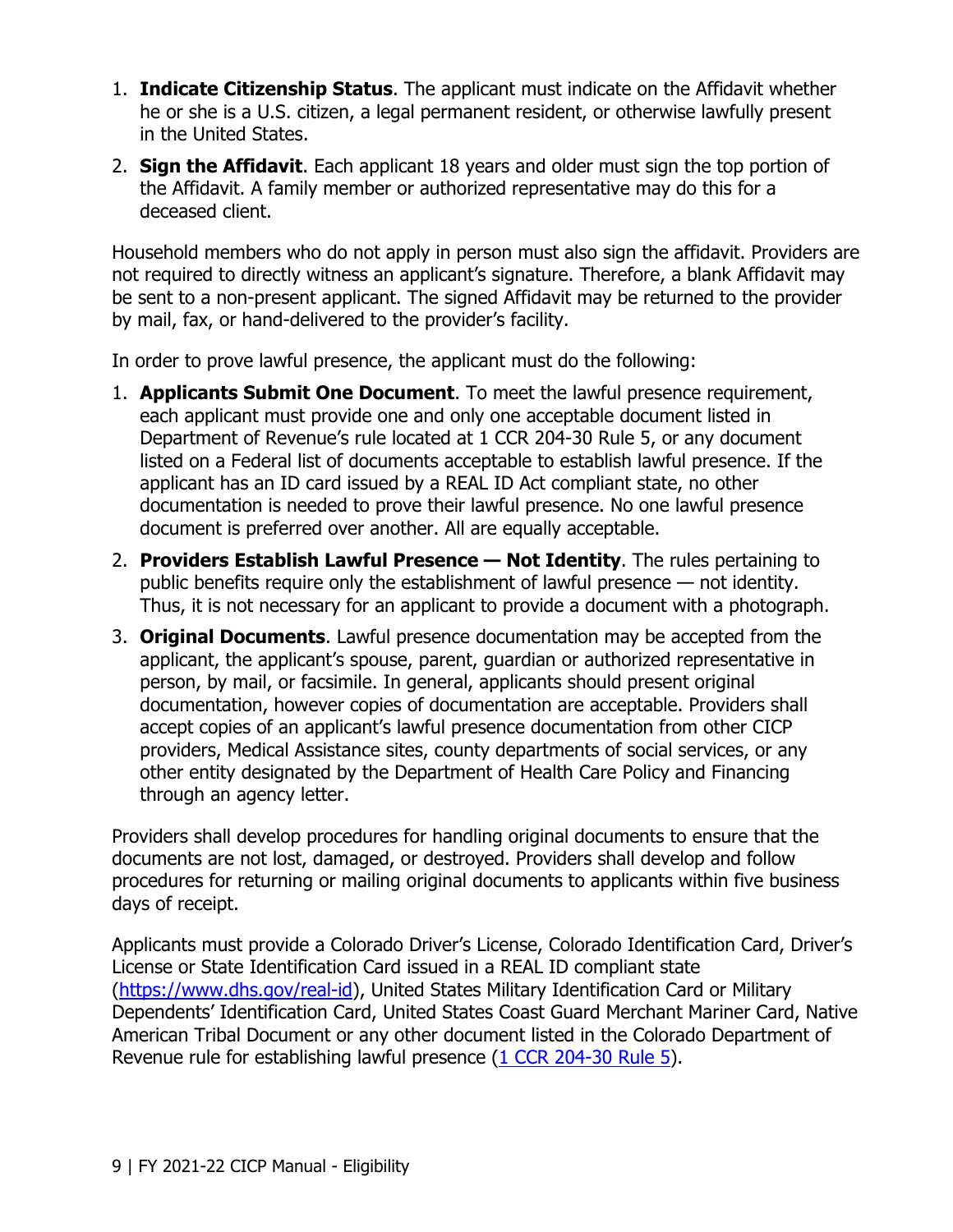1. **Indicate Citizenship Status**. The applicant must indicate on the Affidavit whether he or she is a U.S. citizen, a legal permanent resident, or otherwise lawfully present in the United States.
2. **Sign the Affidavit**. Each applicant 18 years and older must sign the top portion of the Affidavit. A family member or authorized representative may do this for a deceased client.

Household members who do not apply in person must also sign the affidavit. Providers are not required to directly witness an applicant's signature. Therefore, a blank Affidavit may be sent to a non-present applicant. The signed Affidavit may be returned to the provider by mail, fax, or hand-delivered to the provider's facility.

In order to prove lawful presence, the applicant must do the following:

1. **Applicants Submit One Document**. To meet the lawful presence requirement, each applicant must provide one and only one acceptable document listed in Department of Revenue's rule located at 1 CCR 204-30 Rule 5, or any document listed on a Federal list of documents acceptable to establish lawful presence. If the applicant has an ID card issued by a REAL ID Act compliant state, no other documentation is needed to prove their lawful presence. No one lawful presence document is preferred over another. All are equally acceptable.
2. **Providers Establish Lawful Presence — Not Identity**. The rules pertaining to public benefits require only the establishment of lawful presence — not identity. Thus, it is not necessary for an applicant to provide a document with a photograph.
3. **Original Documents**. Lawful presence documentation may be accepted from the applicant, the applicant's spouse, parent, guardian or authorized representative in person, by mail, or facsimile. In general, applicants should present original documentation, however copies of documentation are acceptable. Providers shall accept copies of an applicant's lawful presence documentation from other CICP providers, Medical Assistance sites, county departments of social services, or any other entity designated by the Department of Health Care Policy and Financing through an agency letter.

Providers shall develop procedures for handling original documents to ensure that the documents are not lost, damaged, or destroyed. Providers shall develop and follow procedures for returning or mailing original documents to applicants within five business days of receipt.

Applicants must provide a Colorado Driver's License, Colorado Identification Card, Driver's License or State Identification Card issued in a REAL ID compliant state ([https://www.dhs.gov/real-id](https://www.dhs.gov/real-id)), United States Military Identification Card or Military Dependents' Identification Card, United States Coast Guard Merchant Mariner Card, Native American Tribal Document or any other document listed in the Colorado Department of Revenue rule for establishing lawful presence (1 CCR 204-30 Rule 5).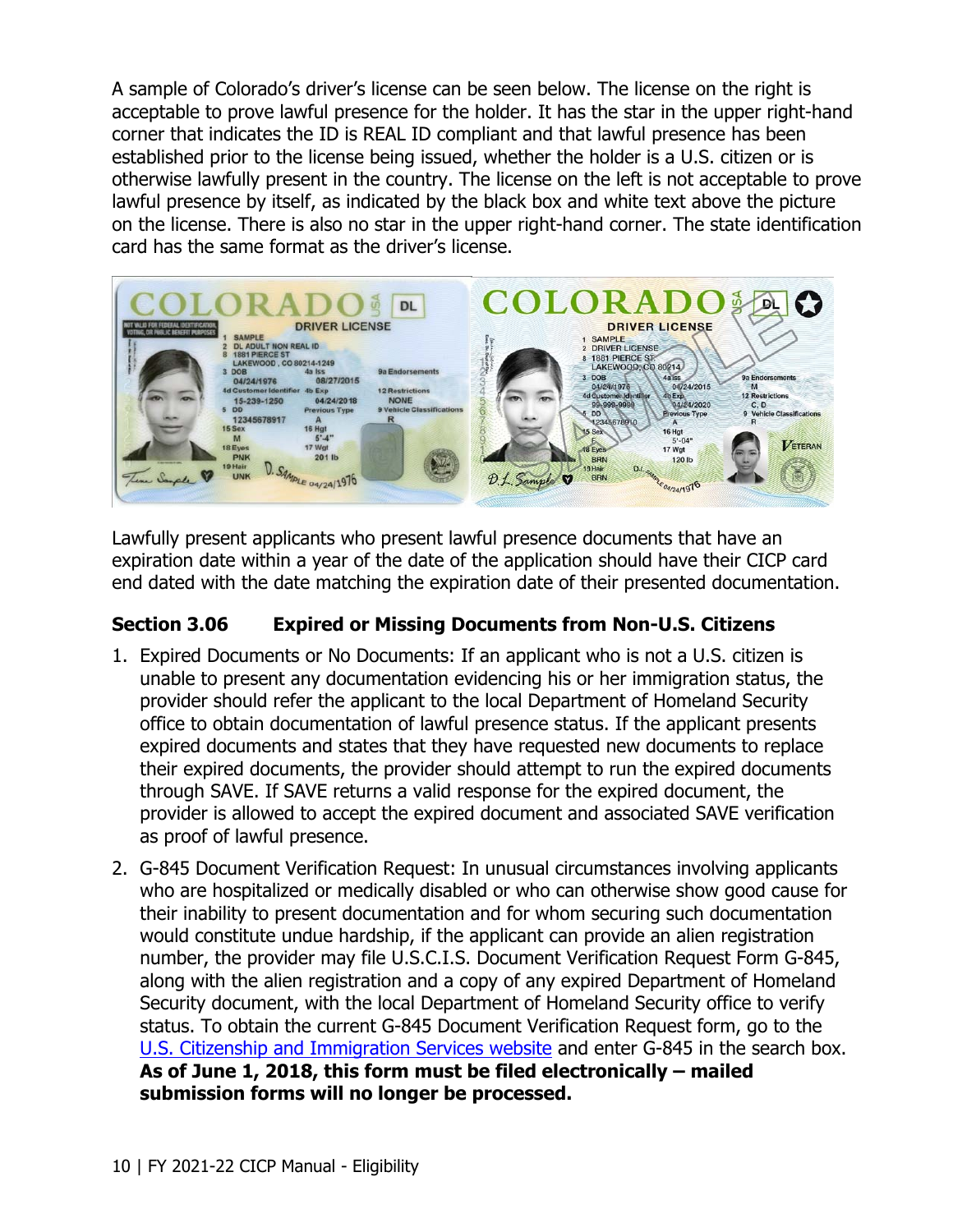A sample of Colorado's driver's license can be seen below. The license on the right is acceptable to prove lawful presence for the holder. It has the star in the upper right-hand corner that indicates the ID is REAL ID compliant and that lawful presence has been established prior to the license being issued, whether the holder is a U.S. citizen or is otherwise lawfully present in the country. The license on the left is not acceptable to prove lawful presence by itself, as indicated by the black box and white text above the picture on the license. There is also no star in the upper right-hand corner. The state identification card has the same format as the driver's license.

Lawfully present applicants who present lawful presence documents that have an expiration date within a year of the date of the application should have their CICP card end dated with the date matching the expiration date of their presented documentation.

### Section 3.06 Expired or Missing Documents from Non-U.S. Citizens

1. Expired Documents or No Documents: If an applicant who is not a U.S. citizen is unable to present any documentation evidencing his or her immigration status, the provider should refer the applicant to the local Department of Homeland Security office to obtain documentation of lawful presence status. If the applicant presents expired documents and states that they have requested new documents to replace their expired documents, the provider should attempt to run the expired documents through SAVE. If SAVE returns a valid response for the expired document, the provider is allowed to accept the expired document and associated SAVE verification as proof of lawful presence.

2. G-845 Document Verification Request: In unusual circumstances involving applicants who are hospitalized or medically disabled or who can otherwise show good cause for their inability to present documentation and for whom securing such documentation would constitute undue hardship, if the applicant can provide an alien registration number, the provider may file U.S.C.I.S. Document Verification Request Form G-845, along with the alien registration and a copy of any expired Department of Homeland Security document, with the local Department of Homeland Security office to verify status. To obtain the current G-845 Document Verification Request form, go to the U.S. Citizenship and Immigration Services website and enter G-845 in the search box. **As of June 1, 2018, this form must be filed electronically – mailed submission forms will no longer be processed.**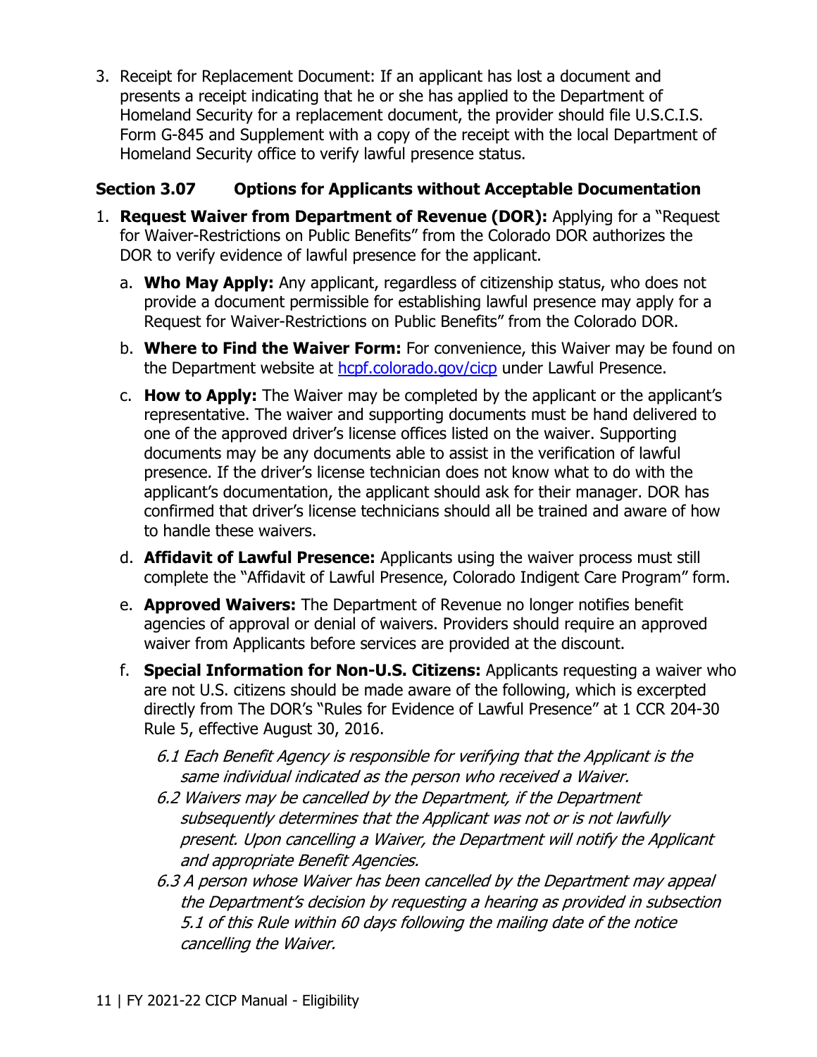3. Receipt for Replacement Document: If an applicant has lost a document and presents a receipt indicating that he or she has applied to the Department of Homeland Security for a replacement document, the provider should file U.S.C.I.S. Form G-845 and Supplement with a copy of the receipt with the local Department of Homeland Security office to verify lawful presence status.

### Section 3.07 Options for Applicants without Acceptable Documentation

1. **Request Waiver from Department of Revenue (DOR):** Applying for a "Request for Waiver-Restrictions on Public Benefits" from the Colorado DOR authorizes the DOR to verify evidence of lawful presence for the applicant.
   a. **Who May Apply:** Any applicant, regardless of citizenship status, who does not provide a document permissible for establishing lawful presence may apply for a Request for Waiver-Restrictions on Public Benefits" from the Colorado DOR.
   b. **Where to Find the Waiver Form:** For convenience, this Waiver may be found on the Department website at [hcpf.colorado.gov/cicp](hcpf.colorado.gov/cicp) under Lawful Presence.
   c. **How to Apply:** The Waiver may be completed by the applicant or the applicant's representative. The waiver and supporting documents must be hand delivered to one of the approved driver's license offices listed on the waiver. Supporting documents may be any documents able to assist in the verification of lawful presence. If the driver's license technician does not know what to do with the applicant's documentation, the applicant should ask for their manager. DOR has confirmed that driver's license technicians should all be trained and aware of how to handle these waivers.
   d. **Affidavit of Lawful Presence:** Applicants using the waiver process must still complete the "Affidavit of Lawful Presence, Colorado Indigent Care Program" form.
   e. **Approved Waivers:** The Department of Revenue no longer notifies benefit agencies of approval or denial of waivers. Providers should require an approved waiver from Applicants before services are provided at the discount.
   f. **Special Information for Non-U.S. Citizens:** Applicants requesting a waiver who are not U.S. citizens should be made aware of the following, which is excerpted directly from The DOR's "Rules for Evidence of Lawful Presence" at 1 CCR 204-30 Rule 5, effective August 30, 2016.

      *6.1 Each Benefit Agency is responsible for verifying that the Applicant is the same individual indicated as the person who received a Waiver.*

      *6.2 Waivers may be cancelled by the Department, if the Department subsequently determines that the Applicant was not or is not lawfully present. Upon cancelling a Waiver, the Department will notify the Applicant and appropriate Benefit Agencies.*

      *6.3 A person whose Waiver has been cancelled by the Department may appeal the Department's decision by requesting a hearing as provided in subsection 5.1 of this Rule within 60 days following the mailing date of the notice cancelling the Waiver.*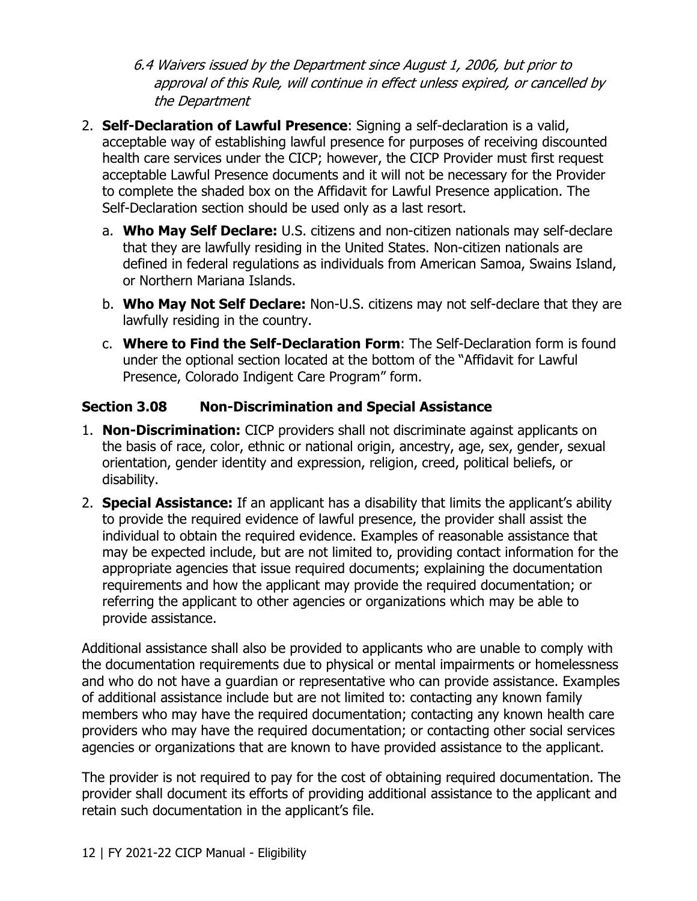*6.4 Waivers issued by the Department since August 1, 2006, but prior to approval of this Rule, will continue in effect unless expired, or cancelled by the Department*

2. **Self-Declaration of Lawful Presence**: Signing a self-declaration is a valid, acceptable way of establishing lawful presence for purposes of receiving discounted health care services under the CICP; however, the CICP Provider must first request acceptable Lawful Presence documents and it will not be necessary for the Provider to complete the shaded box on the Affidavit for Lawful Presence application. The Self-Declaration section should be used only as a last resort.

   a. **Who May Self Declare:** U.S. citizens and non-citizen nationals may self-declare that they are lawfully residing in the United States. Non-citizen nationals are defined in federal regulations as individuals from American Samoa, Swains Island, or Northern Mariana Islands.

   b. **Who May Not Self Declare:** Non-U.S. citizens may not self-declare that they are lawfully residing in the country.

   c. **Where to Find the Self-Declaration Form**: The Self-Declaration form is found under the optional section located at the bottom of the "Affidavit for Lawful Presence, Colorado Indigent Care Program" form.

### Section 3.08 Non-Discrimination and Special Assistance

1. **Non-Discrimination:** CICP providers shall not discriminate against applicants on the basis of race, color, ethnic or national origin, ancestry, age, sex, gender, sexual orientation, gender identity and expression, religion, creed, political beliefs, or disability.

2. **Special Assistance:** If an applicant has a disability that limits the applicant's ability to provide the required evidence of lawful presence, the provider shall assist the individual to obtain the required evidence. Examples of reasonable assistance that may be expected include, but are not limited to, providing contact information for the appropriate agencies that issue required documents; explaining the documentation requirements and how the applicant may provide the required documentation; or referring the applicant to other agencies or organizations which may be able to provide assistance.

Additional assistance shall also be provided to applicants who are unable to comply with the documentation requirements due to physical or mental impairments or homelessness and who do not have a guardian or representative who can provide assistance. Examples of additional assistance include but are not limited to: contacting any known family members who may have the required documentation; contacting any known health care providers who may have the required documentation; or contacting other social services agencies or organizations that are known to have provided assistance to the applicant.

The provider is not required to pay for the cost of obtaining required documentation. The provider shall document its efforts of providing additional assistance to the applicant and retain such documentation in the applicant's file.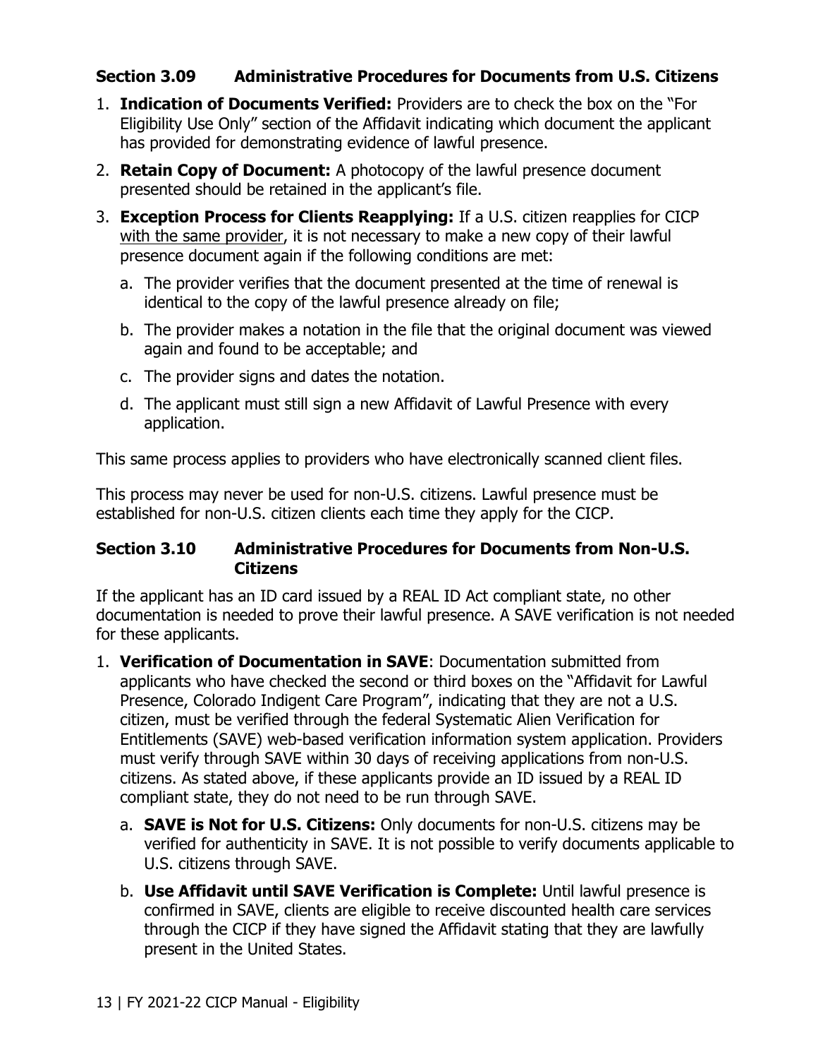### Section 3.09 Administrative Procedures for Documents from U.S. Citizens

1. **Indication of Documents Verified:** Providers are to check the box on the "For Eligibility Use Only" section of the Affidavit indicating which document the applicant has provided for demonstrating evidence of lawful presence.
2. **Retain Copy of Document:** A photocopy of the lawful presence document presented should be retained in the applicant's file.
3. **Exception Process for Clients Reapplying:** If a U.S. citizen reapplies for CICP with the same provider, it is not necessary to make a new copy of their lawful presence document again if the following conditions are met:
   a. The provider verifies that the document presented at the time of renewal is identical to the copy of the lawful presence already on file;
   b. The provider makes a notation in the file that the original document was viewed again and found to be acceptable; and
   c. The provider signs and dates the notation.
   d. The applicant must still sign a new Affidavit of Lawful Presence with every application.

This same process applies to providers who have electronically scanned client files.

This process may never be used for non-U.S. citizens. Lawful presence must be established for non-U.S. citizen clients each time they apply for the CICP.

### Section 3.10 Administrative Procedures for Documents from Non-U.S. Citizens

If the applicant has an ID card issued by a REAL ID Act compliant state, no other documentation is needed to prove their lawful presence. A SAVE verification is not needed for these applicants.

1. **Verification of Documentation in SAVE**: Documentation submitted from applicants who have checked the second or third boxes on the "Affidavit for Lawful Presence, Colorado Indigent Care Program", indicating that they are not a U.S. citizen, must be verified through the federal Systematic Alien Verification for Entitlements (SAVE) web-based verification information system application. Providers must verify through SAVE within 30 days of receiving applications from non-U.S. citizens. As stated above, if these applicants provide an ID issued by a REAL ID compliant state, they do not need to be run through SAVE.
   a. **SAVE is Not for U.S. Citizens:** Only documents for non-U.S. citizens may be verified for authenticity in SAVE. It is not possible to verify documents applicable to U.S. citizens through SAVE.
   b. **Use Affidavit until SAVE Verification is Complete:** Until lawful presence is confirmed in SAVE, clients are eligible to receive discounted health care services through the CICP if they have signed the Affidavit stating that they are lawfully present in the United States.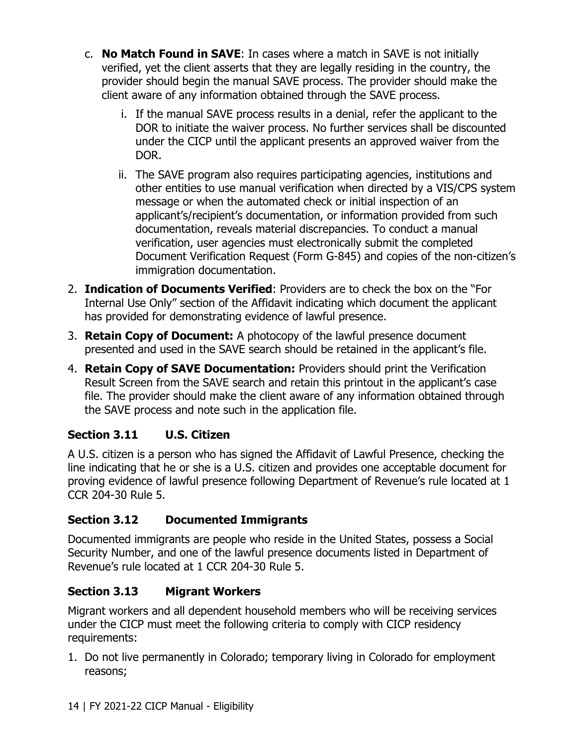c. **No Match Found in SAVE**: In cases where a match in SAVE is not initially verified, yet the client asserts that they are legally residing in the country, the provider should begin the manual SAVE process. The provider should make the client aware of any information obtained through the SAVE process.

    i. If the manual SAVE process results in a denial, refer the applicant to the DOR to initiate the waiver process. No further services shall be discounted under the CICP until the applicant presents an approved waiver from the DOR.

    ii. The SAVE program also requires participating agencies, institutions and other entities to use manual verification when directed by a VIS/CPS system message or when the automated check or initial inspection of an applicant's/recipient's documentation, or information provided from such documentation, reveals material discrepancies. To conduct a manual verification, user agencies must electronically submit the completed Document Verification Request (Form G-845) and copies of the non-citizen's immigration documentation.

2. **Indication of Documents Verified**: Providers are to check the box on the "For Internal Use Only" section of the Affidavit indicating which document the applicant has provided for demonstrating evidence of lawful presence.

3. **Retain Copy of Document:** A photocopy of the lawful presence document presented and used in the SAVE search should be retained in the applicant's file.

4. **Retain Copy of SAVE Documentation:** Providers should print the Verification Result Screen from the SAVE search and retain this printout in the applicant's case file. The provider should make the client aware of any information obtained through the SAVE process and note such in the application file.

### Section 3.11 U.S. Citizen

A U.S. citizen is a person who has signed the Affidavit of Lawful Presence, checking the line indicating that he or she is a U.S. citizen and provides one acceptable document for proving evidence of lawful presence following Department of Revenue's rule located at 1 CCR 204-30 Rule 5.

### Section 3.12 Documented Immigrants

Documented immigrants are people who reside in the United States, possess a Social Security Number, and one of the lawful presence documents listed in Department of Revenue's rule located at 1 CCR 204-30 Rule 5.

### Section 3.13 Migrant Workers

Migrant workers and all dependent household members who will be receiving services under the CICP must meet the following criteria to comply with CICP residency requirements:

1. Do not live permanently in Colorado; temporary living in Colorado for employment reasons;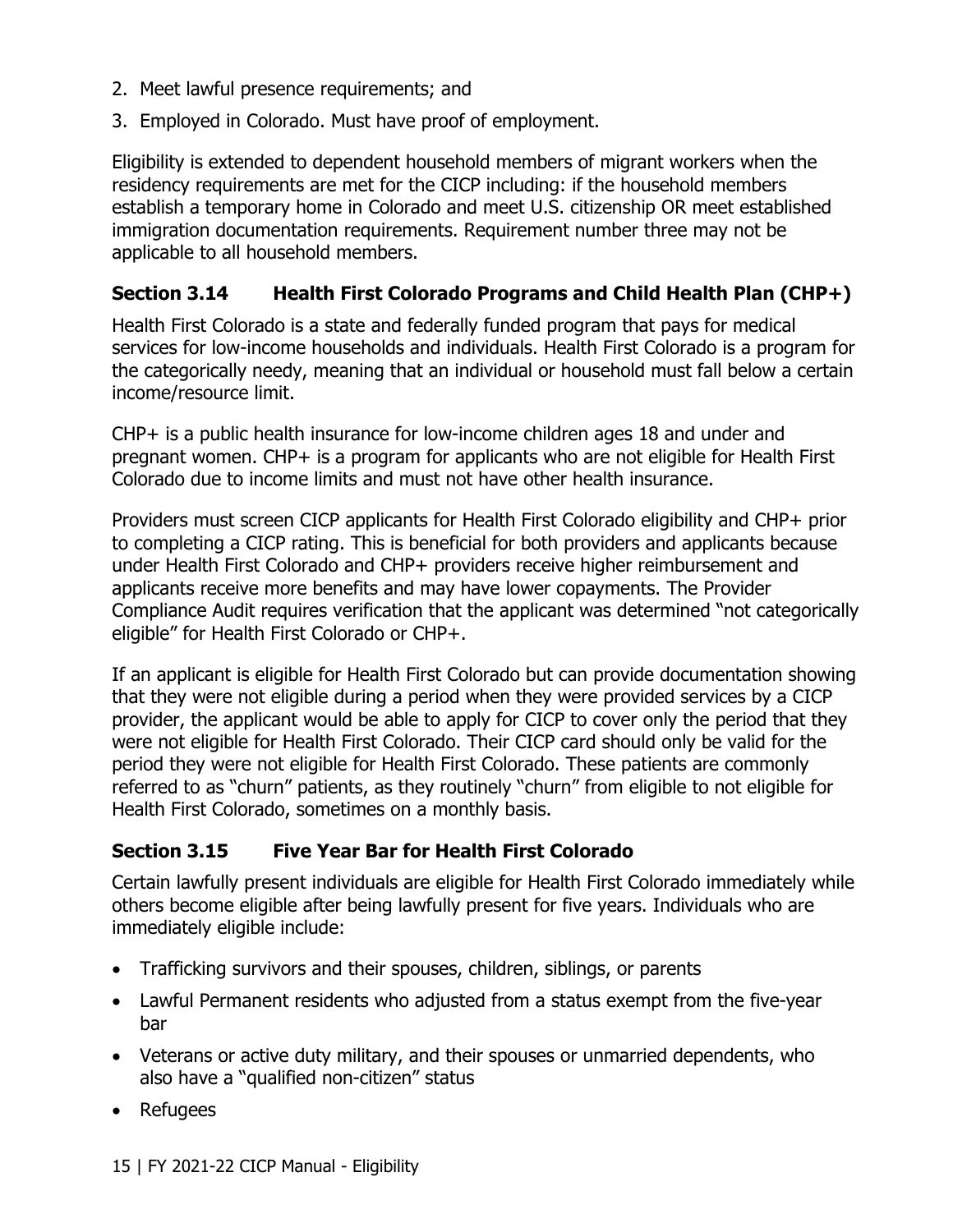2. Meet lawful presence requirements; and
3. Employed in Colorado. Must have proof of employment.

Eligibility is extended to dependent household members of migrant workers when the residency requirements are met for the CICP including: if the household members establish a temporary home in Colorado and meet U.S. citizenship OR meet established immigration documentation requirements. Requirement number three may not be applicable to all household members.

### Section 3.14 Health First Colorado Programs and Child Health Plan (CHP+)

Health First Colorado is a state and federally funded program that pays for medical services for low-income households and individuals. Health First Colorado is a program for the categorically needy, meaning that an individual or household must fall below a certain income/resource limit.

CHP+ is a public health insurance for low-income children ages 18 and under and pregnant women. CHP+ is a program for applicants who are not eligible for Health First Colorado due to income limits and must not have other health insurance.

Providers must screen CICP applicants for Health First Colorado eligibility and CHP+ prior to completing a CICP rating. This is beneficial for both providers and applicants because under Health First Colorado and CHP+ providers receive higher reimbursement and applicants receive more benefits and may have lower copayments. The Provider Compliance Audit requires verification that the applicant was determined "not categorically eligible" for Health First Colorado or CHP+.

If an applicant is eligible for Health First Colorado but can provide documentation showing that they were not eligible during a period when they were provided services by a CICP provider, the applicant would be able to apply for CICP to cover only the period that they were not eligible for Health First Colorado. Their CICP card should only be valid for the period they were not eligible for Health First Colorado. These patients are commonly referred to as "churn" patients, as they routinely "churn" from eligible to not eligible for Health First Colorado, sometimes on a monthly basis.

### Section 3.15 Five Year Bar for Health First Colorado

Certain lawfully present individuals are eligible for Health First Colorado immediately while others become eligible after being lawfully present for five years. Individuals who are immediately eligible include:

- Trafficking survivors and their spouses, children, siblings, or parents
- Lawful Permanent residents who adjusted from a status exempt from the five-year bar
- Veterans or active duty military, and their spouses or unmarried dependents, who also have a "qualified non-citizen" status
- Refugees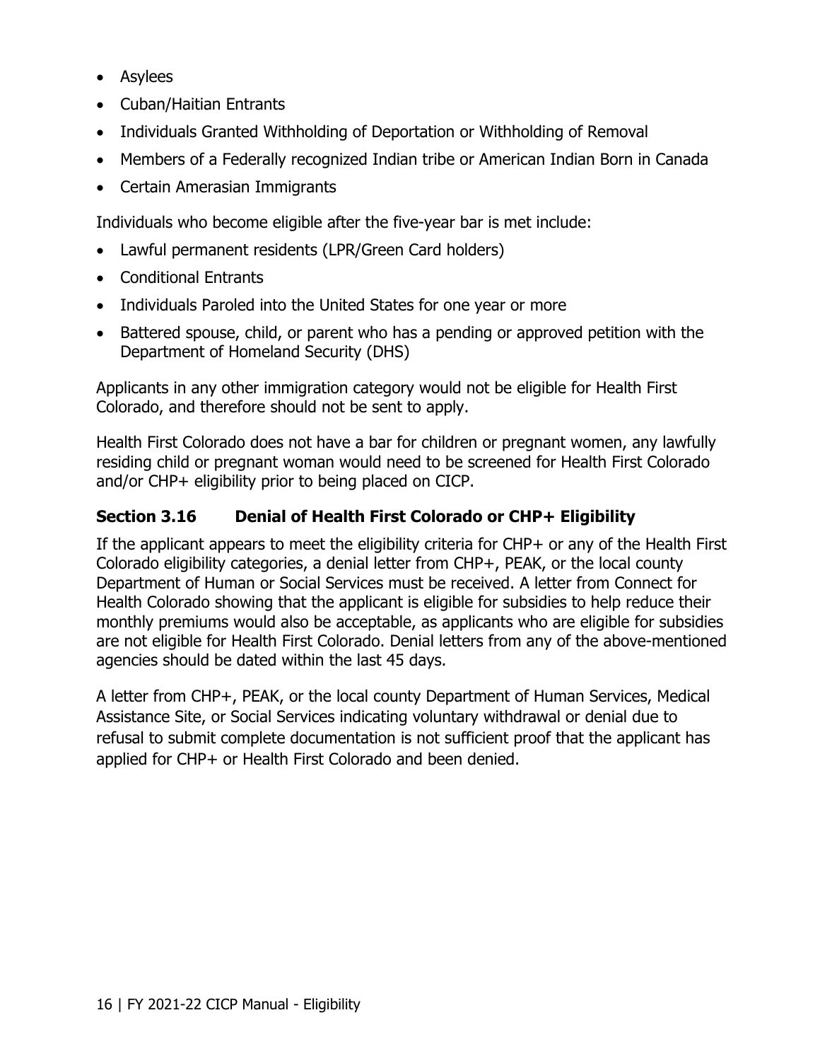- Asylees
- Cuban/Haitian Entrants
- Individuals Granted Withholding of Deportation or Withholding of Removal
- Members of a Federally recognized Indian tribe or American Indian Born in Canada
- Certain Amerasian Immigrants

Individuals who become eligible after the five-year bar is met include:

- Lawful permanent residents (LPR/Green Card holders)
- Conditional Entrants
- Individuals Paroled into the United States for one year or more
- Battered spouse, child, or parent who has a pending or approved petition with the Department of Homeland Security (DHS)

Applicants in any other immigration category would not be eligible for Health First Colorado, and therefore should not be sent to apply.

Health First Colorado does not have a bar for children or pregnant women, any lawfully residing child or pregnant woman would need to be screened for Health First Colorado and/or CHP+ eligibility prior to being placed on CICP.

### Section 3.16 Denial of Health First Colorado or CHP+ Eligibility

If the applicant appears to meet the eligibility criteria for CHP+ or any of the Health First Colorado eligibility categories, a denial letter from CHP+, PEAK, or the local county Department of Human or Social Services must be received. A letter from Connect for Health Colorado showing that the applicant is eligible for subsidies to help reduce their monthly premiums would also be acceptable, as applicants who are eligible for subsidies are not eligible for Health First Colorado. Denial letters from any of the above-mentioned agencies should be dated within the last 45 days.

A letter from CHP+, PEAK, or the local county Department of Human Services, Medical Assistance Site, or Social Services indicating voluntary withdrawal or denial due to refusal to submit complete documentation is not sufficient proof that the applicant has applied for CHP+ or Health First Colorado and been denied.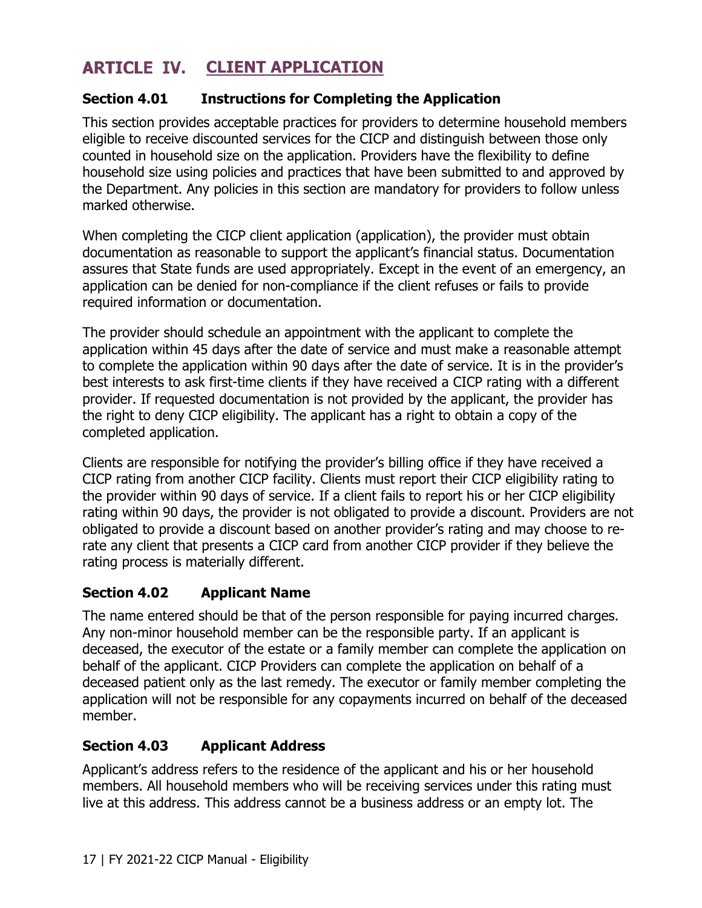# ARTICLE IV. CLIENT APPLICATION

## Section 4.01 Instructions for Completing the Application

This section provides acceptable practices for providers to determine household members eligible to receive discounted services for the CICP and distinguish between those only counted in household size on the application. Providers have the flexibility to define household size using policies and practices that have been submitted to and approved by the Department. Any policies in this section are mandatory for providers to follow unless marked otherwise.

When completing the CICP client application (application), the provider must obtain documentation as reasonable to support the applicant's financial status. Documentation assures that State funds are used appropriately. Except in the event of an emergency, an application can be denied for non-compliance if the client refuses or fails to provide required information or documentation.

The provider should schedule an appointment with the applicant to complete the application within 45 days after the date of service and must make a reasonable attempt to complete the application within 90 days after the date of service. It is in the provider's best interests to ask first-time clients if they have received a CICP rating with a different provider. If requested documentation is not provided by the applicant, the provider has the right to deny CICP eligibility. The applicant has a right to obtain a copy of the completed application.

Clients are responsible for notifying the provider's billing office if they have received a CICP rating from another CICP facility. Clients must report their CICP eligibility rating to the provider within 90 days of service. If a client fails to report his or her CICP eligibility rating within 90 days, the provider is not obligated to provide a discount. Providers are not obligated to provide a discount based on another provider's rating and may choose to re-rate any client that presents a CICP card from another CICP provider if they believe the rating process is materially different.

## Section 4.02 Applicant Name

The name entered should be that of the person responsible for paying incurred charges. Any non-minor household member can be the responsible party. If an applicant is deceased, the executor of the estate or a family member can complete the application on behalf of the applicant. CICP Providers can complete the application on behalf of a deceased patient only as the last remedy. The executor or family member completing the application will not be responsible for any copayments incurred on behalf of the deceased member.

## Section 4.03 Applicant Address

Applicant's address refers to the residence of the applicant and his or her household members. All household members who will be receiving services under this rating must live at this address. This address cannot be a business address or an empty lot. The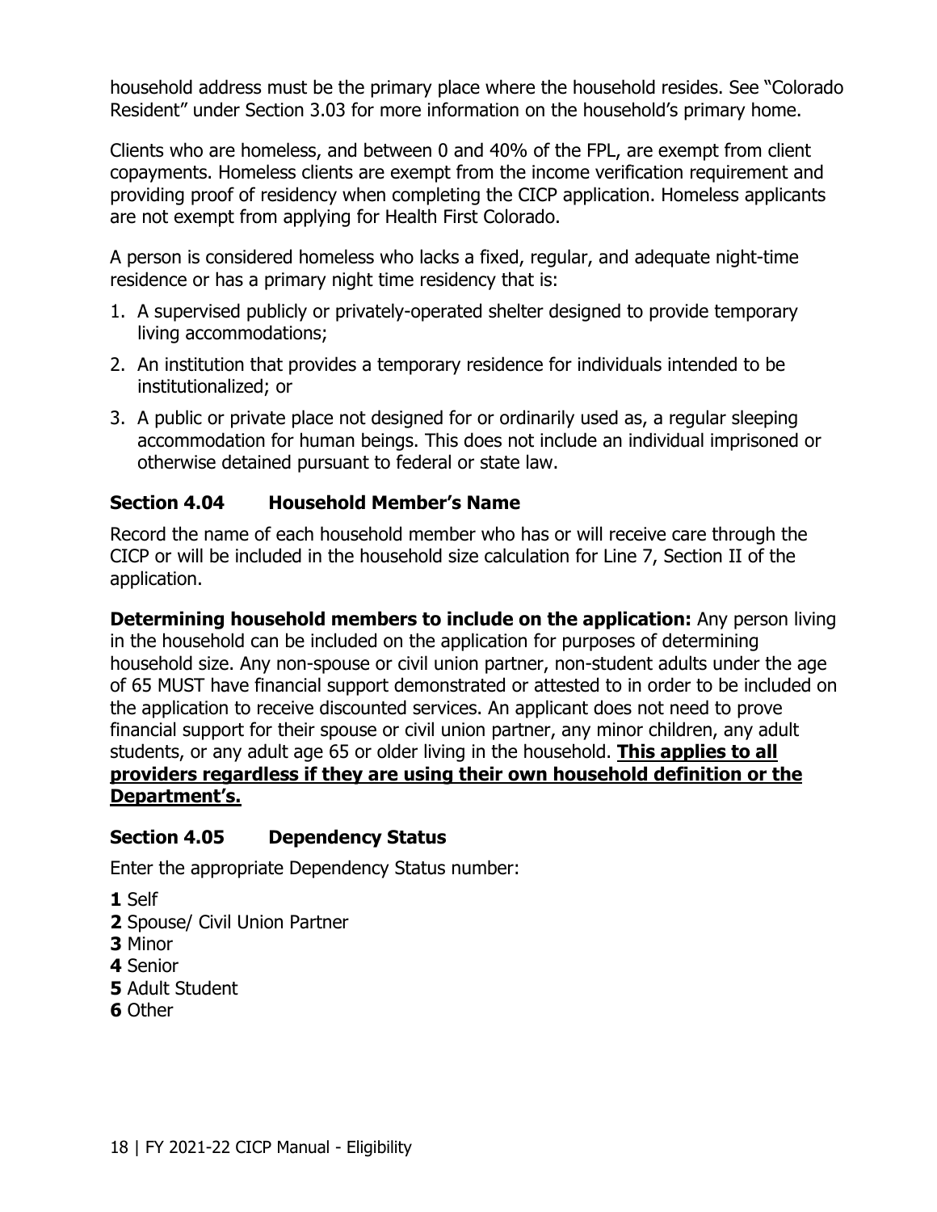household address must be the primary place where the household resides. See "Colorado Resident" under Section 3.03 for more information on the household's primary home.

Clients who are homeless, and between 0 and 40% of the FPL, are exempt from client copayments. Homeless clients are exempt from the income verification requirement and providing proof of residency when completing the CICP application. Homeless applicants are not exempt from applying for Health First Colorado.

A person is considered homeless who lacks a fixed, regular, and adequate night-time residence or has a primary night time residency that is:

1. A supervised publicly or privately-operated shelter designed to provide temporary living accommodations;
2. An institution that provides a temporary residence for individuals intended to be institutionalized; or
3. A public or private place not designed for or ordinarily used as, a regular sleeping accommodation for human beings. This does not include an individual imprisoned or otherwise detained pursuant to federal or state law.

### Section 4.04 Household Member's Name

Record the name of each household member who has or will receive care through the CICP or will be included in the household size calculation for Line 7, Section II of the application.

**Determining household members to include on the application:** Any person living in the household can be included on the application for purposes of determining household size. Any non-spouse or civil union partner, non-student adults under the age of 65 MUST have financial support demonstrated or attested to in order to be included on the application to receive discounted services. An applicant does not need to prove financial support for their spouse or civil union partner, any minor children, any adult students, or any adult age 65 or older living in the household. <u>**This applies to all providers regardless if they are using their own household definition or the Department's.**</u>

### Section 4.05 Dependency Status

Enter the appropriate Dependency Status number:

**1** Self
**2** Spouse/ Civil Union Partner
**3** Minor
**4** Senior
**5** Adult Student
**6** Other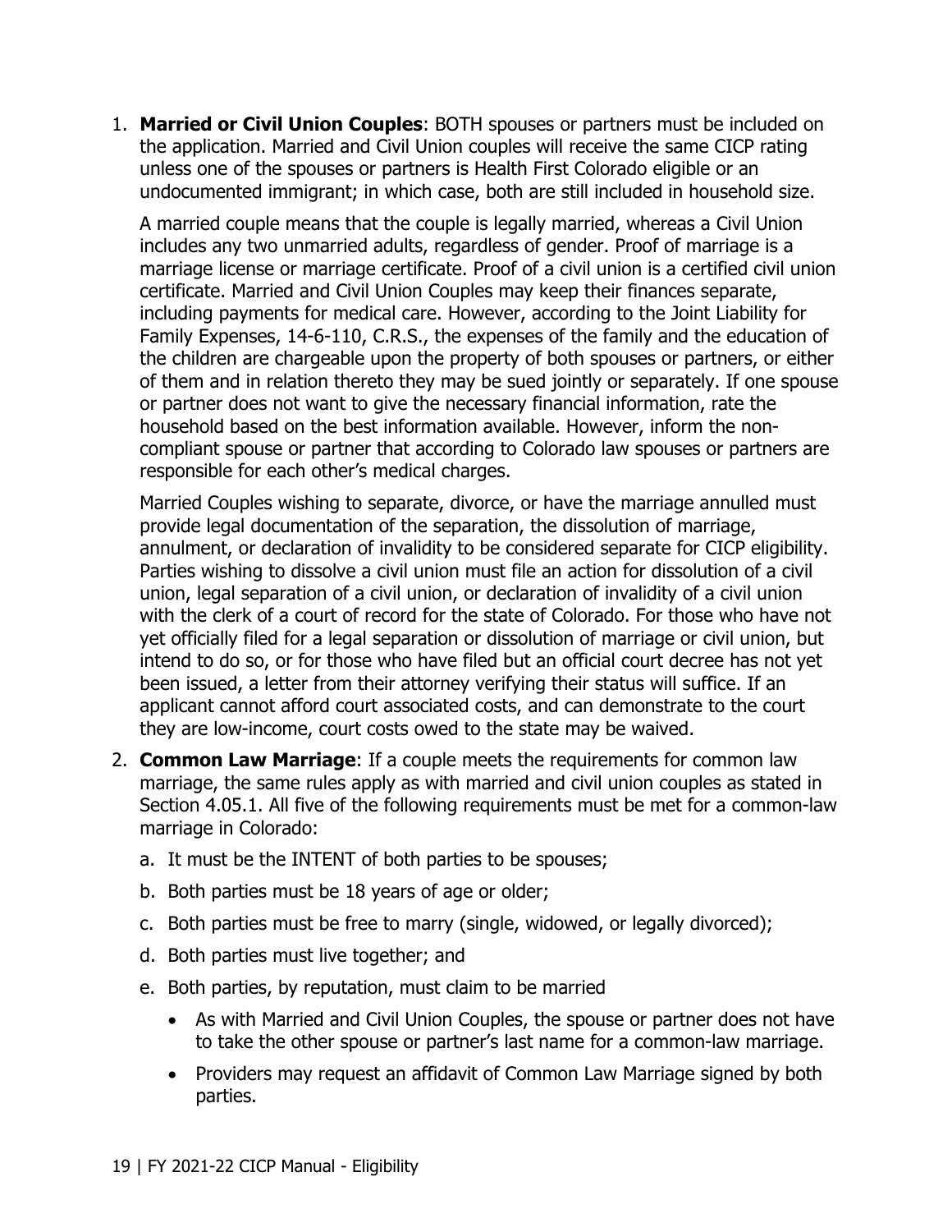1. **Married or Civil Union Couples**: BOTH spouses or partners must be included on the application. Married and Civil Union couples will receive the same CICP rating unless one of the spouses or partners is Health First Colorado eligible or an undocumented immigrant; in which case, both are still included in household size.

   A married couple means that the couple is legally married, whereas a Civil Union includes any two unmarried adults, regardless of gender. Proof of marriage is a marriage license or marriage certificate. Proof of a civil union is a certified civil union certificate. Married and Civil Union Couples may keep their finances separate, including payments for medical care. However, according to the Joint Liability for Family Expenses, 14-6-110, C.R.S., the expenses of the family and the education of the children are chargeable upon the property of both spouses or partners, or either of them and in relation thereto they may be sued jointly or separately. If one spouse or partner does not want to give the necessary financial information, rate the household based on the best information available. However, inform the non-compliant spouse or partner that according to Colorado law spouses or partners are responsible for each other's medical charges.

   Married Couples wishing to separate, divorce, or have the marriage annulled must provide legal documentation of the separation, the dissolution of marriage, annulment, or declaration of invalidity to be considered separate for CICP eligibility. Parties wishing to dissolve a civil union must file an action for dissolution of a civil union, legal separation of a civil union, or declaration of invalidity of a civil union with the clerk of a court of record for the state of Colorado. For those who have not yet officially filed for a legal separation or dissolution of marriage or civil union, but intend to do so, or for those who have filed but an official court decree has not yet been issued, a letter from their attorney verifying their status will suffice. If an applicant cannot afford court associated costs, and can demonstrate to the court they are low-income, court costs owed to the state may be waived.

2. **Common Law Marriage**: If a couple meets the requirements for common law marriage, the same rules apply as with married and civil union couples as stated in Section 4.05.1. All five of the following requirements must be met for a common-law marriage in Colorado:

   a. It must be the INTENT of both parties to be spouses;

   b. Both parties must be 18 years of age or older;

   c. Both parties must be free to marry (single, widowed, or legally divorced);

   d. Both parties must live together; and

   e. Both parties, by reputation, must claim to be married

      - As with Married and Civil Union Couples, the spouse or partner does not have to take the other spouse or partner's last name for a common-law marriage.
      - Providers may request an affidavit of Common Law Marriage signed by both parties.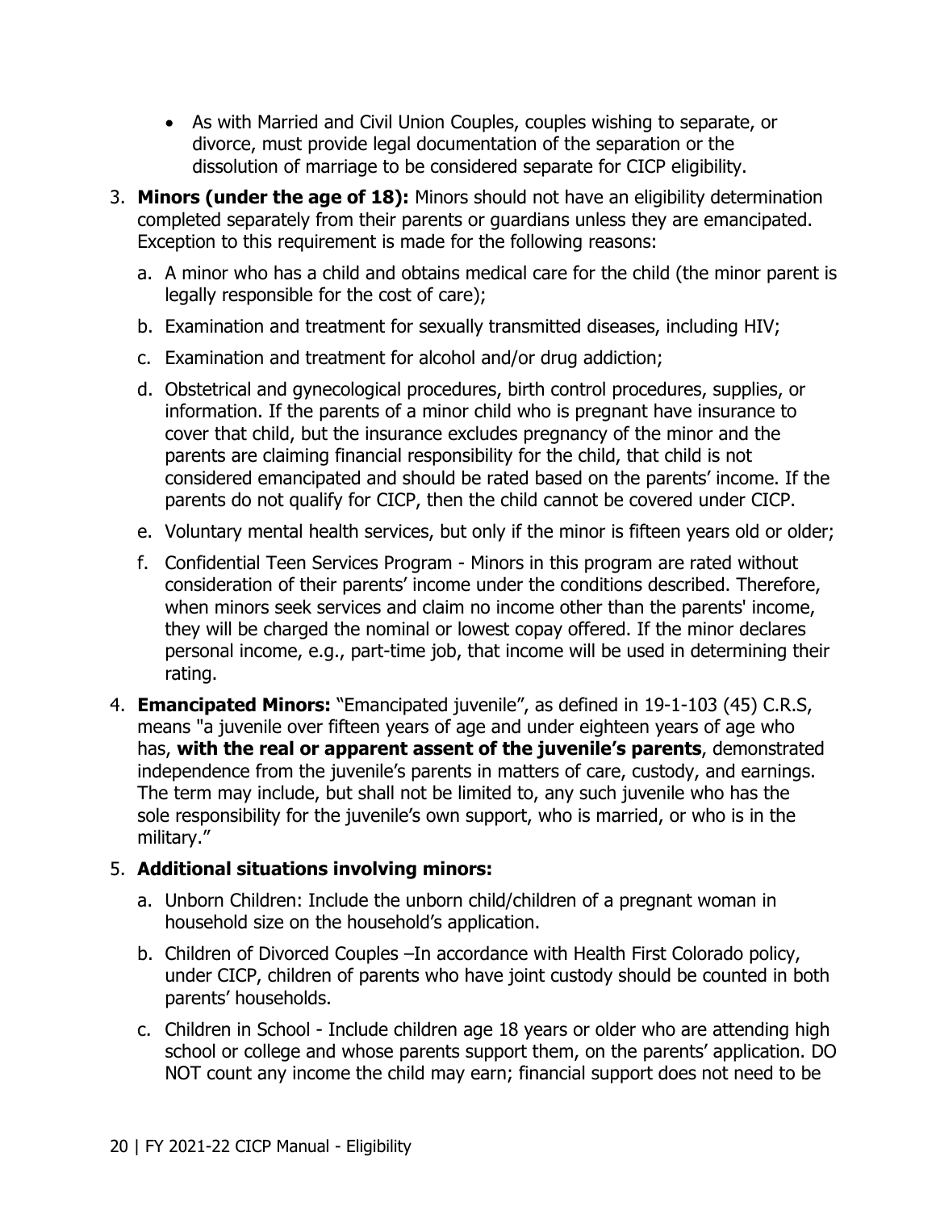- As with Married and Civil Union Couples, couples wishing to separate, or divorce, must provide legal documentation of the separation or the dissolution of marriage to be considered separate for CICP eligibility.

3. **Minors (under the age of 18):** Minors should not have an eligibility determination completed separately from their parents or guardians unless they are emancipated. Exception to this requirement is made for the following reasons:
   a. A minor who has a child and obtains medical care for the child (the minor parent is legally responsible for the cost of care);
   b. Examination and treatment for sexually transmitted diseases, including HIV;
   c. Examination and treatment for alcohol and/or drug addiction;
   d. Obstetrical and gynecological procedures, birth control procedures, supplies, or information. If the parents of a minor child who is pregnant have insurance to cover that child, but the insurance excludes pregnancy of the minor and the parents are claiming financial responsibility for the child, that child is not considered emancipated and should be rated based on the parents' income. If the parents do not qualify for CICP, then the child cannot be covered under CICP.
   e. Voluntary mental health services, but only if the minor is fifteen years old or older;
   f. Confidential Teen Services Program - Minors in this program are rated without consideration of their parents' income under the conditions described. Therefore, when minors seek services and claim no income other than the parents' income, they will be charged the nominal or lowest copay offered. If the minor declares personal income, e.g., part-time job, that income will be used in determining their rating.

4. **Emancipated Minors:** "Emancipated juvenile", as defined in 19-1-103 (45) C.R.S, means "a juvenile over fifteen years of age and under eighteen years of age who has, **with the real or apparent assent of the juvenile's parents**, demonstrated independence from the juvenile's parents in matters of care, custody, and earnings. The term may include, but shall not be limited to, any such juvenile who has the sole responsibility for the juvenile's own support, who is married, or who is in the military."

5. **Additional situations involving minors:**
   a. Unborn Children: Include the unborn child/children of a pregnant woman in household size on the household's application.
   b. Children of Divorced Couples –In accordance with Health First Colorado policy, under CICP, children of parents who have joint custody should be counted in both parents' households.
   c. Children in School - Include children age 18 years or older who are attending high school or college and whose parents support them, on the parents' application. DO NOT count any income the child may earn; financial support does not need to be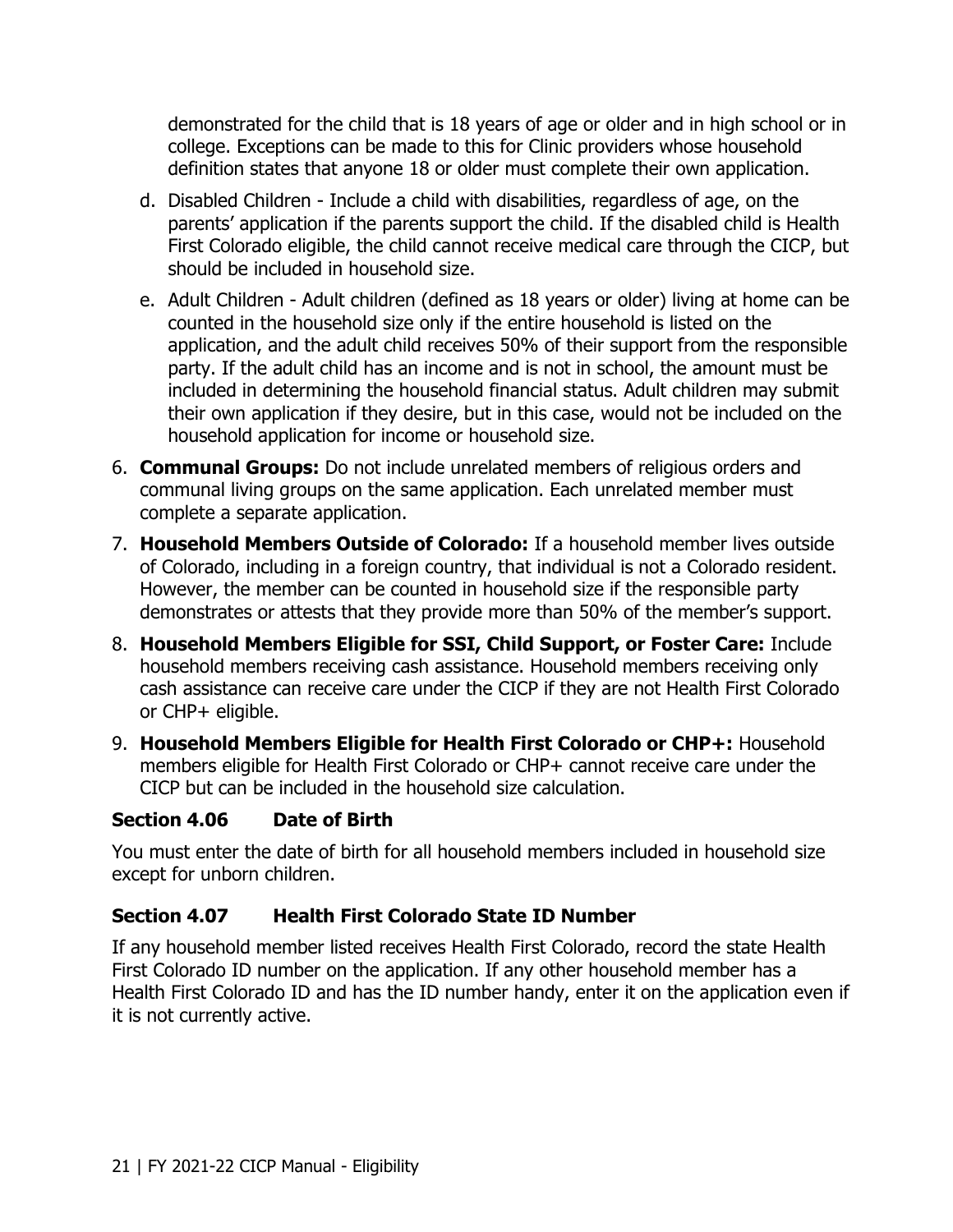demonstrated for the child that is 18 years of age or older and in high school or in college. Exceptions can be made to this for Clinic providers whose household definition states that anyone 18 or older must complete their own application.

d. Disabled Children - Include a child with disabilities, regardless of age, on the parents' application if the parents support the child. If the disabled child is Health First Colorado eligible, the child cannot receive medical care through the CICP, but should be included in household size.

e. Adult Children - Adult children (defined as 18 years or older) living at home can be counted in the household size only if the entire household is listed on the application, and the adult child receives 50% of their support from the responsible party. If the adult child has an income and is not in school, the amount must be included in determining the household financial status. Adult children may submit their own application if they desire, but in this case, would not be included on the household application for income or household size.

6. **Communal Groups:** Do not include unrelated members of religious orders and communal living groups on the same application. Each unrelated member must complete a separate application.

7. **Household Members Outside of Colorado:** If a household member lives outside of Colorado, including in a foreign country, that individual is not a Colorado resident. However, the member can be counted in household size if the responsible party demonstrates or attests that they provide more than 50% of the member's support.

8. **Household Members Eligible for SSI, Child Support, or Foster Care:** Include household members receiving cash assistance. Household members receiving only cash assistance can receive care under the CICP if they are not Health First Colorado or CHP+ eligible.

9. **Household Members Eligible for Health First Colorado or CHP+:** Household members eligible for Health First Colorado or CHP+ cannot receive care under the CICP but can be included in the household size calculation.

### Section 4.06 Date of Birth

You must enter the date of birth for all household members included in household size except for unborn children.

### Section 4.07 Health First Colorado State ID Number

If any household member listed receives Health First Colorado, record the state Health First Colorado ID number on the application. If any other household member has a Health First Colorado ID and has the ID number handy, enter it on the application even if it is not currently active.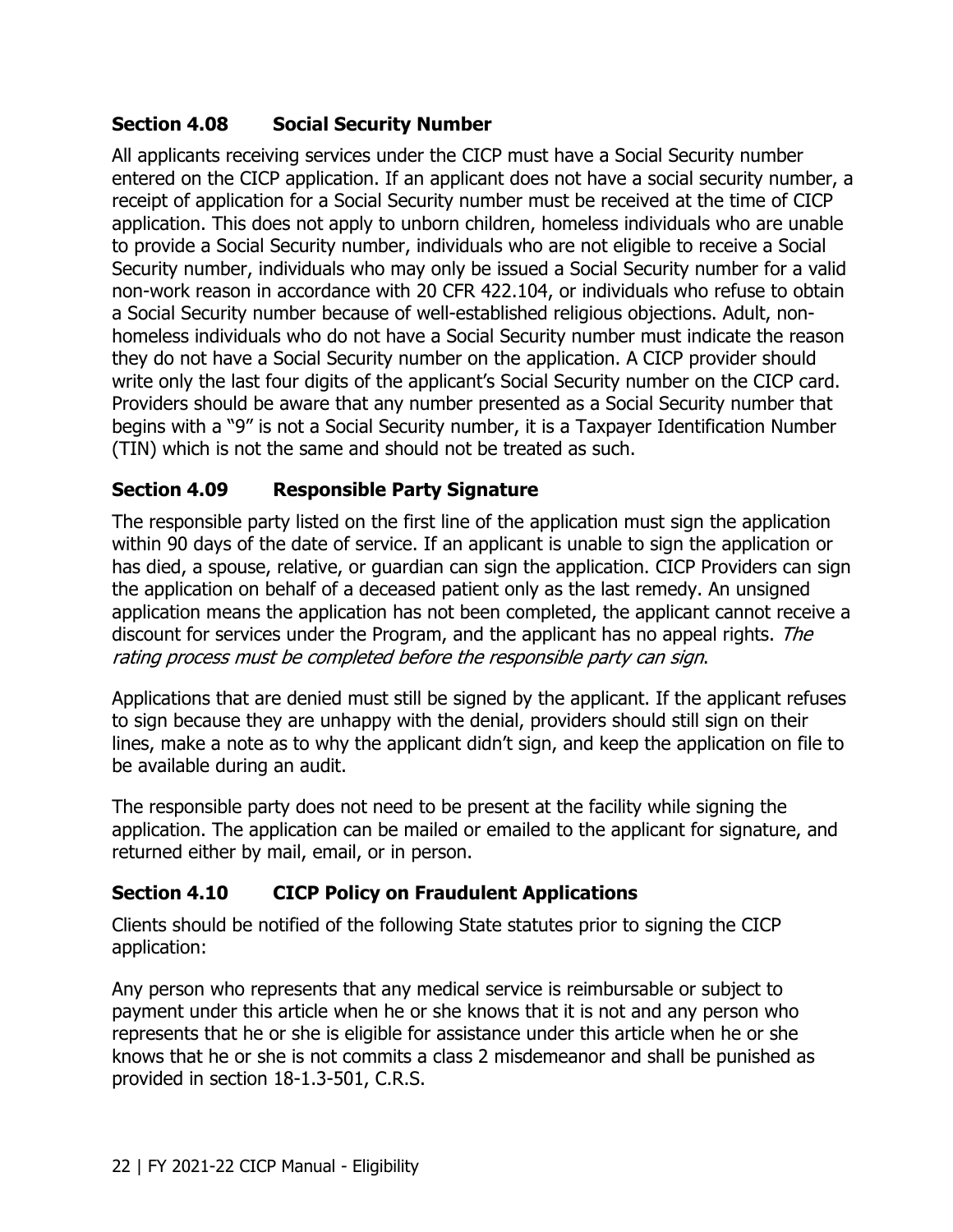## Section 4.08 Social Security Number

All applicants receiving services under the CICP must have a Social Security number entered on the CICP application. If an applicant does not have a social security number, a receipt of application for a Social Security number must be received at the time of CICP application. This does not apply to unborn children, homeless individuals who are unable to provide a Social Security number, individuals who are not eligible to receive a Social Security number, individuals who may only be issued a Social Security number for a valid non-work reason in accordance with 20 CFR 422.104, or individuals who refuse to obtain a Social Security number because of well-established religious objections. Adult, non-homeless individuals who do not have a Social Security number must indicate the reason they do not have a Social Security number on the application. A CICP provider should write only the last four digits of the applicant's Social Security number on the CICP card. Providers should be aware that any number presented as a Social Security number that begins with a "9" is not a Social Security number, it is a Taxpayer Identification Number (TIN) which is not the same and should not be treated as such.

## Section 4.09 Responsible Party Signature

The responsible party listed on the first line of the application must sign the application within 90 days of the date of service. If an applicant is unable to sign the application or has died, a spouse, relative, or guardian can sign the application. CICP Providers can sign the application on behalf of a deceased patient only as the last remedy. An unsigned application means the application has not been completed, the applicant cannot receive a discount for services under the Program, and the applicant has no appeal rights. *The rating process must be completed before the responsible party can sign*.

Applications that are denied must still be signed by the applicant. If the applicant refuses to sign because they are unhappy with the denial, providers should still sign on their lines, make a note as to why the applicant didn't sign, and keep the application on file to be available during an audit.

The responsible party does not need to be present at the facility while signing the application. The application can be mailed or emailed to the applicant for signature, and returned either by mail, email, or in person.

## Section 4.10 CICP Policy on Fraudulent Applications

Clients should be notified of the following State statutes prior to signing the CICP application:

Any person who represents that any medical service is reimbursable or subject to payment under this article when he or she knows that it is not and any person who represents that he or she is eligible for assistance under this article when he or she knows that he or she is not commits a class 2 misdemeanor and shall be punished as provided in section 18-1.3-501, C.R.S.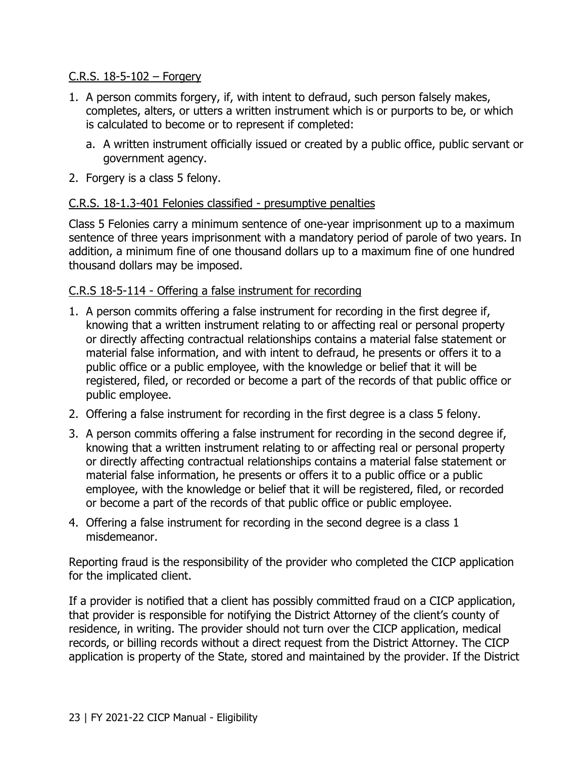C.R.S. 18-5-102 – Forgery

1. A person commits forgery, if, with intent to defraud, such person falsely makes, completes, alters, or utters a written instrument which is or purports to be, or which is calculated to become or to represent if completed:
    a. A written instrument officially issued or created by a public office, public servant or government agency.
2. Forgery is a class 5 felony.

C.R.S. 18-1.3-401 Felonies classified - presumptive penalties

Class 5 Felonies carry a minimum sentence of one-year imprisonment up to a maximum sentence of three years imprisonment with a mandatory period of parole of two years. In addition, a minimum fine of one thousand dollars up to a maximum fine of one hundred thousand dollars may be imposed.

C.R.S 18-5-114 - Offering a false instrument for recording

1. A person commits offering a false instrument for recording in the first degree if, knowing that a written instrument relating to or affecting real or personal property or directly affecting contractual relationships contains a material false statement or material false information, and with intent to defraud, he presents or offers it to a public office or a public employee, with the knowledge or belief that it will be registered, filed, or recorded or become a part of the records of that public office or public employee.
2. Offering a false instrument for recording in the first degree is a class 5 felony.
3. A person commits offering a false instrument for recording in the second degree if, knowing that a written instrument relating to or affecting real or personal property or directly affecting contractual relationships contains a material false statement or material false information, he presents or offers it to a public office or a public employee, with the knowledge or belief that it will be registered, filed, or recorded or become a part of the records of that public office or public employee.
4. Offering a false instrument for recording in the second degree is a class 1 misdemeanor.

Reporting fraud is the responsibility of the provider who completed the CICP application for the implicated client.

If a provider is notified that a client has possibly committed fraud on a CICP application, that provider is responsible for notifying the District Attorney of the client's county of residence, in writing. The provider should not turn over the CICP application, medical records, or billing records without a direct request from the District Attorney. The CICP application is property of the State, stored and maintained by the provider. If the District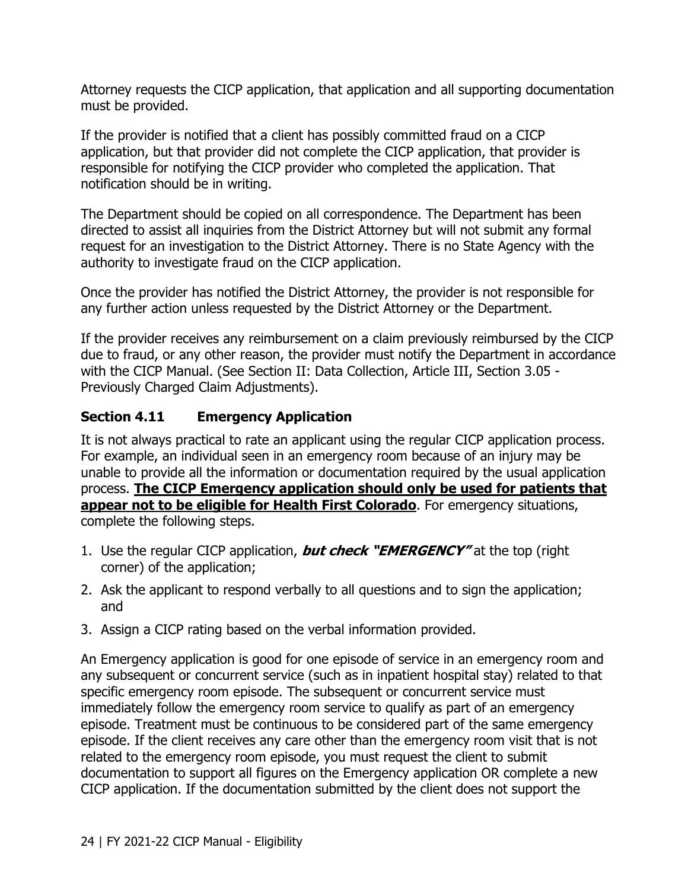Attorney requests the CICP application, that application and all supporting documentation must be provided.

If the provider is notified that a client has possibly committed fraud on a CICP application, but that provider did not complete the CICP application, that provider is responsible for notifying the CICP provider who completed the application. That notification should be in writing.

The Department should be copied on all correspondence. The Department has been directed to assist all inquiries from the District Attorney but will not submit any formal request for an investigation to the District Attorney. There is no State Agency with the authority to investigate fraud on the CICP application.

Once the provider has notified the District Attorney, the provider is not responsible for any further action unless requested by the District Attorney or the Department.

If the provider receives any reimbursement on a claim previously reimbursed by the CICP due to fraud, or any other reason, the provider must notify the Department in accordance with the CICP Manual. (See Section II: Data Collection, Article III, Section 3.05 - Previously Charged Claim Adjustments).

### Section 4.11 Emergency Application

It is not always practical to rate an applicant using the regular CICP application process. For example, an individual seen in an emergency room because of an injury may be unable to provide all the information or documentation required by the usual application process. **<u>The CICP Emergency application should only be used for patients that appear not to be eligible for Health First Colorado</u>**. For emergency situations, complete the following steps.

1. Use the regular CICP application, ***but check "EMERGENCY"*** at the top (right corner) of the application;
2. Ask the applicant to respond verbally to all questions and to sign the application; and
3. Assign a CICP rating based on the verbal information provided.

An Emergency application is good for one episode of service in an emergency room and any subsequent or concurrent service (such as in inpatient hospital stay) related to that specific emergency room episode. The subsequent or concurrent service must immediately follow the emergency room service to qualify as part of an emergency episode. Treatment must be continuous to be considered part of the same emergency episode. If the client receives any care other than the emergency room visit that is not related to the emergency room episode, you must request the client to submit documentation to support all figures on the Emergency application OR complete a new CICP application. If the documentation submitted by the client does not support the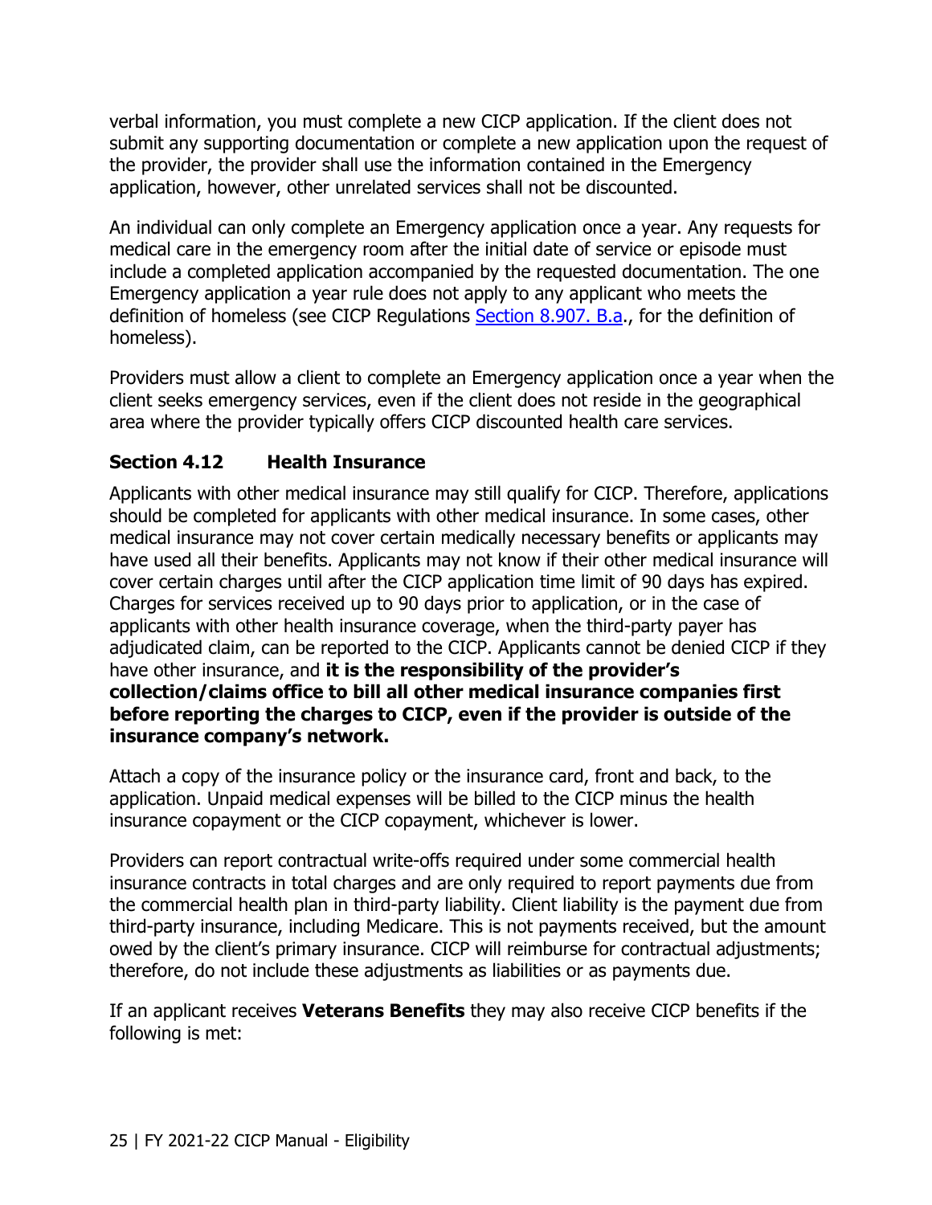verbal information, you must complete a new CICP application. If the client does not submit any supporting documentation or complete a new application upon the request of the provider, the provider shall use the information contained in the Emergency application, however, other unrelated services shall not be discounted.

An individual can only complete an Emergency application once a year. Any requests for medical care in the emergency room after the initial date of service or episode must include a completed application accompanied by the requested documentation. The one Emergency application a year rule does not apply to any applicant who meets the definition of homeless (see CICP Regulations Section 8.907. B.a., for the definition of homeless).

Providers must allow a client to complete an Emergency application once a year when the client seeks emergency services, even if the client does not reside in the geographical area where the provider typically offers CICP discounted health care services.

### Section 4.12 Health Insurance

Applicants with other medical insurance may still qualify for CICP. Therefore, applications should be completed for applicants with other medical insurance. In some cases, other medical insurance may not cover certain medically necessary benefits or applicants may have used all their benefits. Applicants may not know if their other medical insurance will cover certain charges until after the CICP application time limit of 90 days has expired. Charges for services received up to 90 days prior to application, or in the case of applicants with other health insurance coverage, when the third-party payer has adjudicated claim, can be reported to the CICP. Applicants cannot be denied CICP if they have other insurance, and **it is the responsibility of the provider's collection/claims office to bill all other medical insurance companies first before reporting the charges to CICP, even if the provider is outside of the insurance company's network.**

Attach a copy of the insurance policy or the insurance card, front and back, to the application. Unpaid medical expenses will be billed to the CICP minus the health insurance copayment or the CICP copayment, whichever is lower.

Providers can report contractual write-offs required under some commercial health insurance contracts in total charges and are only required to report payments due from the commercial health plan in third-party liability. Client liability is the payment due from third-party insurance, including Medicare. This is not payments received, but the amount owed by the client's primary insurance. CICP will reimburse for contractual adjustments; therefore, do not include these adjustments as liabilities or as payments due.

If an applicant receives **Veterans Benefits** they may also receive CICP benefits if the following is met: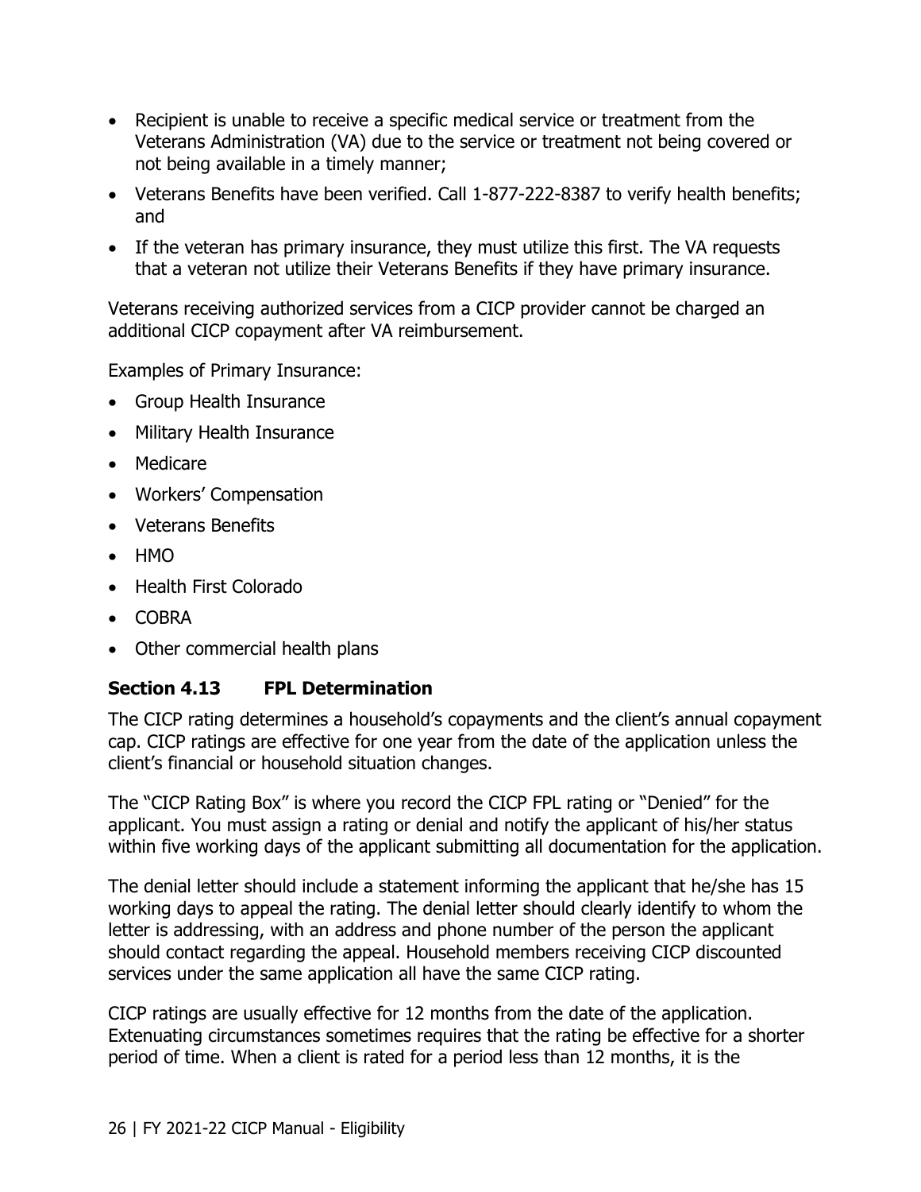- Recipient is unable to receive a specific medical service or treatment from the Veterans Administration (VA) due to the service or treatment not being covered or not being available in a timely manner;
- Veterans Benefits have been verified. Call 1-877-222-8387 to verify health benefits; and
- If the veteran has primary insurance, they must utilize this first. The VA requests that a veteran not utilize their Veterans Benefits if they have primary insurance.

Veterans receiving authorized services from a CICP provider cannot be charged an additional CICP copayment after VA reimbursement.

Examples of Primary Insurance:

- Group Health Insurance
- Military Health Insurance
- Medicare
- Workers' Compensation
- Veterans Benefits
- HMO
- Health First Colorado
- COBRA
- Other commercial health plans

### Section 4.13 FPL Determination

The CICP rating determines a household's copayments and the client's annual copayment cap. CICP ratings are effective for one year from the date of the application unless the client's financial or household situation changes.

The "CICP Rating Box" is where you record the CICP FPL rating or "Denied" for the applicant. You must assign a rating or denial and notify the applicant of his/her status within five working days of the applicant submitting all documentation for the application.

The denial letter should include a statement informing the applicant that he/she has 15 working days to appeal the rating. The denial letter should clearly identify to whom the letter is addressing, with an address and phone number of the person the applicant should contact regarding the appeal. Household members receiving CICP discounted services under the same application all have the same CICP rating.

CICP ratings are usually effective for 12 months from the date of the application. Extenuating circumstances sometimes requires that the rating be effective for a shorter period of time. When a client is rated for a period less than 12 months, it is the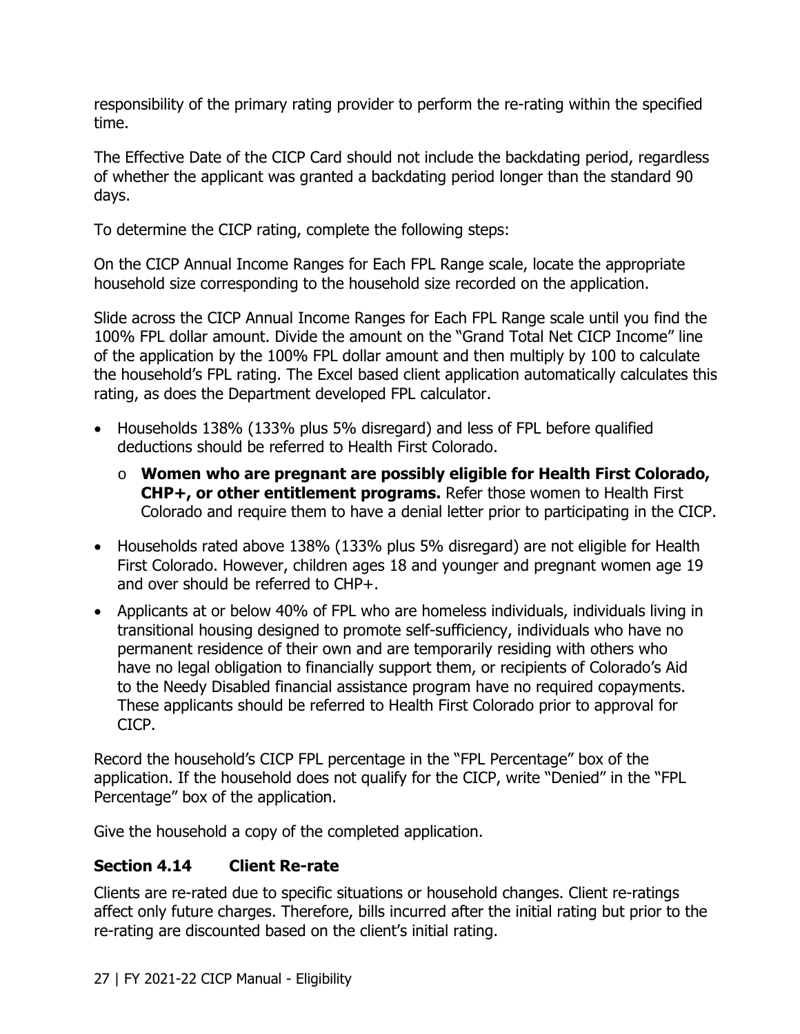responsibility of the primary rating provider to perform the re-rating within the specified time.

The Effective Date of the CICP Card should not include the backdating period, regardless of whether the applicant was granted a backdating period longer than the standard 90 days.

To determine the CICP rating, complete the following steps:

On the CICP Annual Income Ranges for Each FPL Range scale, locate the appropriate household size corresponding to the household size recorded on the application.

Slide across the CICP Annual Income Ranges for Each FPL Range scale until you find the 100% FPL dollar amount. Divide the amount on the "Grand Total Net CICP Income" line of the application by the 100% FPL dollar amount and then multiply by 100 to calculate the household's FPL rating. The Excel based client application automatically calculates this rating, as does the Department developed FPL calculator.

- Households 138% (133% plus 5% disregard) and less of FPL before qualified deductions should be referred to Health First Colorado.
  - **Women who are pregnant are possibly eligible for Health First Colorado, CHP+, or other entitlement programs.** Refer those women to Health First Colorado and require them to have a denial letter prior to participating in the CICP.
- Households rated above 138% (133% plus 5% disregard) are not eligible for Health First Colorado. However, children ages 18 and younger and pregnant women age 19 and over should be referred to CHP+.
- Applicants at or below 40% of FPL who are homeless individuals, individuals living in transitional housing designed to promote self-sufficiency, individuals who have no permanent residence of their own and are temporarily residing with others who have no legal obligation to financially support them, or recipients of Colorado's Aid to the Needy Disabled financial assistance program have no required copayments. These applicants should be referred to Health First Colorado prior to approval for CICP.

Record the household's CICP FPL percentage in the "FPL Percentage" box of the application. If the household does not qualify for the CICP, write "Denied" in the "FPL Percentage" box of the application.

Give the household a copy of the completed application.

### Section 4.14 Client Re-rate

Clients are re-rated due to specific situations or household changes. Client re-ratings affect only future charges. Therefore, bills incurred after the initial rating but prior to the re-rating are discounted based on the client's initial rating.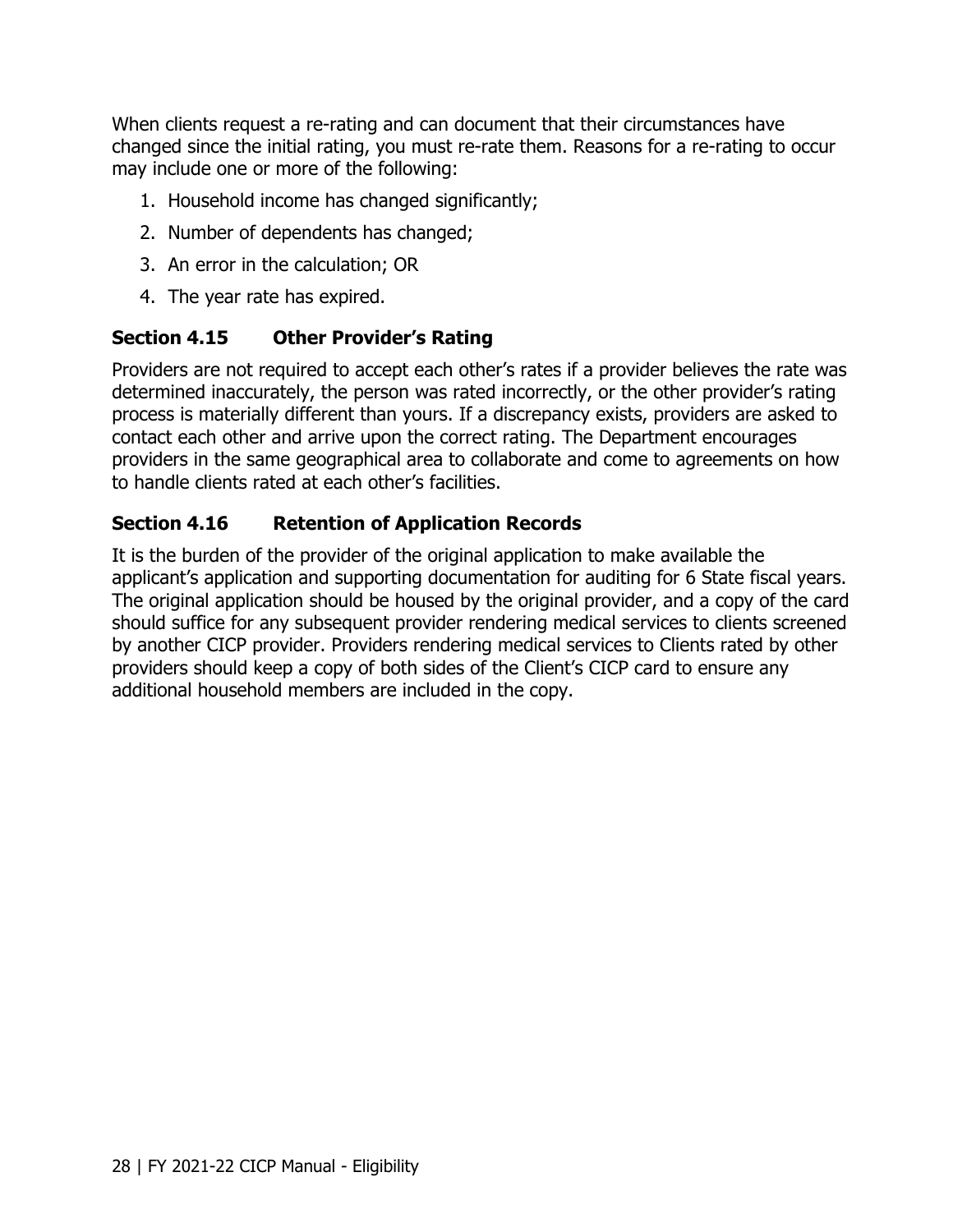When clients request a re-rating and can document that their circumstances have changed since the initial rating, you must re-rate them. Reasons for a re-rating to occur may include one or more of the following:

1. Household income has changed significantly;
2. Number of dependents has changed;
3. An error in the calculation; OR
4. The year rate has expired.

### Section 4.15 Other Provider's Rating

Providers are not required to accept each other's rates if a provider believes the rate was determined inaccurately, the person was rated incorrectly, or the other provider's rating process is materially different than yours. If a discrepancy exists, providers are asked to contact each other and arrive upon the correct rating. The Department encourages providers in the same geographical area to collaborate and come to agreements on how to handle clients rated at each other's facilities.

### Section 4.16 Retention of Application Records

It is the burden of the provider of the original application to make available the applicant's application and supporting documentation for auditing for 6 State fiscal years. The original application should be housed by the original provider, and a copy of the card should suffice for any subsequent provider rendering medical services to clients screened by another CICP provider. Providers rendering medical services to Clients rated by other providers should keep a copy of both sides of the Client's CICP card to ensure any additional household members are included in the copy.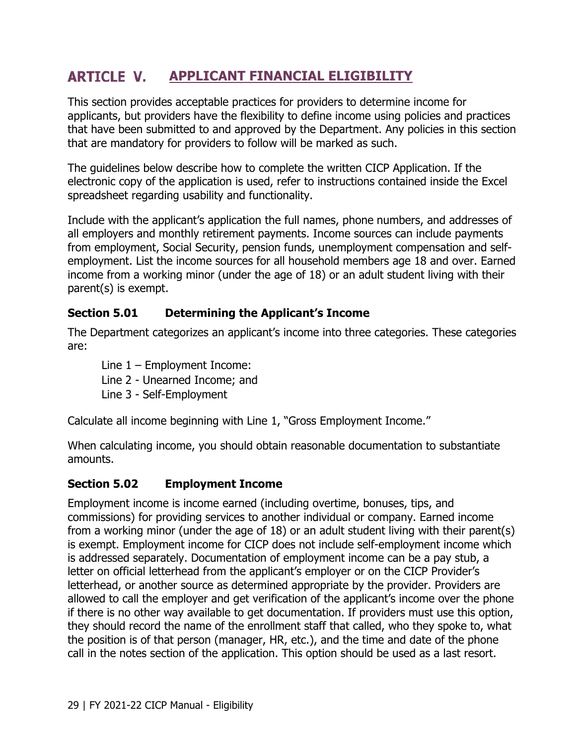# ARTICLE V. APPLICANT FINANCIAL ELIGIBILITY

This section provides acceptable practices for providers to determine income for applicants, but providers have the flexibility to define income using policies and practices that have been submitted to and approved by the Department. Any policies in this section that are mandatory for providers to follow will be marked as such.

The guidelines below describe how to complete the written CICP Application. If the electronic copy of the application is used, refer to instructions contained inside the Excel spreadsheet regarding usability and functionality.

Include with the applicant's application the full names, phone numbers, and addresses of all employers and monthly retirement payments. Income sources can include payments from employment, Social Security, pension funds, unemployment compensation and self-employment. List the income sources for all household members age 18 and over. Earned income from a working minor (under the age of 18) or an adult student living with their parent(s) is exempt.

## Section 5.01 Determining the Applicant's Income

The Department categorizes an applicant's income into three categories. These categories are:

Line 1 – Employment Income:
Line 2 - Unearned Income; and
Line 3 - Self-Employment

Calculate all income beginning with Line 1, "Gross Employment Income."

When calculating income, you should obtain reasonable documentation to substantiate amounts.

## Section 5.02 Employment Income

Employment income is income earned (including overtime, bonuses, tips, and commissions) for providing services to another individual or company. Earned income from a working minor (under the age of 18) or an adult student living with their parent(s) is exempt. Employment income for CICP does not include self-employment income which is addressed separately. Documentation of employment income can be a pay stub, a letter on official letterhead from the applicant's employer or on the CICP Provider's letterhead, or another source as determined appropriate by the provider. Providers are allowed to call the employer and get verification of the applicant's income over the phone if there is no other way available to get documentation. If providers must use this option, they should record the name of the enrollment staff that called, who they spoke to, what the position is of that person (manager, HR, etc.), and the time and date of the phone call in the notes section of the application. This option should be used as a last resort.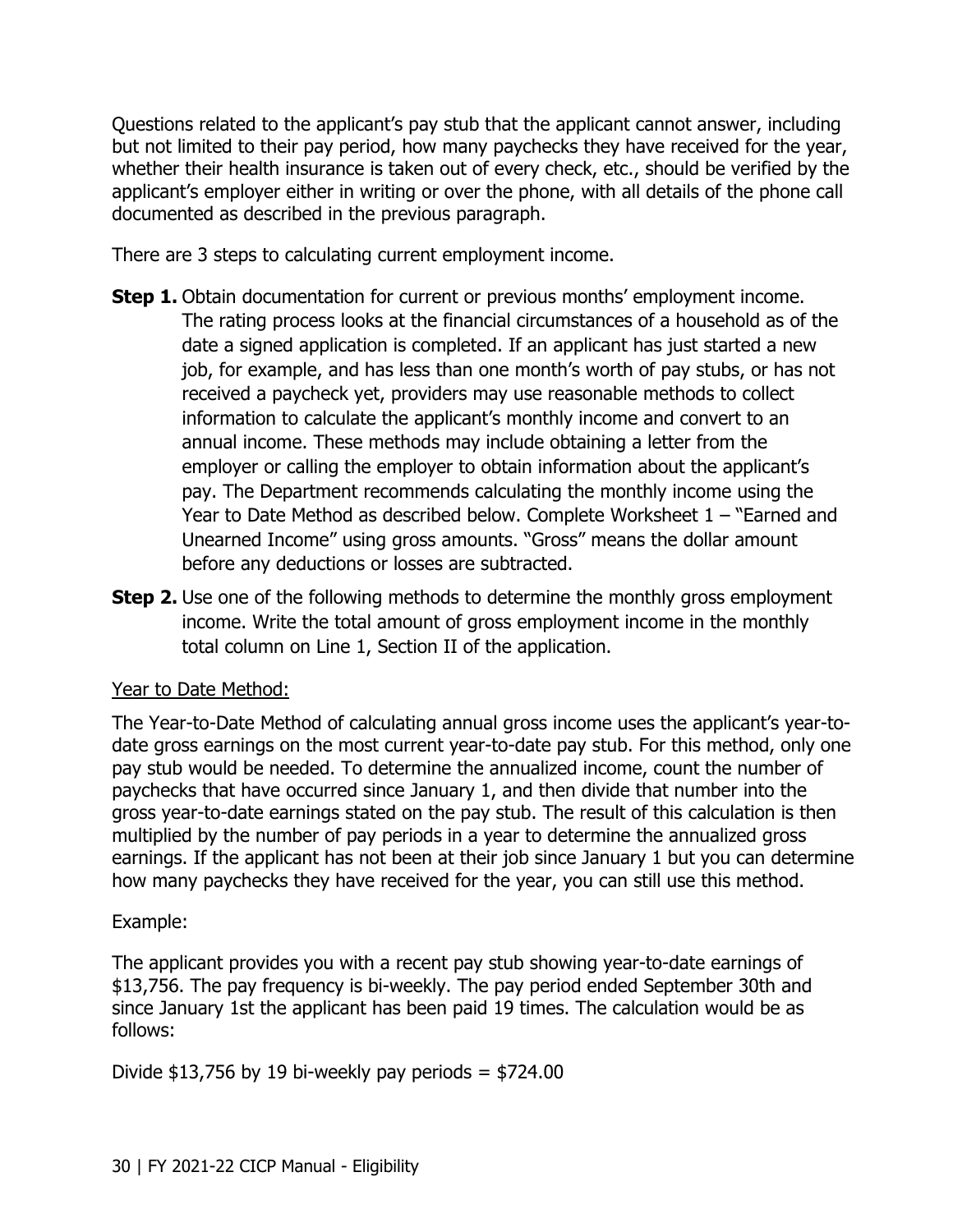Questions related to the applicant's pay stub that the applicant cannot answer, including but not limited to their pay period, how many paychecks they have received for the year, whether their health insurance is taken out of every check, etc., should be verified by the applicant's employer either in writing or over the phone, with all details of the phone call documented as described in the previous paragraph.

There are 3 steps to calculating current employment income.

**Step 1.** Obtain documentation for current or previous months' employment income. The rating process looks at the financial circumstances of a household as of the date a signed application is completed. If an applicant has just started a new job, for example, and has less than one month's worth of pay stubs, or has not received a paycheck yet, providers may use reasonable methods to collect information to calculate the applicant's monthly income and convert to an annual income. These methods may include obtaining a letter from the employer or calling the employer to obtain information about the applicant's pay. The Department recommends calculating the monthly income using the Year to Date Method as described below. Complete Worksheet 1 – "Earned and Unearned Income" using gross amounts. "Gross" means the dollar amount before any deductions or losses are subtracted.

**Step 2.** Use one of the following methods to determine the monthly gross employment income. Write the total amount of gross employment income in the monthly total column on Line 1, Section II of the application.

Year to Date Method:

The Year-to-Date Method of calculating annual gross income uses the applicant's year-to-date gross earnings on the most current year-to-date pay stub. For this method, only one pay stub would be needed. To determine the annualized income, count the number of paychecks that have occurred since January 1, and then divide that number into the gross year-to-date earnings stated on the pay stub. The result of this calculation is then multiplied by the number of pay periods in a year to determine the annualized gross earnings. If the applicant has not been at their job since January 1 but you can determine how many paychecks they have received for the year, you can still use this method.

Example:

The applicant provides you with a recent pay stub showing year-to-date earnings of $13,756. The pay frequency is bi-weekly. The pay period ended September 30th and since January 1st the applicant has been paid 19 times. The calculation would be as follows:

Divide $13,756 by 19 bi-weekly pay periods = $724.00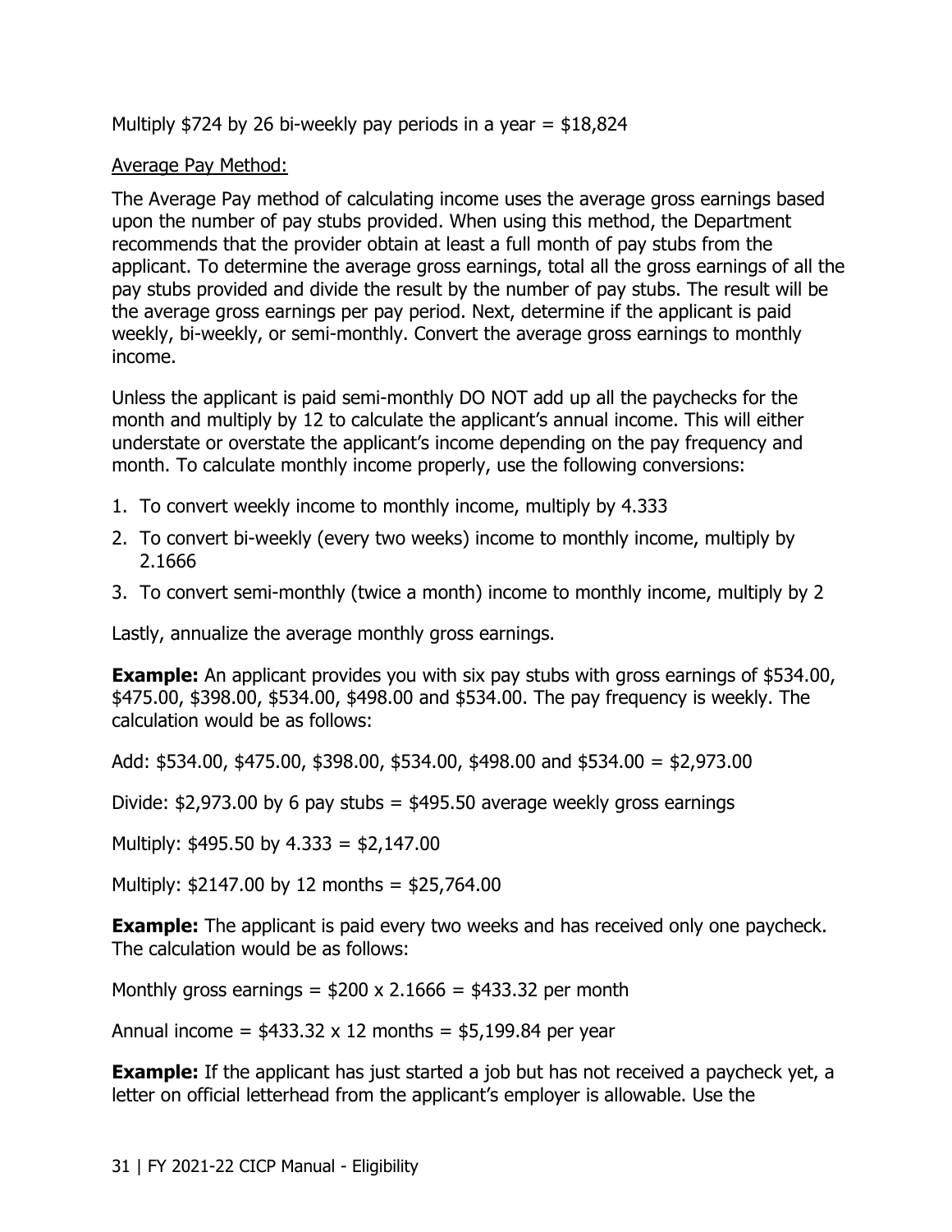Multiply $724 by 26 bi-weekly pay periods in a year = $18,824

Average Pay Method:

The Average Pay method of calculating income uses the average gross earnings based upon the number of pay stubs provided. When using this method, the Department recommends that the provider obtain at least a full month of pay stubs from the applicant. To determine the average gross earnings, total all the gross earnings of all the pay stubs provided and divide the result by the number of pay stubs. The result will be the average gross earnings per pay period. Next, determine if the applicant is paid weekly, bi-weekly, or semi-monthly. Convert the average gross earnings to monthly income.

Unless the applicant is paid semi-monthly DO NOT add up all the paychecks for the month and multiply by 12 to calculate the applicant's annual income. This will either understate or overstate the applicant's income depending on the pay frequency and month. To calculate monthly income properly, use the following conversions:

1. To convert weekly income to monthly income, multiply by 4.333
2. To convert bi-weekly (every two weeks) income to monthly income, multiply by 2.1666
3. To convert semi-monthly (twice a month) income to monthly income, multiply by 2

Lastly, annualize the average monthly gross earnings.

**Example:** An applicant provides you with six pay stubs with gross earnings of $534.00, $475.00, $398.00, $534.00, $498.00 and $534.00. The pay frequency is weekly. The calculation would be as follows:

Add: $534.00, $475.00, $398.00, $534.00, $498.00 and $534.00 = $2,973.00

Divide: $2,973.00 by 6 pay stubs = $495.50 average weekly gross earnings

Multiply: $495.50 by 4.333 = $2,147.00

Multiply: $2147.00 by 12 months = $25,764.00

**Example:** The applicant is paid every two weeks and has received only one paycheck. The calculation would be as follows:

Monthly gross earnings = $200 x 2.1666 = $433.32 per month

Annual income = $433.32 x 12 months = $5,199.84 per year

**Example:** If the applicant has just started a job but has not received a paycheck yet, a letter on official letterhead from the applicant's employer is allowable. Use the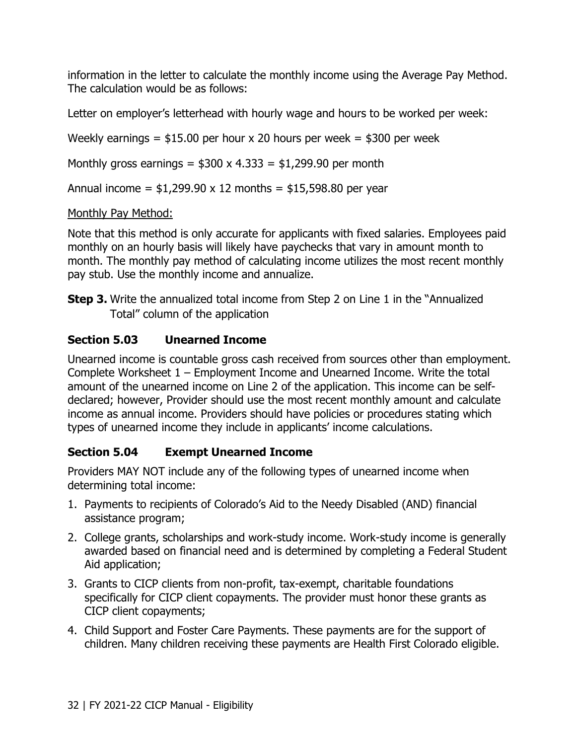information in the letter to calculate the monthly income using the Average Pay Method. The calculation would be as follows:

Letter on employer's letterhead with hourly wage and hours to be worked per week:

Weekly earnings = $15.00 per hour x 20 hours per week = $300 per week

Monthly gross earnings = $300 x 4.333 = $1,299.90 per month

Annual income = $1,299.90 x 12 months = $15,598.80 per year

<u>Monthly Pay Method:</u>

Note that this method is only accurate for applicants with fixed salaries. Employees paid monthly on an hourly basis will likely have paychecks that vary in amount month to month. The monthly pay method of calculating income utilizes the most recent monthly pay stub. Use the monthly income and annualize.

**Step 3.** Write the annualized total income from Step 2 on Line 1 in the "Annualized Total" column of the application

### Section 5.03 Unearned Income

Unearned income is countable gross cash received from sources other than employment. Complete Worksheet 1 – Employment Income and Unearned Income. Write the total amount of the unearned income on Line 2 of the application. This income can be self-declared; however, Provider should use the most recent monthly amount and calculate income as annual income. Providers should have policies or procedures stating which types of unearned income they include in applicants' income calculations.

### Section 5.04 Exempt Unearned Income

Providers MAY NOT include any of the following types of unearned income when determining total income:

1. Payments to recipients of Colorado's Aid to the Needy Disabled (AND) financial assistance program;
2. College grants, scholarships and work-study income. Work-study income is generally awarded based on financial need and is determined by completing a Federal Student Aid application;
3. Grants to CICP clients from non-profit, tax-exempt, charitable foundations specifically for CICP client copayments. The provider must honor these grants as CICP client copayments;
4. Child Support and Foster Care Payments. These payments are for the support of children. Many children receiving these payments are Health First Colorado eligible.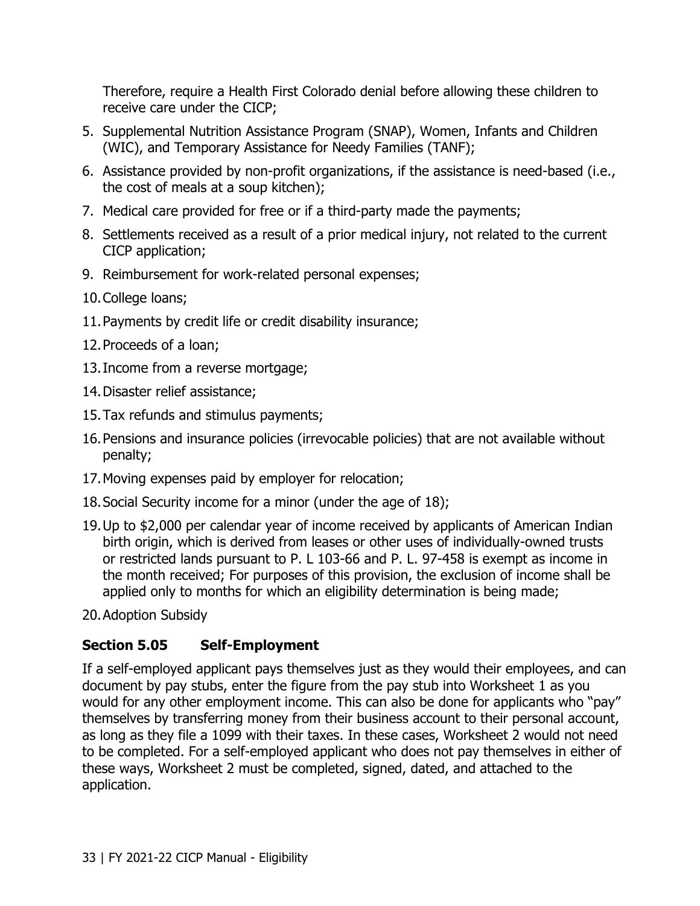Therefore, require a Health First Colorado denial before allowing these children to receive care under the CICP;

5. Supplemental Nutrition Assistance Program (SNAP), Women, Infants and Children (WIC), and Temporary Assistance for Needy Families (TANF);
6. Assistance provided by non-profit organizations, if the assistance is need-based (i.e., the cost of meals at a soup kitchen);
7. Medical care provided for free or if a third-party made the payments;
8. Settlements received as a result of a prior medical injury, not related to the current CICP application;
9. Reimbursement for work-related personal expenses;
10. College loans;
11. Payments by credit life or credit disability insurance;
12. Proceeds of a loan;
13. Income from a reverse mortgage;
14. Disaster relief assistance;
15. Tax refunds and stimulus payments;
16. Pensions and insurance policies (irrevocable policies) that are not available without penalty;
17. Moving expenses paid by employer for relocation;
18. Social Security income for a minor (under the age of 18);
19. Up to $2,000 per calendar year of income received by applicants of American Indian birth origin, which is derived from leases or other uses of individually-owned trusts or restricted lands pursuant to P. L 103-66 and P. L. 97-458 is exempt as income in the month received; For purposes of this provision, the exclusion of income shall be applied only to months for which an eligibility determination is being made;
20. Adoption Subsidy

### Section 5.05 Self-Employment

If a self-employed applicant pays themselves just as they would their employees, and can document by pay stubs, enter the figure from the pay stub into Worksheet 1 as you would for any other employment income. This can also be done for applicants who "pay" themselves by transferring money from their business account to their personal account, as long as they file a 1099 with their taxes. In these cases, Worksheet 2 would not need to be completed. For a self-employed applicant who does not pay themselves in either of these ways, Worksheet 2 must be completed, signed, dated, and attached to the application.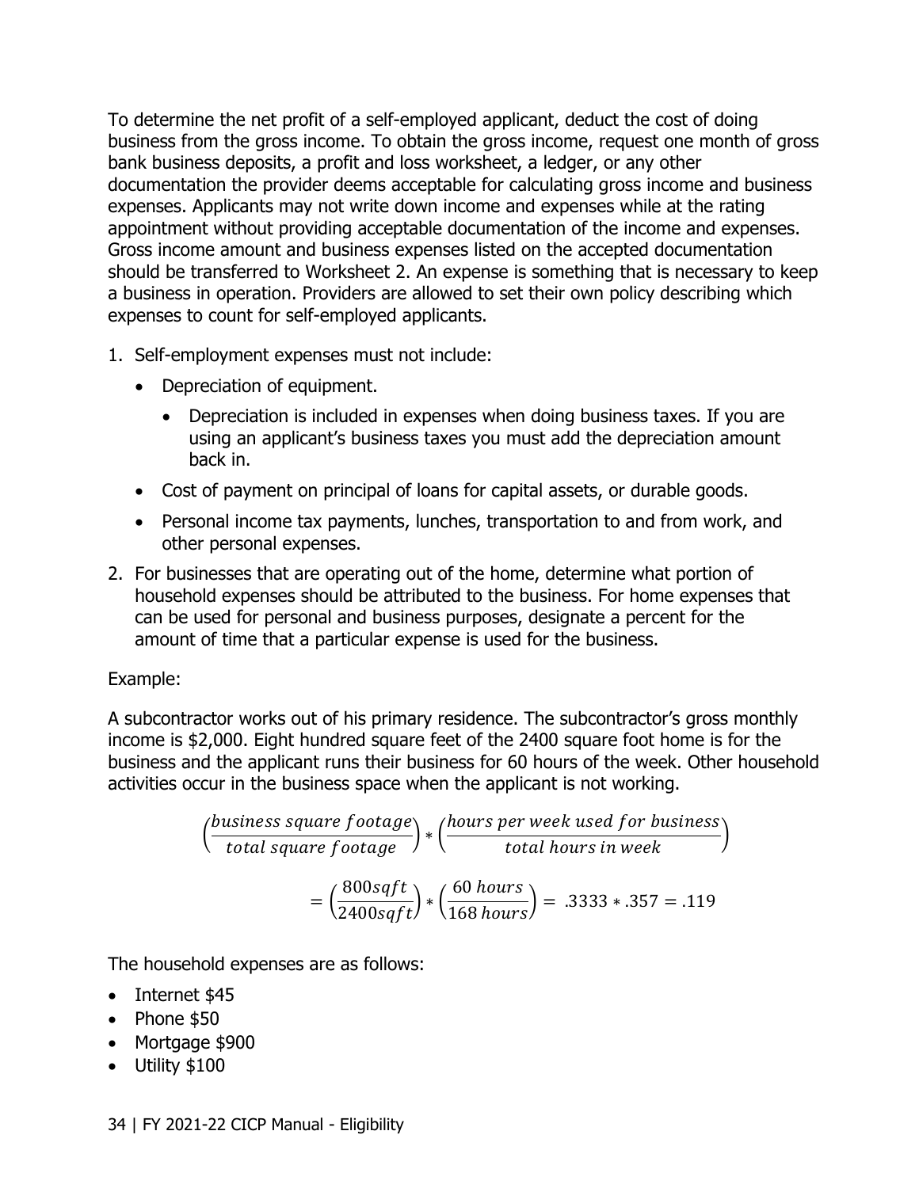To determine the net profit of a self-employed applicant, deduct the cost of doing business from the gross income. To obtain the gross income, request one month of gross bank business deposits, a profit and loss worksheet, a ledger, or any other documentation the provider deems acceptable for calculating gross income and business expenses. Applicants may not write down income and expenses while at the rating appointment without providing acceptable documentation of the income and expenses. Gross income amount and business expenses listed on the accepted documentation should be transferred to Worksheet 2. An expense is something that is necessary to keep a business in operation. Providers are allowed to set their own policy describing which expenses to count for self-employed applicants.

1. Self-employment expenses must not include:
   - Depreciation of equipment.
     - Depreciation is included in expenses when doing business taxes. If you are using an applicant's business taxes you must add the depreciation amount back in.
   - Cost of payment on principal of loans for capital assets, or durable goods.
   - Personal income tax payments, lunches, transportation to and from work, and other personal expenses.
2. For businesses that are operating out of the home, determine what portion of household expenses should be attributed to the business. For home expenses that can be used for personal and business purposes, designate a percent for the amount of time that a particular expense is used for the business.

Example:

A subcontractor works out of his primary residence. The subcontractor's gross monthly income is $2,000. Eight hundred square feet of the 2400 square foot home is for the business and the applicant runs their business for 60 hours of the week. Other household activities occur in the business space when the applicant is not working.

$$\left(\frac{business\ square\ footage}{total\ square\ footage}\right) * \left(\frac{hours\ per\ week\ used\ for\ business}{total\ hours\ in\ week}\right)$$

$$= \left(\frac{800sqft}{2400sqft}\right) * \left(\frac{60\ hours}{168\ hours}\right) = .3333 * .357 = .119$$

The household expenses are as follows:

- Internet $45
- Phone $50
- Mortgage $900
- Utility $100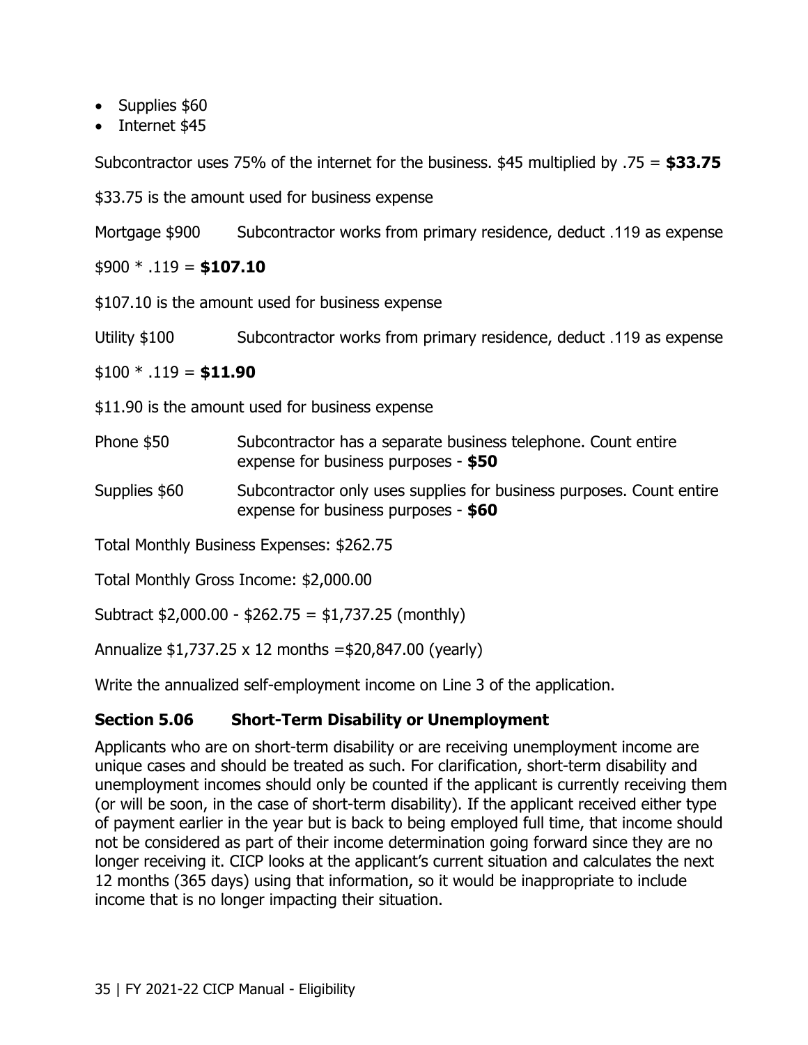- Supplies $60
- Internet $45

Subcontractor uses 75% of the internet for the business. $45 multiplied by .75 = **$33.75**

$33.75 is the amount used for business expense

Mortgage $900 Subcontractor works from primary residence, deduct .119 as expense

$900 * .119 = **$107.10**

$107.10 is the amount used for business expense

Utility $100 Subcontractor works from primary residence, deduct .119 as expense

$100 * .119 = **$11.90**

$11.90 is the amount used for business expense

Phone $50 Subcontractor has a separate business telephone. Count entire expense for business purposes - **$50**

Supplies $60 Subcontractor only uses supplies for business purposes. Count entire expense for business purposes - **$60**

Total Monthly Business Expenses: $262.75

Total Monthly Gross Income: $2,000.00

Subtract $2,000.00 - $262.75 = $1,737.25 (monthly)

Annualize $1,737.25 x 12 months =$20,847.00 (yearly)

Write the annualized self-employment income on Line 3 of the application.

### Section 5.06 Short-Term Disability or Unemployment

Applicants who are on short-term disability or are receiving unemployment income are unique cases and should be treated as such. For clarification, short-term disability and unemployment incomes should only be counted if the applicant is currently receiving them (or will be soon, in the case of short-term disability). If the applicant received either type of payment earlier in the year but is back to being employed full time, that income should not be considered as part of their income determination going forward since they are no longer receiving it. CICP looks at the applicant's current situation and calculates the next 12 months (365 days) using that information, so it would be inappropriate to include income that is no longer impacting their situation.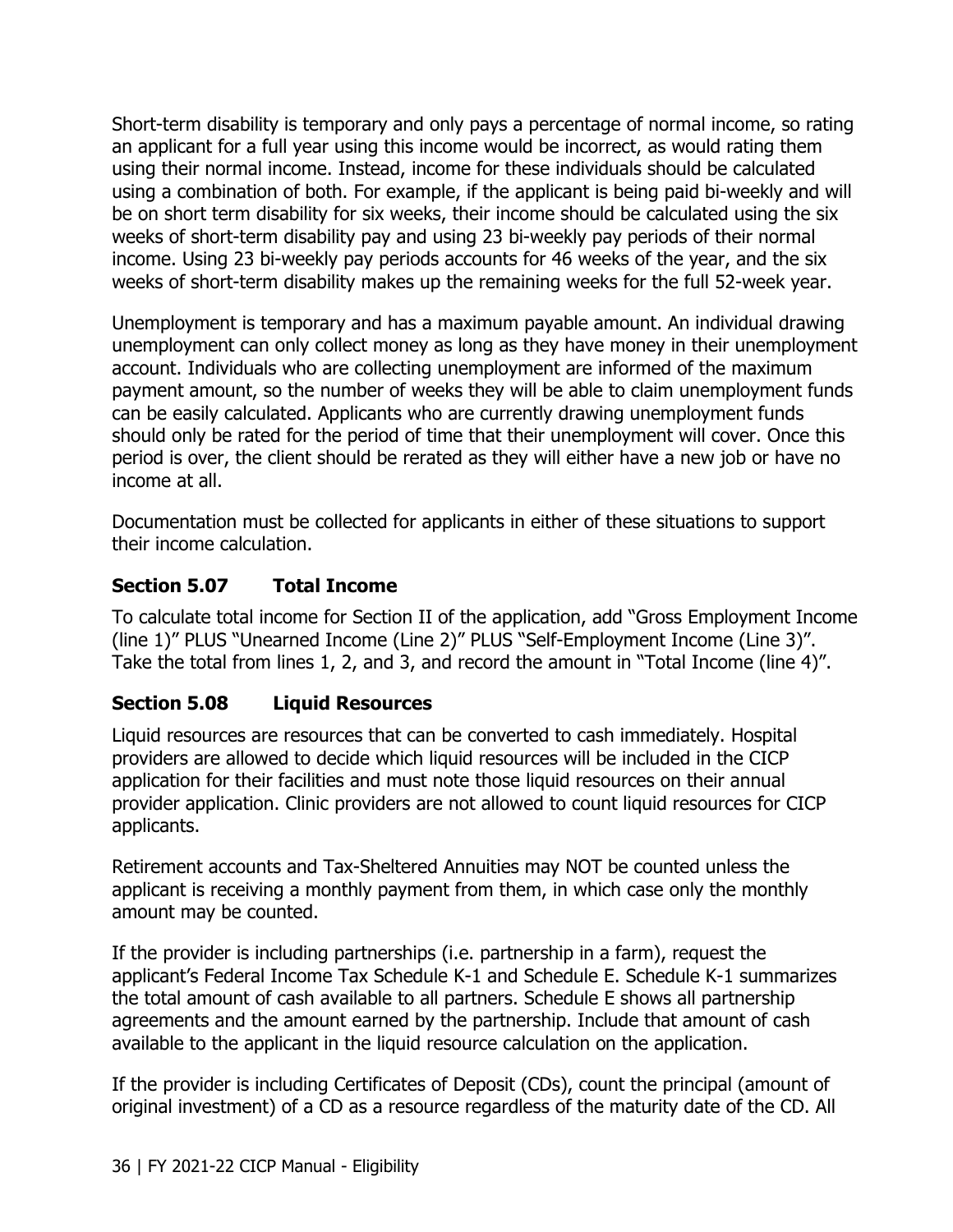Short-term disability is temporary and only pays a percentage of normal income, so rating an applicant for a full year using this income would be incorrect, as would rating them using their normal income. Instead, income for these individuals should be calculated using a combination of both. For example, if the applicant is being paid bi-weekly and will be on short term disability for six weeks, their income should be calculated using the six weeks of short-term disability pay and using 23 bi-weekly pay periods of their normal income. Using 23 bi-weekly pay periods accounts for 46 weeks of the year, and the six weeks of short-term disability makes up the remaining weeks for the full 52-week year.

Unemployment is temporary and has a maximum payable amount. An individual drawing unemployment can only collect money as long as they have money in their unemployment account. Individuals who are collecting unemployment are informed of the maximum payment amount, so the number of weeks they will be able to claim unemployment funds can be easily calculated. Applicants who are currently drawing unemployment funds should only be rated for the period of time that their unemployment will cover. Once this period is over, the client should be rerated as they will either have a new job or have no income at all.

Documentation must be collected for applicants in either of these situations to support their income calculation.

### Section 5.07 Total Income

To calculate total income for Section II of the application, add "Gross Employment Income (line 1)" PLUS "Unearned Income (Line 2)" PLUS "Self-Employment Income (Line 3)". Take the total from lines 1, 2, and 3, and record the amount in "Total Income (line 4)".

### Section 5.08 Liquid Resources

Liquid resources are resources that can be converted to cash immediately. Hospital providers are allowed to decide which liquid resources will be included in the CICP application for their facilities and must note those liquid resources on their annual provider application. Clinic providers are not allowed to count liquid resources for CICP applicants.

Retirement accounts and Tax-Sheltered Annuities may NOT be counted unless the applicant is receiving a monthly payment from them, in which case only the monthly amount may be counted.

If the provider is including partnerships (i.e. partnership in a farm), request the applicant's Federal Income Tax Schedule K-1 and Schedule E. Schedule K-1 summarizes the total amount of cash available to all partners. Schedule E shows all partnership agreements and the amount earned by the partnership. Include that amount of cash available to the applicant in the liquid resource calculation on the application.

If the provider is including Certificates of Deposit (CDs), count the principal (amount of original investment) of a CD as a resource regardless of the maturity date of the CD. All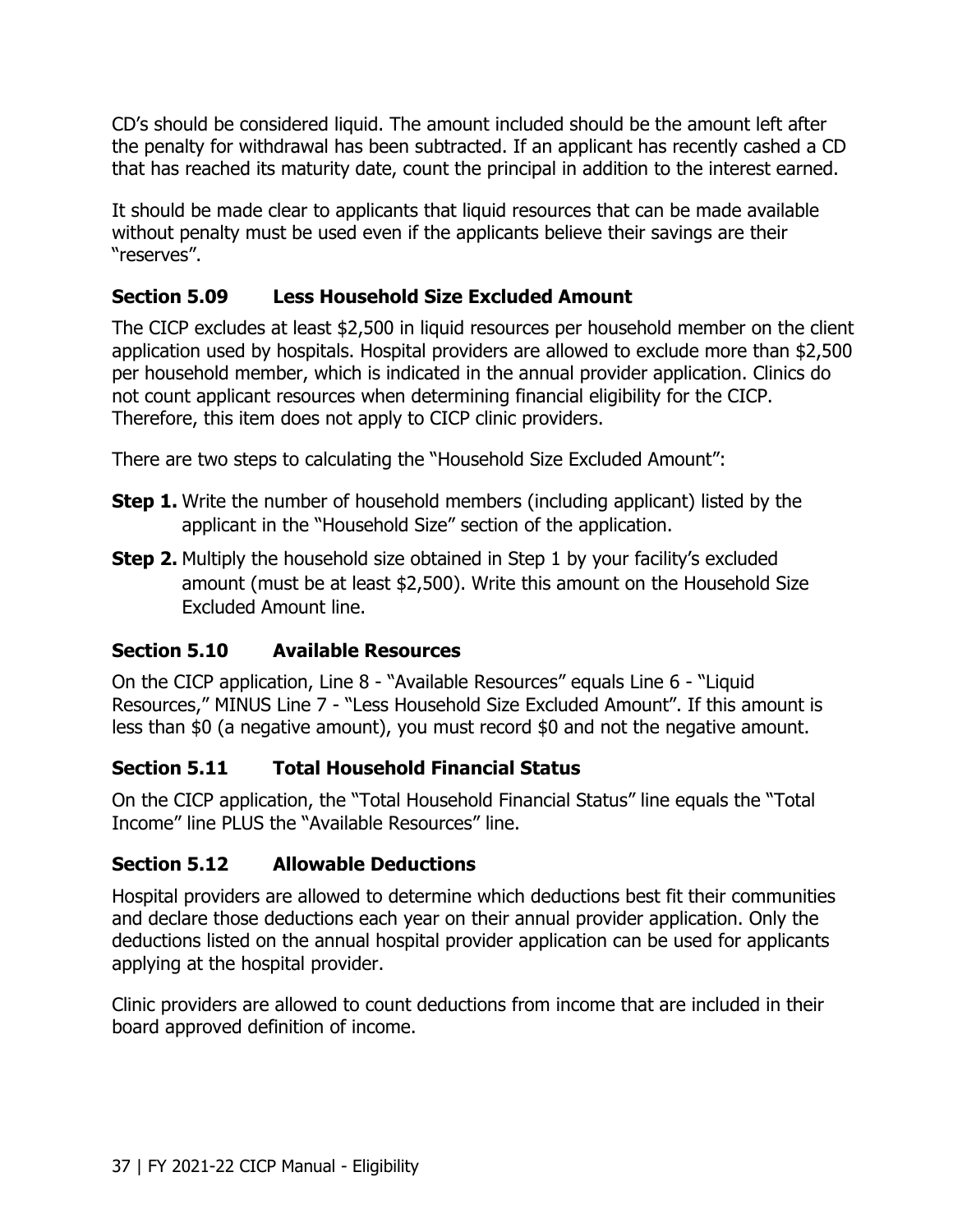CD's should be considered liquid. The amount included should be the amount left after the penalty for withdrawal has been subtracted. If an applicant has recently cashed a CD that has reached its maturity date, count the principal in addition to the interest earned.

It should be made clear to applicants that liquid resources that can be made available without penalty must be used even if the applicants believe their savings are their "reserves".

### Section 5.09 Less Household Size Excluded Amount

The CICP excludes at least $2,500 in liquid resources per household member on the client application used by hospitals. Hospital providers are allowed to exclude more than $2,500 per household member, which is indicated in the annual provider application. Clinics do not count applicant resources when determining financial eligibility for the CICP. Therefore, this item does not apply to CICP clinic providers.

There are two steps to calculating the "Household Size Excluded Amount":

**Step 1.** Write the number of household members (including applicant) listed by the applicant in the "Household Size" section of the application.

**Step 2.** Multiply the household size obtained in Step 1 by your facility's excluded amount (must be at least $2,500). Write this amount on the Household Size Excluded Amount line.

### Section 5.10 Available Resources

On the CICP application, Line 8 - "Available Resources" equals Line 6 - "Liquid Resources," MINUS Line 7 - "Less Household Size Excluded Amount". If this amount is less than $0 (a negative amount), you must record $0 and not the negative amount.

### Section 5.11 Total Household Financial Status

On the CICP application, the "Total Household Financial Status" line equals the "Total Income" line PLUS the "Available Resources" line.

### Section 5.12 Allowable Deductions

Hospital providers are allowed to determine which deductions best fit their communities and declare those deductions each year on their annual provider application. Only the deductions listed on the annual hospital provider application can be used for applicants applying at the hospital provider.

Clinic providers are allowed to count deductions from income that are included in their board approved definition of income.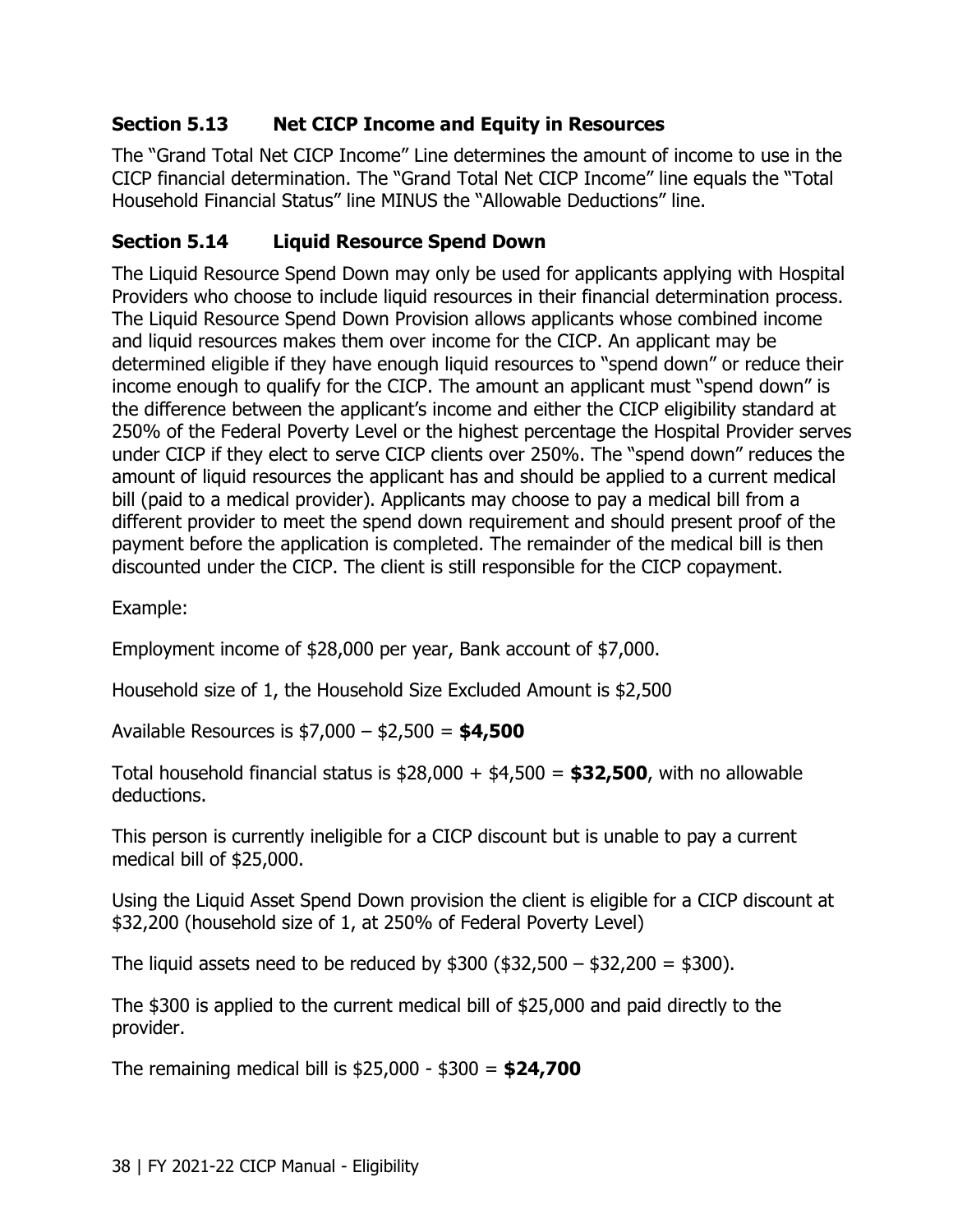### Section 5.13 Net CICP Income and Equity in Resources

The "Grand Total Net CICP Income" Line determines the amount of income to use in the CICP financial determination. The "Grand Total Net CICP Income" line equals the "Total Household Financial Status" line MINUS the "Allowable Deductions" line.

### Section 5.14 Liquid Resource Spend Down

The Liquid Resource Spend Down may only be used for applicants applying with Hospital Providers who choose to include liquid resources in their financial determination process. The Liquid Resource Spend Down Provision allows applicants whose combined income and liquid resources makes them over income for the CICP. An applicant may be determined eligible if they have enough liquid resources to "spend down" or reduce their income enough to qualify for the CICP. The amount an applicant must "spend down" is the difference between the applicant's income and either the CICP eligibility standard at 250% of the Federal Poverty Level or the highest percentage the Hospital Provider serves under CICP if they elect to serve CICP clients over 250%. The "spend down" reduces the amount of liquid resources the applicant has and should be applied to a current medical bill (paid to a medical provider). Applicants may choose to pay a medical bill from a different provider to meet the spend down requirement and should present proof of the payment before the application is completed. The remainder of the medical bill is then discounted under the CICP. The client is still responsible for the CICP copayment.

Example:

Employment income of $28,000 per year, Bank account of $7,000.

Household size of 1, the Household Size Excluded Amount is $2,500

Available Resources is $7,000 – $2,500 = **$4,500**

Total household financial status is $28,000 + $4,500 = **$32,500**, with no allowable deductions.

This person is currently ineligible for a CICP discount but is unable to pay a current medical bill of $25,000.

Using the Liquid Asset Spend Down provision the client is eligible for a CICP discount at $32,200 (household size of 1, at 250% of Federal Poverty Level)

The liquid assets need to be reduced by $300 ($32,500 – $32,200 = $300).

The $300 is applied to the current medical bill of $25,000 and paid directly to the provider.

The remaining medical bill is $25,000 - $300 = **$24,700**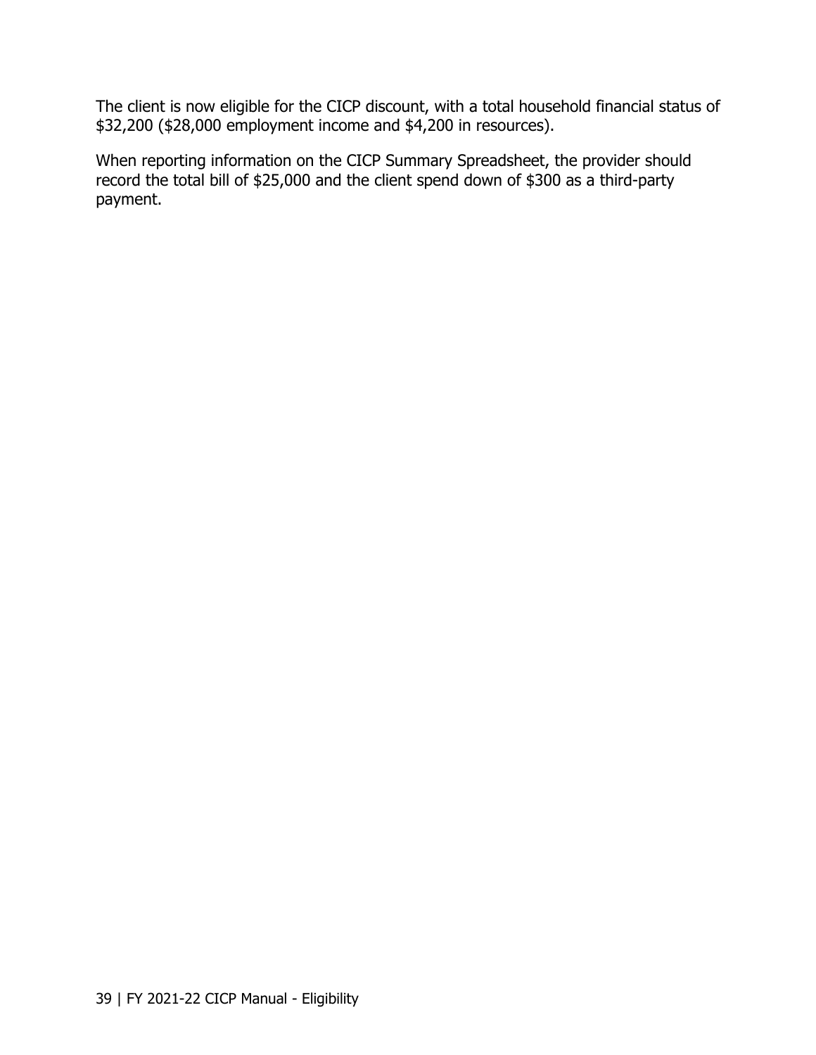The client is now eligible for the CICP discount, with a total household financial status of $32,200 ($28,000 employment income and $4,200 in resources).

When reporting information on the CICP Summary Spreadsheet, the provider should record the total bill of $25,000 and the client spend down of $300 as a third-party payment.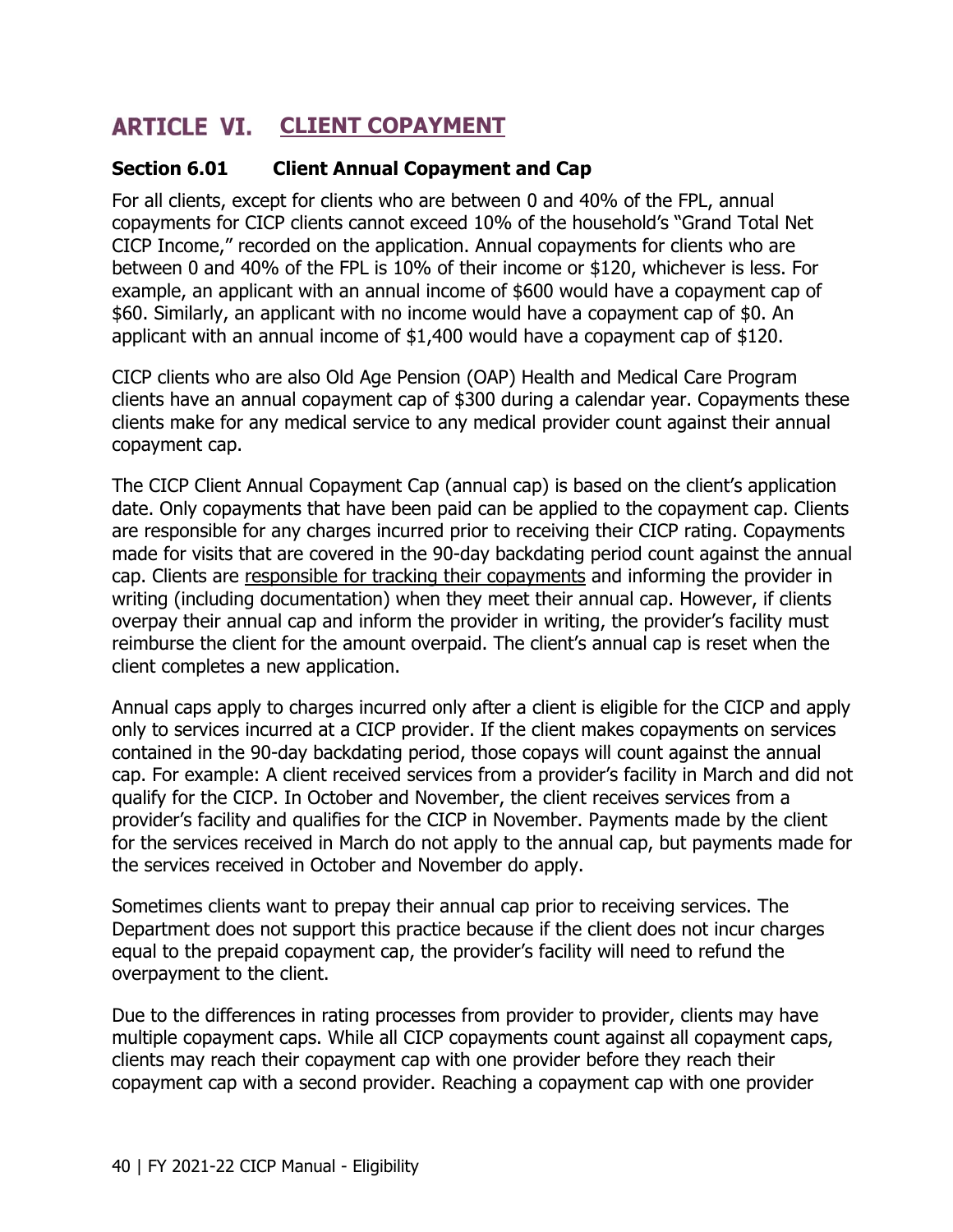# ARTICLE VI. CLIENT COPAYMENT

### Section 6.01 Client Annual Copayment and Cap

For all clients, except for clients who are between 0 and 40% of the FPL, annual copayments for CICP clients cannot exceed 10% of the household's "Grand Total Net CICP Income," recorded on the application. Annual copayments for clients who are between 0 and 40% of the FPL is 10% of their income or $120, whichever is less. For example, an applicant with an annual income of $600 would have a copayment cap of $60. Similarly, an applicant with no income would have a copayment cap of $0. An applicant with an annual income of $1,400 would have a copayment cap of $120.

CICP clients who are also Old Age Pension (OAP) Health and Medical Care Program clients have an annual copayment cap of $300 during a calendar year. Copayments these clients make for any medical service to any medical provider count against their annual copayment cap.

The CICP Client Annual Copayment Cap (annual cap) is based on the client's application date. Only copayments that have been paid can be applied to the copayment cap. Clients are responsible for any charges incurred prior to receiving their CICP rating. Copayments made for visits that are covered in the 90-day backdating period count against the annual cap. Clients are responsible for tracking their copayments and informing the provider in writing (including documentation) when they meet their annual cap. However, if clients overpay their annual cap and inform the provider in writing, the provider's facility must reimburse the client for the amount overpaid. The client's annual cap is reset when the client completes a new application.

Annual caps apply to charges incurred only after a client is eligible for the CICP and apply only to services incurred at a CICP provider. If the client makes copayments on services contained in the 90-day backdating period, those copays will count against the annual cap. For example: A client received services from a provider's facility in March and did not qualify for the CICP. In October and November, the client receives services from a provider's facility and qualifies for the CICP in November. Payments made by the client for the services received in March do not apply to the annual cap, but payments made for the services received in October and November do apply.

Sometimes clients want to prepay their annual cap prior to receiving services. The Department does not support this practice because if the client does not incur charges equal to the prepaid copayment cap, the provider's facility will need to refund the overpayment to the client.

Due to the differences in rating processes from provider to provider, clients may have multiple copayment caps. While all CICP copayments count against all copayment caps, clients may reach their copayment cap with one provider before they reach their copayment cap with a second provider. Reaching a copayment cap with one provider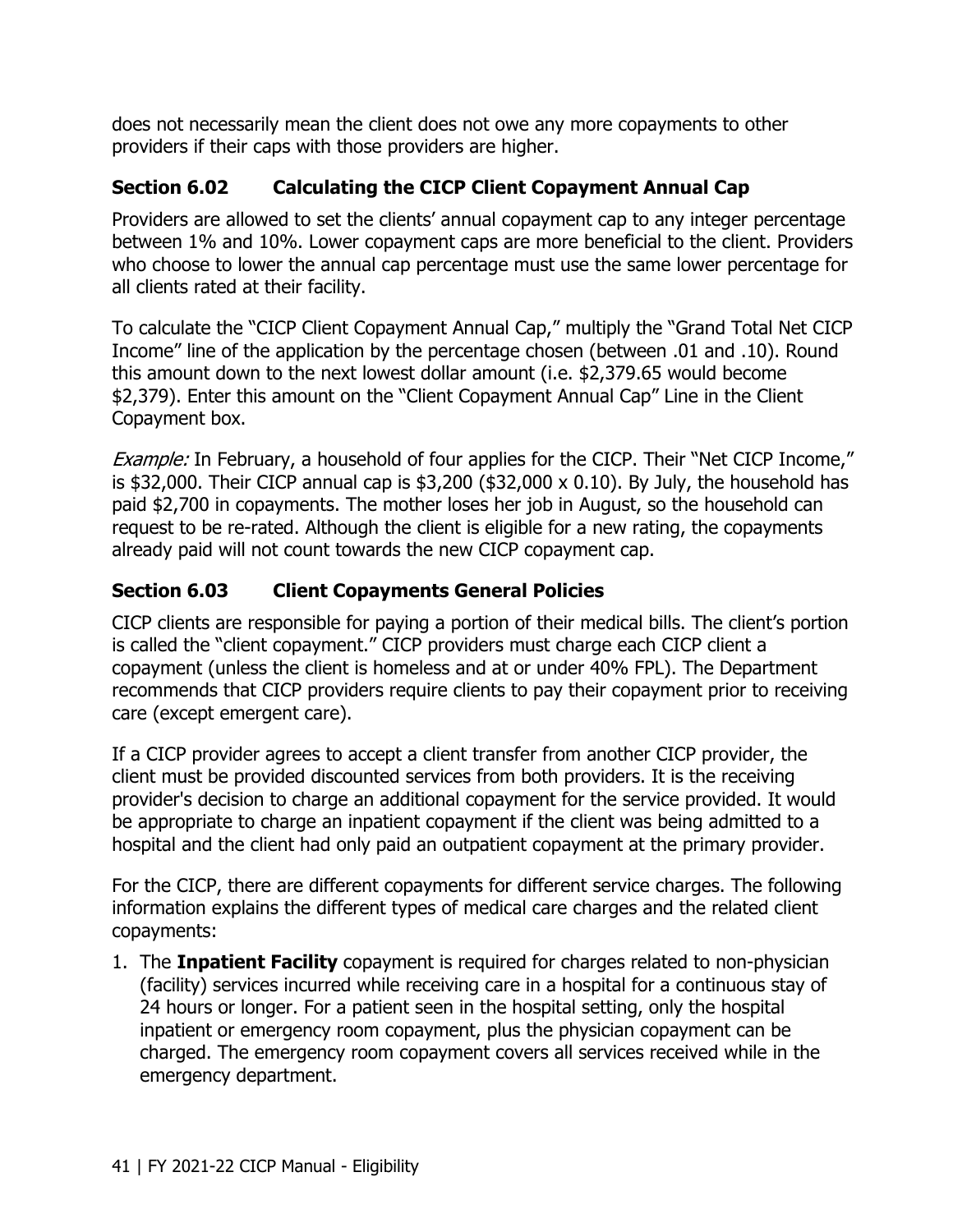does not necessarily mean the client does not owe any more copayments to other providers if their caps with those providers are higher.

## Section 6.02 Calculating the CICP Client Copayment Annual Cap

Providers are allowed to set the clients' annual copayment cap to any integer percentage between 1% and 10%. Lower copayment caps are more beneficial to the client. Providers who choose to lower the annual cap percentage must use the same lower percentage for all clients rated at their facility.

To calculate the "CICP Client Copayment Annual Cap," multiply the "Grand Total Net CICP Income" line of the application by the percentage chosen (between .01 and .10). Round this amount down to the next lowest dollar amount (i.e. $2,379.65 would become $2,379). Enter this amount on the "Client Copayment Annual Cap" Line in the Client Copayment box.

*Example:* In February, a household of four applies for the CICP. Their "Net CICP Income," is $32,000. Their CICP annual cap is $3,200 ($32,000 x 0.10). By July, the household has paid $2,700 in copayments. The mother loses her job in August, so the household can request to be re-rated. Although the client is eligible for a new rating, the copayments already paid will not count towards the new CICP copayment cap.

## Section 6.03 Client Copayments General Policies

CICP clients are responsible for paying a portion of their medical bills. The client's portion is called the "client copayment." CICP providers must charge each CICP client a copayment (unless the client is homeless and at or under 40% FPL). The Department recommends that CICP providers require clients to pay their copayment prior to receiving care (except emergent care).

If a CICP provider agrees to accept a client transfer from another CICP provider, the client must be provided discounted services from both providers. It is the receiving provider's decision to charge an additional copayment for the service provided. It would be appropriate to charge an inpatient copayment if the client was being admitted to a hospital and the client had only paid an outpatient copayment at the primary provider.

For the CICP, there are different copayments for different service charges. The following information explains the different types of medical care charges and the related client copayments:

1. The **Inpatient Facility** copayment is required for charges related to non-physician (facility) services incurred while receiving care in a hospital for a continuous stay of 24 hours or longer. For a patient seen in the hospital setting, only the hospital inpatient or emergency room copayment, plus the physician copayment can be charged. The emergency room copayment covers all services received while in the emergency department.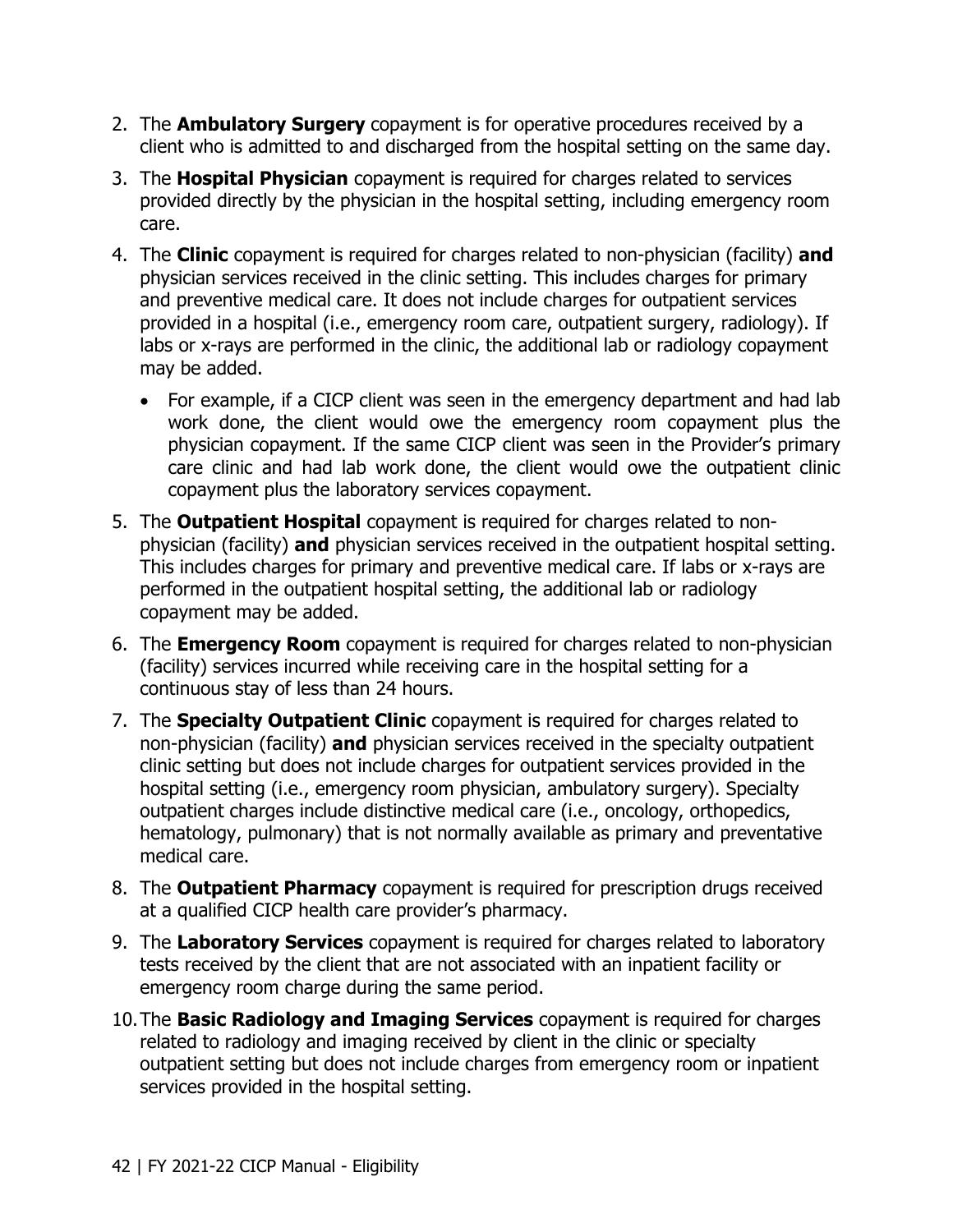2. The **Ambulatory Surgery** copayment is for operative procedures received by a client who is admitted to and discharged from the hospital setting on the same day.
3. The **Hospital Physician** copayment is required for charges related to services provided directly by the physician in the hospital setting, including emergency room care.
4. The **Clinic** copayment is required for charges related to non-physician (facility) **and** physician services received in the clinic setting. This includes charges for primary and preventive medical care. It does not include charges for outpatient services provided in a hospital (i.e., emergency room care, outpatient surgery, radiology). If labs or x-rays are performed in the clinic, the additional lab or radiology copayment may be added.
   - For example, if a CICP client was seen in the emergency department and had lab work done, the client would owe the emergency room copayment plus the physician copayment. If the same CICP client was seen in the Provider's primary care clinic and had lab work done, the client would owe the outpatient clinic copayment plus the laboratory services copayment.
5. The **Outpatient Hospital** copayment is required for charges related to non-physician (facility) **and** physician services received in the outpatient hospital setting. This includes charges for primary and preventive medical care. If labs or x-rays are performed in the outpatient hospital setting, the additional lab or radiology copayment may be added.
6. The **Emergency Room** copayment is required for charges related to non-physician (facility) services incurred while receiving care in the hospital setting for a continuous stay of less than 24 hours.
7. The **Specialty Outpatient Clinic** copayment is required for charges related to non-physician (facility) **and** physician services received in the specialty outpatient clinic setting but does not include charges for outpatient services provided in the hospital setting (i.e., emergency room physician, ambulatory surgery). Specialty outpatient charges include distinctive medical care (i.e., oncology, orthopedics, hematology, pulmonary) that is not normally available as primary and preventative medical care.
8. The **Outpatient Pharmacy** copayment is required for prescription drugs received at a qualified CICP health care provider's pharmacy.
9. The **Laboratory Services** copayment is required for charges related to laboratory tests received by the client that are not associated with an inpatient facility or emergency room charge during the same period.
10. The **Basic Radiology and Imaging Services** copayment is required for charges related to radiology and imaging received by client in the clinic or specialty outpatient setting but does not include charges from emergency room or inpatient services provided in the hospital setting.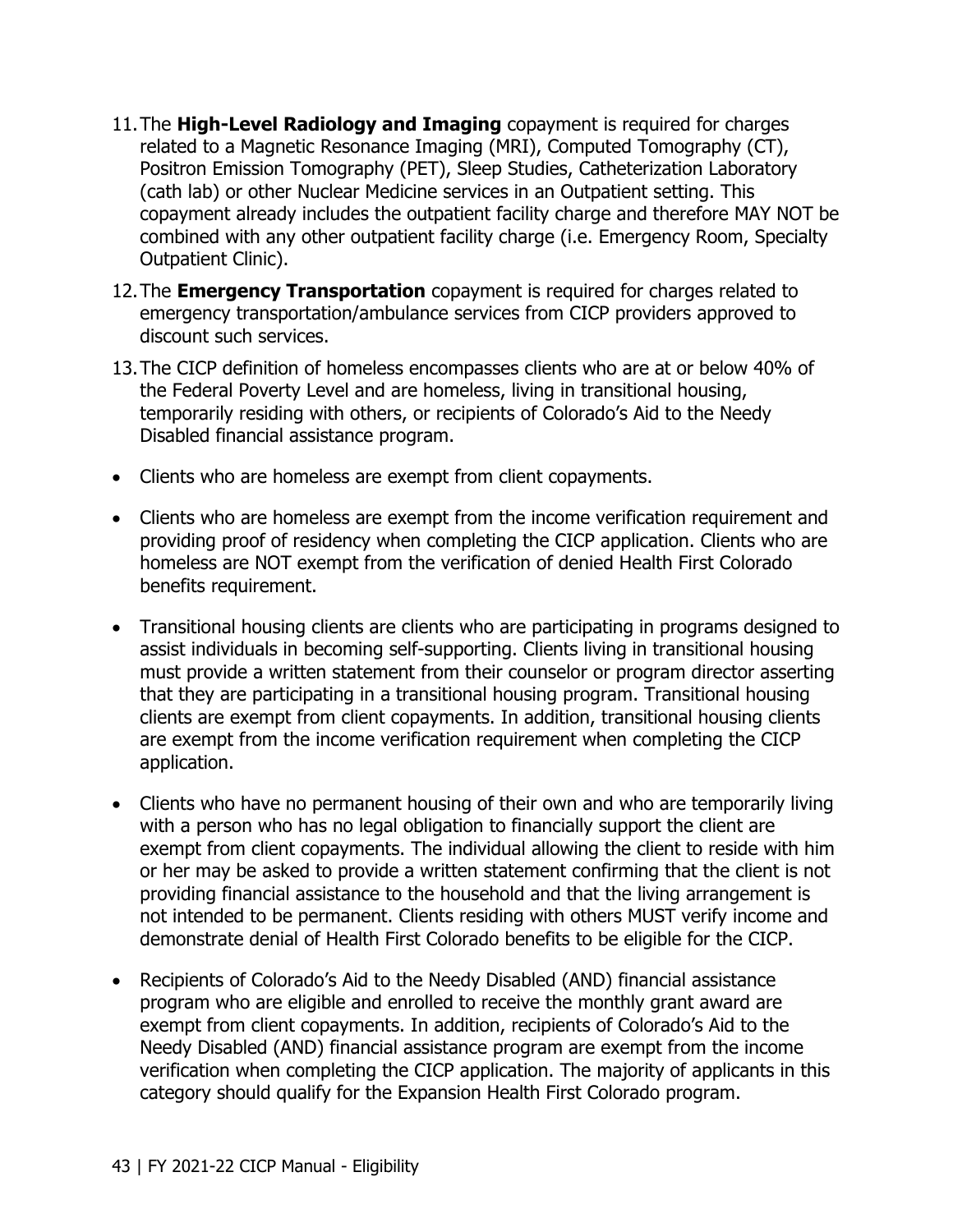11. The **High-Level Radiology and Imaging** copayment is required for charges related to a Magnetic Resonance Imaging (MRI), Computed Tomography (CT), Positron Emission Tomography (PET), Sleep Studies, Catheterization Laboratory (cath lab) or other Nuclear Medicine services in an Outpatient setting. This copayment already includes the outpatient facility charge and therefore MAY NOT be combined with any other outpatient facility charge (i.e. Emergency Room, Specialty Outpatient Clinic).
12. The **Emergency Transportation** copayment is required for charges related to emergency transportation/ambulance services from CICP providers approved to discount such services.
13. The CICP definition of homeless encompasses clients who are at or below 40% of the Federal Poverty Level and are homeless, living in transitional housing, temporarily residing with others, or recipients of Colorado's Aid to the Needy Disabled financial assistance program.

- Clients who are homeless are exempt from client copayments.
- Clients who are homeless are exempt from the income verification requirement and providing proof of residency when completing the CICP application. Clients who are homeless are NOT exempt from the verification of denied Health First Colorado benefits requirement.
- Transitional housing clients are clients who are participating in programs designed to assist individuals in becoming self-supporting. Clients living in transitional housing must provide a written statement from their counselor or program director asserting that they are participating in a transitional housing program. Transitional housing clients are exempt from client copayments. In addition, transitional housing clients are exempt from the income verification requirement when completing the CICP application.
- Clients who have no permanent housing of their own and who are temporarily living with a person who has no legal obligation to financially support the client are exempt from client copayments. The individual allowing the client to reside with him or her may be asked to provide a written statement confirming that the client is not providing financial assistance to the household and that the living arrangement is not intended to be permanent. Clients residing with others MUST verify income and demonstrate denial of Health First Colorado benefits to be eligible for the CICP.
- Recipients of Colorado's Aid to the Needy Disabled (AND) financial assistance program who are eligible and enrolled to receive the monthly grant award are exempt from client copayments. In addition, recipients of Colorado's Aid to the Needy Disabled (AND) financial assistance program are exempt from the income verification when completing the CICP application. The majority of applicants in this category should qualify for the Expansion Health First Colorado program.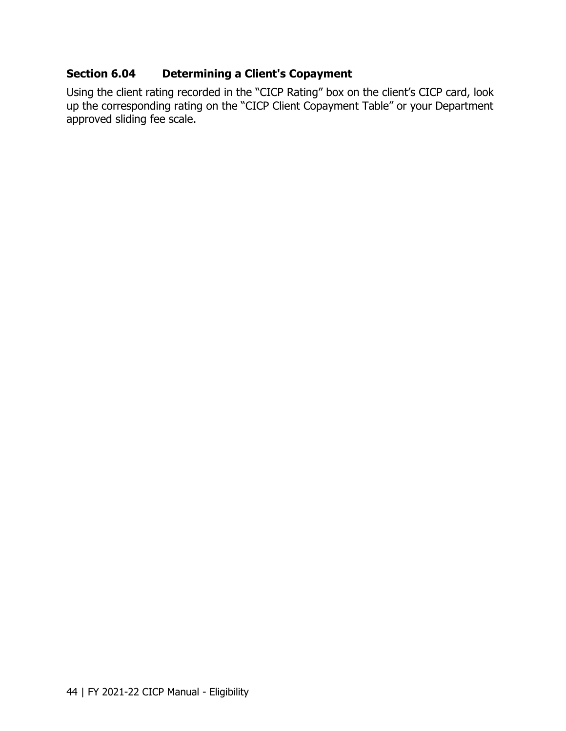## Section 6.04 Determining a Client's Copayment

Using the client rating recorded in the "CICP Rating" box on the client's CICP card, look up the corresponding rating on the "CICP Client Copayment Table" or your Department approved sliding fee scale.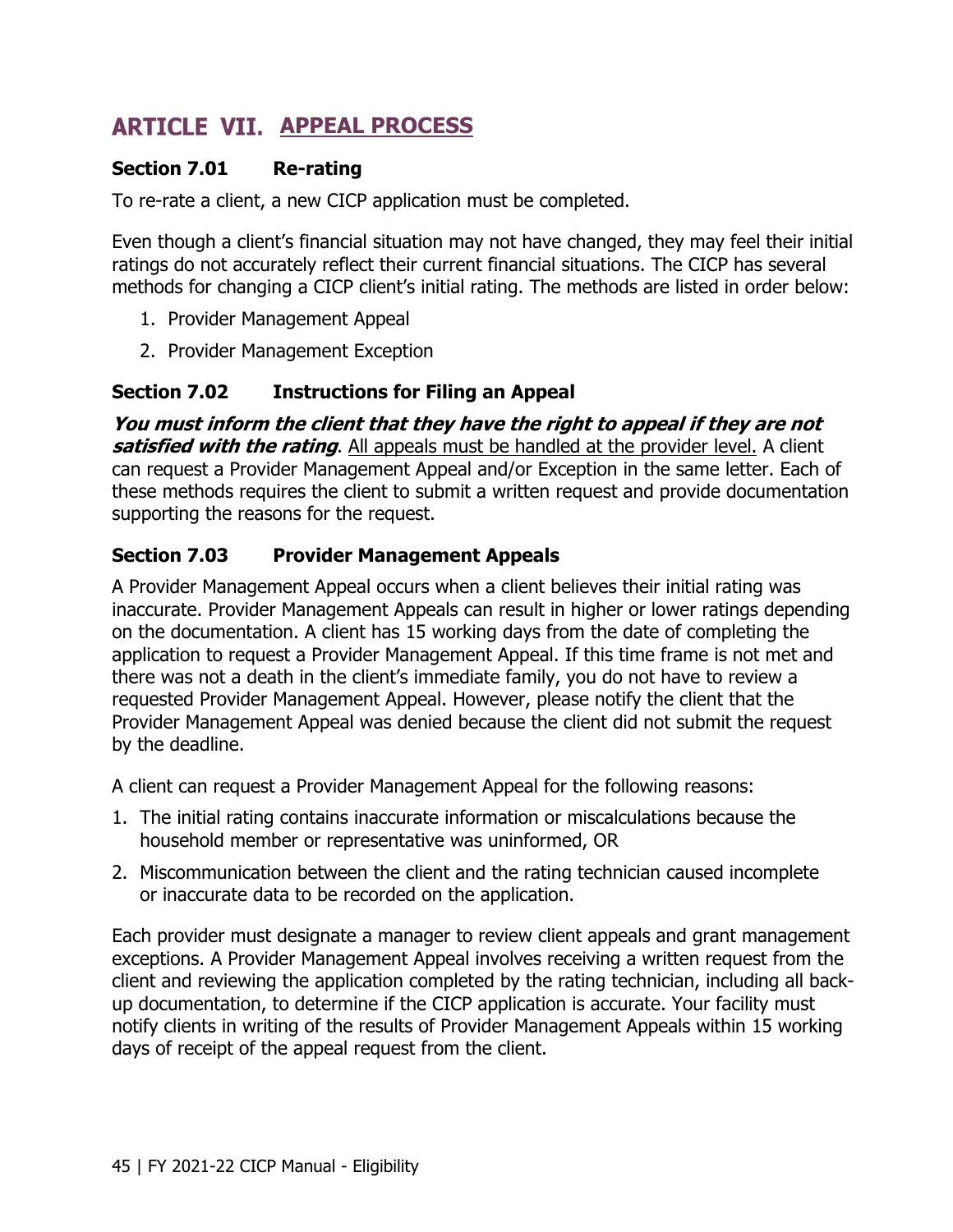# ARTICLE VII. APPEAL PROCESS

### Section 7.01 Re-rating

To re-rate a client, a new CICP application must be completed.

Even though a client's financial situation may not have changed, they may feel their initial ratings do not accurately reflect their current financial situations. The CICP has several methods for changing a CICP client's initial rating. The methods are listed in order below:

1. Provider Management Appeal
2. Provider Management Exception

### Section 7.02 Instructions for Filing an Appeal

***You must inform the client that they have the right to appeal if they are not satisfied with the rating***. <u>All appeals must be handled at the provider level.</u> A client can request a Provider Management Appeal and/or Exception in the same letter. Each of these methods requires the client to submit a written request and provide documentation supporting the reasons for the request.

### Section 7.03 Provider Management Appeals

A Provider Management Appeal occurs when a client believes their initial rating was inaccurate. Provider Management Appeals can result in higher or lower ratings depending on the documentation. A client has 15 working days from the date of completing the application to request a Provider Management Appeal. If this time frame is not met and there was not a death in the client's immediate family, you do not have to review a requested Provider Management Appeal. However, please notify the client that the Provider Management Appeal was denied because the client did not submit the request by the deadline.

A client can request a Provider Management Appeal for the following reasons:

1. The initial rating contains inaccurate information or miscalculations because the household member or representative was uninformed, OR
2. Miscommunication between the client and the rating technician caused incomplete or inaccurate data to be recorded on the application.

Each provider must designate a manager to review client appeals and grant management exceptions. A Provider Management Appeal involves receiving a written request from the client and reviewing the application completed by the rating technician, including all back-up documentation, to determine if the CICP application is accurate. Your facility must notify clients in writing of the results of Provider Management Appeals within 15 working days of receipt of the appeal request from the client.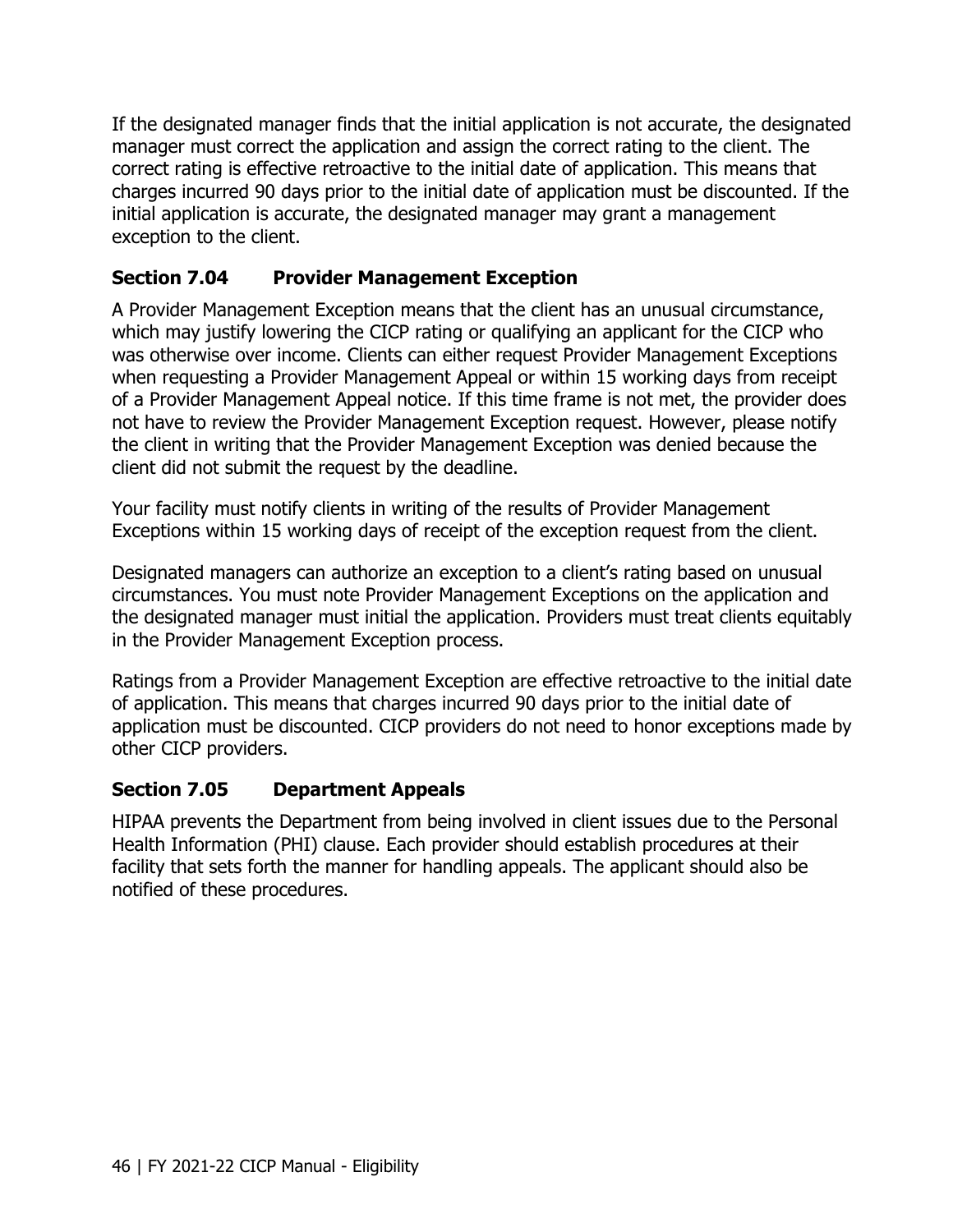If the designated manager finds that the initial application is not accurate, the designated manager must correct the application and assign the correct rating to the client. The correct rating is effective retroactive to the initial date of application. This means that charges incurred 90 days prior to the initial date of application must be discounted. If the initial application is accurate, the designated manager may grant a management exception to the client.

### Section 7.04 Provider Management Exception

A Provider Management Exception means that the client has an unusual circumstance, which may justify lowering the CICP rating or qualifying an applicant for the CICP who was otherwise over income. Clients can either request Provider Management Exceptions when requesting a Provider Management Appeal or within 15 working days from receipt of a Provider Management Appeal notice. If this time frame is not met, the provider does not have to review the Provider Management Exception request. However, please notify the client in writing that the Provider Management Exception was denied because the client did not submit the request by the deadline.

Your facility must notify clients in writing of the results of Provider Management Exceptions within 15 working days of receipt of the exception request from the client.

Designated managers can authorize an exception to a client's rating based on unusual circumstances. You must note Provider Management Exceptions on the application and the designated manager must initial the application. Providers must treat clients equitably in the Provider Management Exception process.

Ratings from a Provider Management Exception are effective retroactive to the initial date of application. This means that charges incurred 90 days prior to the initial date of application must be discounted. CICP providers do not need to honor exceptions made by other CICP providers.

### Section 7.05 Department Appeals

HIPAA prevents the Department from being involved in client issues due to the Personal Health Information (PHI) clause. Each provider should establish procedures at their facility that sets forth the manner for handling appeals. The applicant should also be notified of these procedures.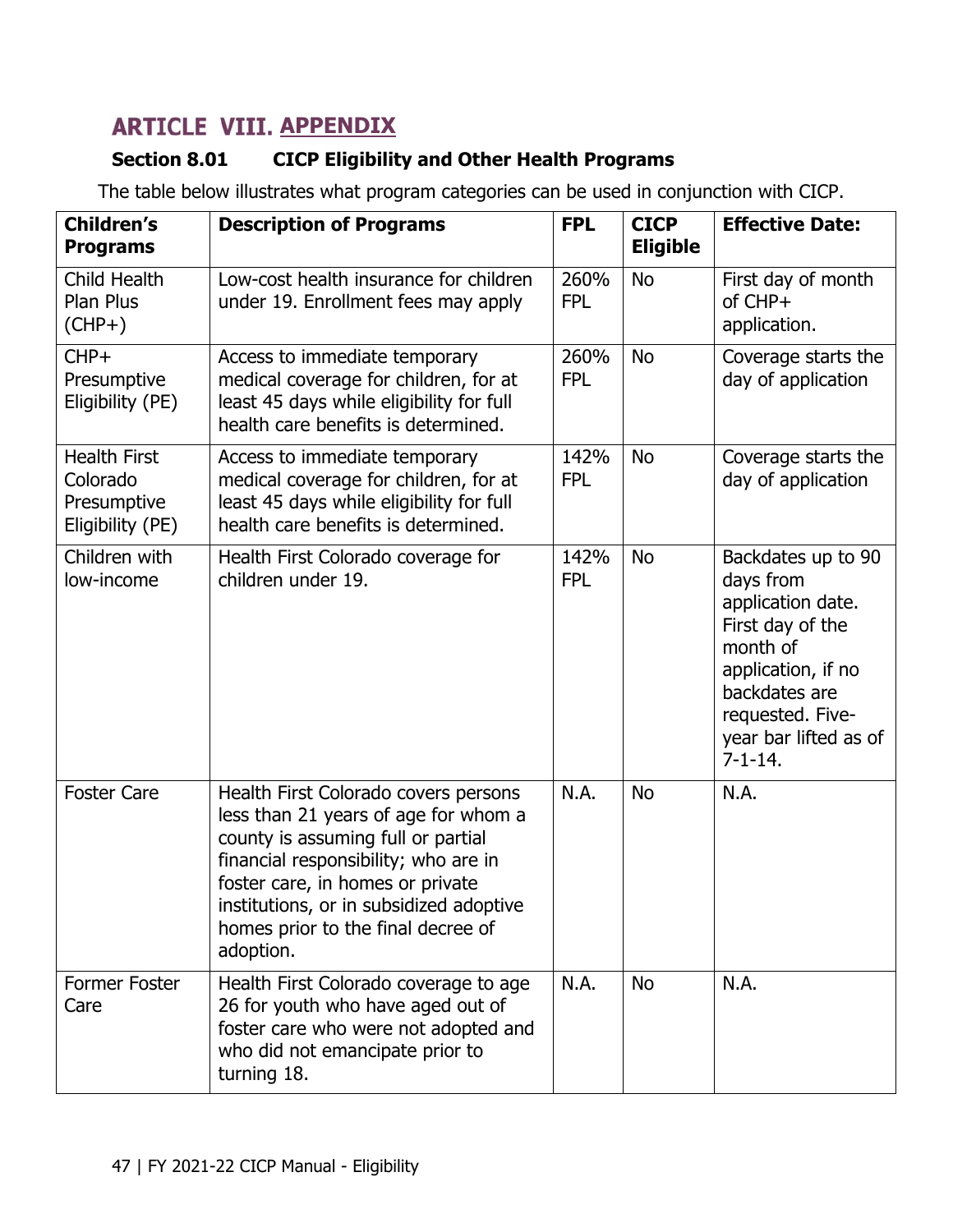# ARTICLE VIII. APPENDIX

### Section 8.01 CICP Eligibility and Other Health Programs

The table below illustrates what program categories can be used in conjunction with CICP.

| Children's Programs | Description of Programs | FPL | CICP Eligible | Effective Date: |
|---|---|---|---|---|
| Child Health Plan Plus (CHP+) | Low-cost health insurance for children under 19. Enrollment fees may apply | 260% FPL | No | First day of month of CHP+ application. |
| CHP+ Presumptive Eligibility (PE) | Access to immediate temporary medical coverage for children, for at least 45 days while eligibility for full health care benefits is determined. | 260% FPL | No | Coverage starts the day of application |
| Health First Colorado Presumptive Eligibility (PE) | Access to immediate temporary medical coverage for children, for at least 45 days while eligibility for full health care benefits is determined. | 142% FPL | No | Coverage starts the day of application |
| Children with low-income | Health First Colorado coverage for children under 19. | 142% FPL | No | Backdates up to 90 days from application date. First day of the month of application, if no backdates are requested. Five-year bar lifted as of 7-1-14. |
| Foster Care | Health First Colorado covers persons less than 21 years of age for whom a county is assuming full or partial financial responsibility; who are in foster care, in homes or private institutions, or in subsidized adoptive homes prior to the final decree of adoption. | N.A. | No | N.A. |
| Former Foster Care | Health First Colorado coverage to age 26 for youth who have aged out of foster care who were not adopted and who did not emancipate prior to turning 18. | N.A. | No | N.A. |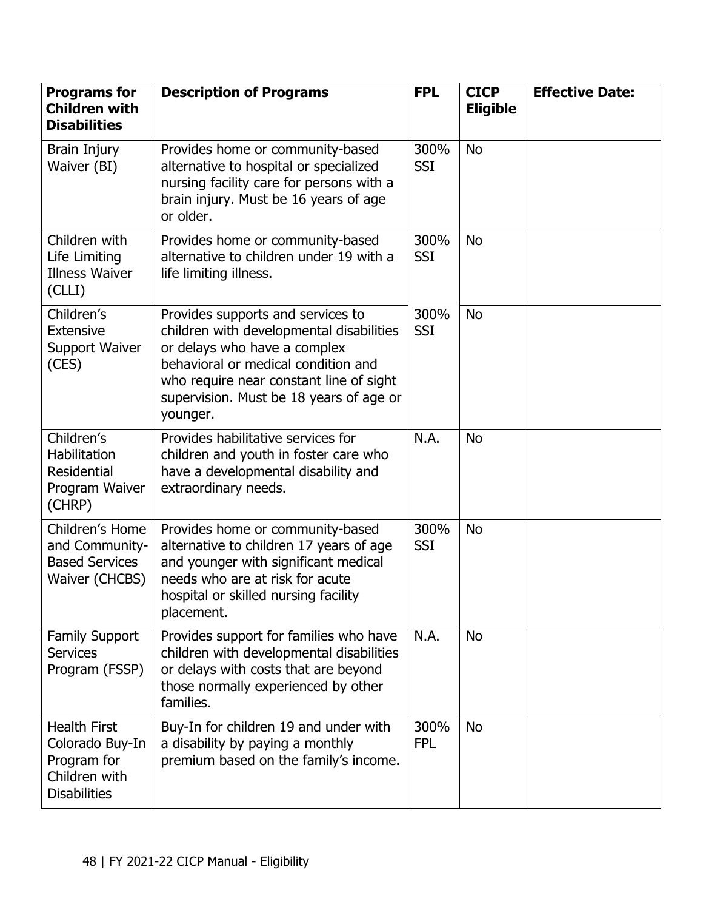| Programs for Children with Disabilities | Description of Programs | FPL | CICP Eligible | Effective Date: |
|---|---|---|---|---|
| Brain Injury Waiver (BI) | Provides home or community-based alternative to hospital or specialized nursing facility care for persons with a brain injury. Must be 16 years of age or older. | 300% SSI | No | |
| Children with Life Limiting Illness Waiver (CLLI) | Provides home or community-based alternative to children under 19 with a life limiting illness. | 300% SSI | No | |
| Children's Extensive Support Waiver (CES) | Provides supports and services to children with developmental disabilities or delays who have a complex behavioral or medical condition and who require near constant line of sight supervision. Must be 18 years of age or younger. | 300% SSI | No | |
| Children's Habilitation Residential Program Waiver (CHRP) | Provides habilitative services for children and youth in foster care who have a developmental disability and extraordinary needs. | N.A. | No | |
| Children's Home and Community-Based Services Waiver (CHCBS) | Provides home or community-based alternative to children 17 years of age and younger with significant medical needs who are at risk for acute hospital or skilled nursing facility placement. | 300% SSI | No | |
| Family Support Services Program (FSSP) | Provides support for families who have children with developmental disabilities or delays with costs that are beyond those normally experienced by other families. | N.A. | No | |
| Health First Colorado Buy-In Program for Children with Disabilities | Buy-In for children 19 and under with a disability by paying a monthly premium based on the family's income. | 300% FPL | No | |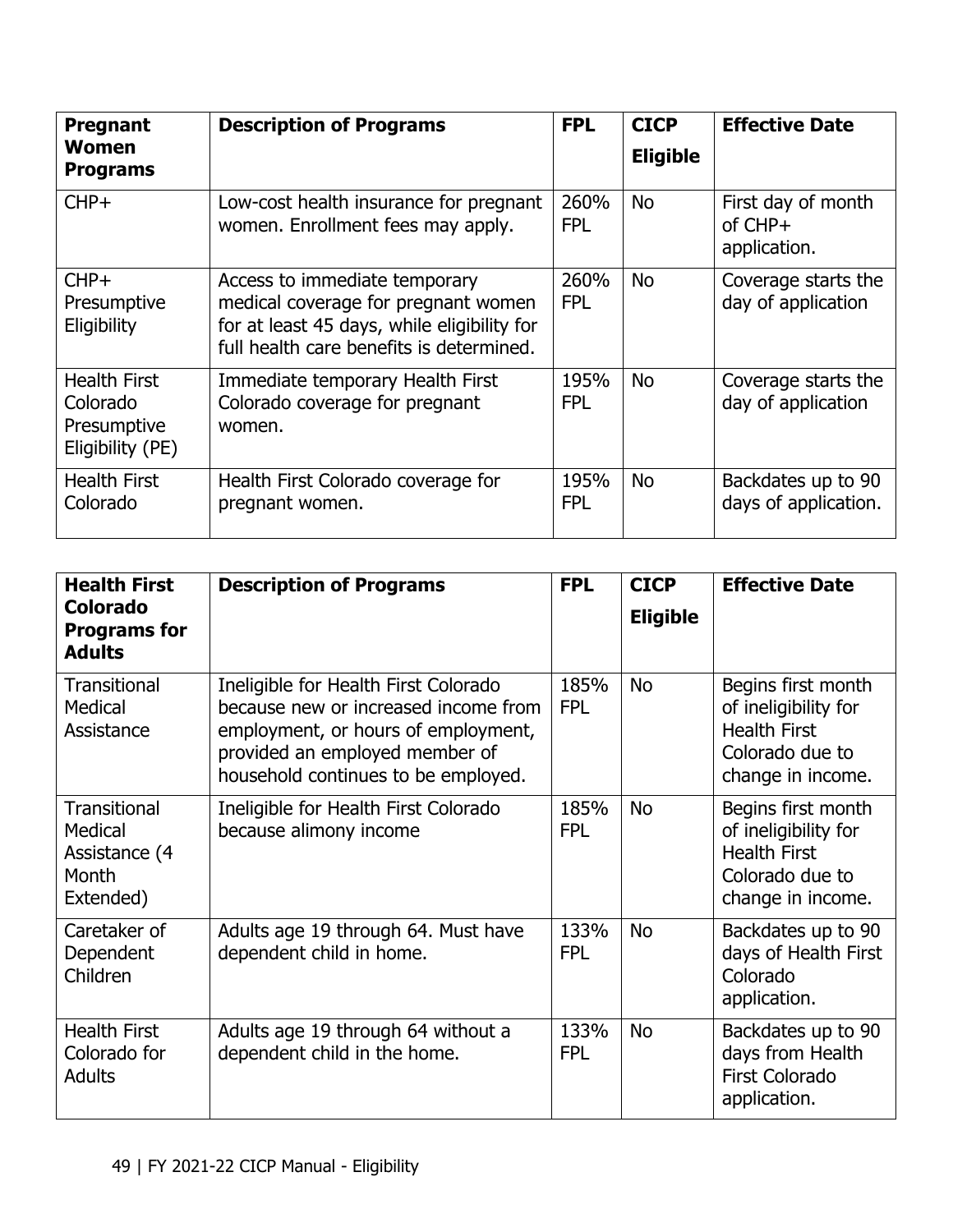| **Pregnant Women Programs** | **Description of Programs** | **FPL** | **CICP Eligible** | **Effective Date** |
|---|---|---|---|---|
| CHP+ | Low-cost health insurance for pregnant women. Enrollment fees may apply. | 260% FPL | No | First day of month of CHP+ application. |
| CHP+ Presumptive Eligibility | Access to immediate temporary medical coverage for pregnant women for at least 45 days, while eligibility for full health care benefits is determined. | 260% FPL | No | Coverage starts the day of application |
| Health First Colorado Presumptive Eligibility (PE) | Immediate temporary Health First Colorado coverage for pregnant women. | 195% FPL | No | Coverage starts the day of application |
| Health First Colorado | Health First Colorado coverage for pregnant women. | 195% FPL | No | Backdates up to 90 days of application. |

| **Health First Colorado Programs for Adults** | **Description of Programs** | **FPL** | **CICP Eligible** | **Effective Date** |
|---|---|---|---|---|
| Transitional Medical Assistance | Ineligible for Health First Colorado because new or increased income from employment, or hours of employment, provided an employed member of household continues to be employed. | 185% FPL | No | Begins first month of ineligibility for Health First Colorado due to change in income. |
| Transitional Medical Assistance (4 Month Extended) | Ineligible for Health First Colorado because alimony income | 185% FPL | No | Begins first month of ineligibility for Health First Colorado due to change in income. |
| Caretaker of Dependent Children | Adults age 19 through 64. Must have dependent child in home. | 133% FPL | No | Backdates up to 90 days of Health First Colorado application. |
| Health First Colorado for Adults | Adults age 19 through 64 without a dependent child in the home. | 133% FPL | No | Backdates up to 90 days from Health First Colorado application. |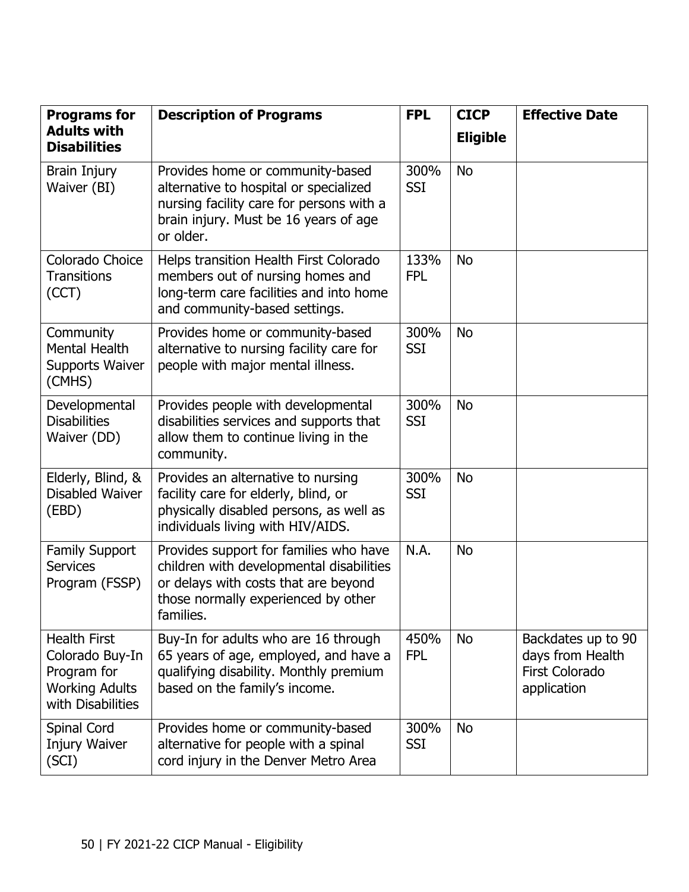| **Programs for Adults with Disabilities** | **Description of Programs** | **FPL** | **CICP Eligible** | **Effective Date** |
|---|---|---|---|---|
| Brain Injury Waiver (BI) | Provides home or community-based alternative to hospital or specialized nursing facility care for persons with a brain injury. Must be 16 years of age or older. | 300% SSI | No | |
| Colorado Choice Transitions (CCT) | Helps transition Health First Colorado members out of nursing homes and long-term care facilities and into home and community-based settings. | 133% FPL | No | |
| Community Mental Health Supports Waiver (CMHS) | Provides home or community-based alternative to nursing facility care for people with major mental illness. | 300% SSI | No | |
| Developmental Disabilities Waiver (DD) | Provides people with developmental disabilities services and supports that allow them to continue living in the community. | 300% SSI | No | |
| Elderly, Blind, & Disabled Waiver (EBD) | Provides an alternative to nursing facility care for elderly, blind, or physically disabled persons, as well as individuals living with HIV/AIDS. | 300% SSI | No | |
| Family Support Services Program (FSSP) | Provides support for families who have children with developmental disabilities or delays with costs that are beyond those normally experienced by other families. | N.A. | No | |
| Health First Colorado Buy-In Program for Working Adults with Disabilities | Buy-In for adults who are 16 through 65 years of age, employed, and have a qualifying disability. Monthly premium based on the family's income. | 450% FPL | No | Backdates up to 90 days from Health First Colorado application |
| Spinal Cord Injury Waiver (SCI) | Provides home or community-based alternative for people with a spinal cord injury in the Denver Metro Area | 300% SSI | No | |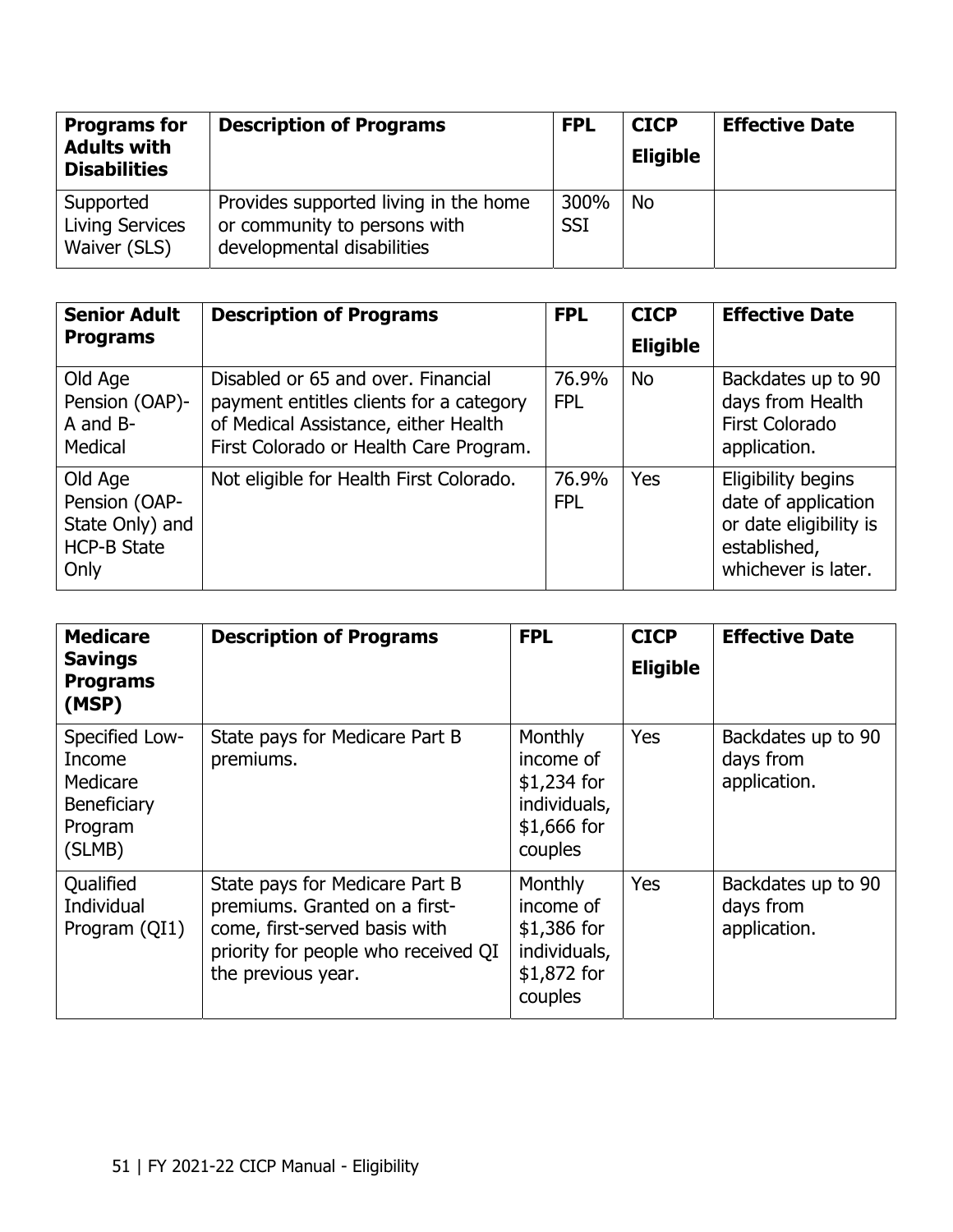| Programs for Adults with Disabilities | Description of Programs | FPL | CICP Eligible | Effective Date |
|---|---|---|---|---|
| Supported Living Services Waiver (SLS) | Provides supported living in the home or community to persons with developmental disabilities | 300% SSI | No | |

| Senior Adult Programs | Description of Programs | FPL | CICP Eligible | Effective Date |
|---|---|---|---|---|
| Old Age Pension (OAP)- A and B- Medical | Disabled or 65 and over. Financial payment entitles clients for a category of Medical Assistance, either Health First Colorado or Health Care Program. | 76.9% FPL | No | Backdates up to 90 days from Health First Colorado application. |
| Old Age Pension (OAP- State Only) and HCP-B State Only | Not eligible for Health First Colorado. | 76.9% FPL | Yes | Eligibility begins date of application or date eligibility is established, whichever is later. |

| Medicare Savings Programs (MSP) | Description of Programs | FPL | CICP Eligible | Effective Date |
|---|---|---|---|---|
| Specified Low-Income Medicare Beneficiary Program (SLMB) | State pays for Medicare Part B premiums. | Monthly income of $1,234 for individuals, $1,666 for couples | Yes | Backdates up to 90 days from application. |
| Qualified Individual Program (QI1) | State pays for Medicare Part B premiums. Granted on a first-come, first-served basis with priority for people who received QI the previous year. | Monthly income of $1,386 for individuals, $1,872 for couples | Yes | Backdates up to 90 days from application. |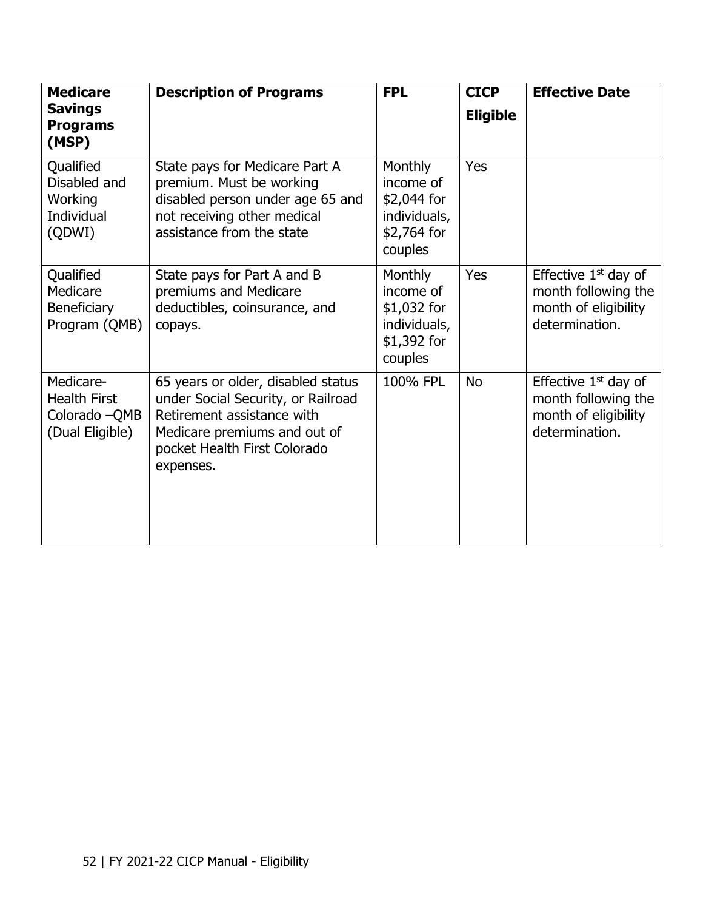| Medicare Savings Programs (MSP) | Description of Programs | FPL | CICP Eligible | Effective Date |
|---|---|---|---|---|
| Qualified Disabled and Working Individual (QDWI) | State pays for Medicare Part A premium. Must be working disabled person under age 65 and not receiving other medical assistance from the state | Monthly income of $2,044 for individuals, $2,764 for couples | Yes | |
| Qualified Medicare Beneficiary Program (QMB) | State pays for Part A and B premiums and Medicare deductibles, coinsurance, and copays. | Monthly income of $1,032 for individuals, $1,392 for couples | Yes | Effective 1st day of month following the month of eligibility determination. |
| Medicare-Health First Colorado –QMB (Dual Eligible) | 65 years or older, disabled status under Social Security, or Railroad Retirement assistance with Medicare premiums and out of pocket Health First Colorado expenses. | 100% FPL | No | Effective 1st day of month following the month of eligibility determination. |